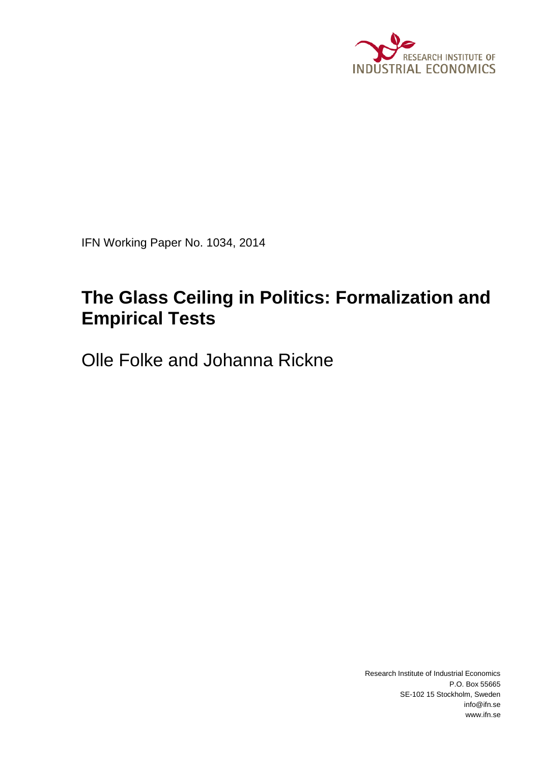RESEARCH INSTITUTE OF INDUSTRIAL ECONOMICS

IFN Working Paper No. 1034, 2014

# The Glass Ceiling in Politics: Formalization and Empirical Tests

Olle Folke and Johanna Rickne

Research Institute of Industrial Economics
P.O. Box 55665
SE-102 15 Stockholm, Sweden
info@ifn.se
www.ifn.se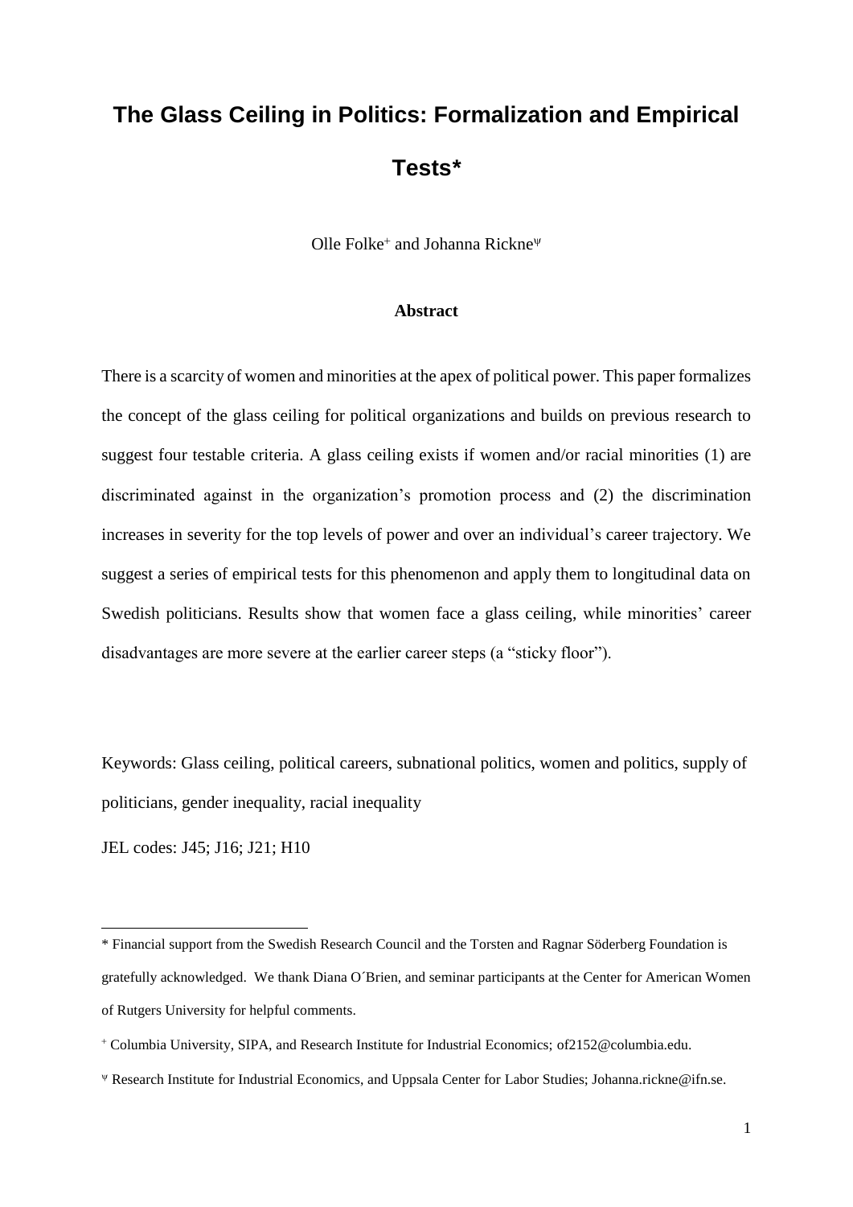# The Glass Ceiling in Politics: Formalization and Empirical Tests*

Olle Folke+ and Johanna Rickne$^{\psi}$

**Abstract**

There is a scarcity of women and minorities at the apex of political power. This paper formalizes the concept of the glass ceiling for political organizations and builds on previous research to suggest four testable criteria. A glass ceiling exists if women and/or racial minorities (1) are discriminated against in the organization's promotion process and (2) the discrimination increases in severity for the top levels of power and over an individual's career trajectory. We suggest a series of empirical tests for this phenomenon and apply them to longitudinal data on Swedish politicians. Results show that women face a glass ceiling, while minorities' career disadvantages are more severe at the earlier career steps (a "sticky floor").

Keywords: Glass ceiling, political careers, subnational politics, women and politics, supply of politicians, gender inequality, racial inequality

JEL codes: J45; J16; J21; H10

---

* Financial support from the Swedish Research Council and the Torsten and Ragnar Söderberg Foundation is gratefully acknowledged. We thank Diana O´Brien, and seminar participants at the Center for American Women of Rutgers University for helpful comments.

+ Columbia University, SIPA, and Research Institute for Industrial Economics; of2152@columbia.edu.

$^{\psi}$ Research Institute for Industrial Economics, and Uppsala Center for Labor Studies; Johanna.rickne@ifn.se.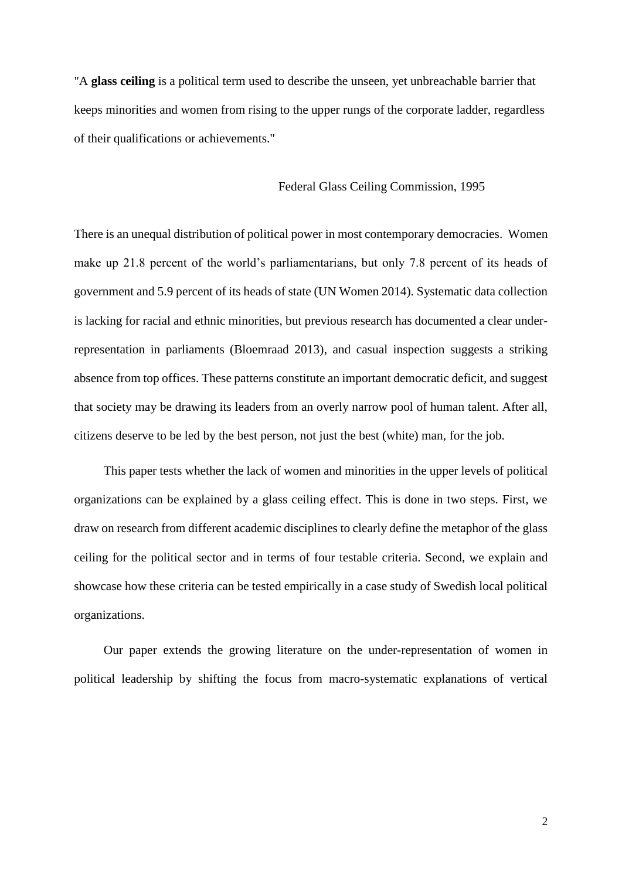"A **glass ceiling** is a political term used to describe the unseen, yet unbreachable barrier that keeps minorities and women from rising to the upper rungs of the corporate ladder, regardless of their qualifications or achievements."

Federal Glass Ceiling Commission, 1995

There is an unequal distribution of political power in most contemporary democracies. Women make up 21.8 percent of the world's parliamentarians, but only 7.8 percent of its heads of government and 5.9 percent of its heads of state (UN Women 2014). Systematic data collection is lacking for racial and ethnic minorities, but previous research has documented a clear under-representation in parliaments (Bloemraad 2013), and casual inspection suggests a striking absence from top offices. These patterns constitute an important democratic deficit, and suggest that society may be drawing its leaders from an overly narrow pool of human talent. After all, citizens deserve to be led by the best person, not just the best (white) man, for the job.

This paper tests whether the lack of women and minorities in the upper levels of political organizations can be explained by a glass ceiling effect. This is done in two steps. First, we draw on research from different academic disciplines to clearly define the metaphor of the glass ceiling for the political sector and in terms of four testable criteria. Second, we explain and showcase how these criteria can be tested empirically in a case study of Swedish local political organizations.

Our paper extends the growing literature on the under-representation of women in political leadership by shifting the focus from macro-systematic explanations of vertical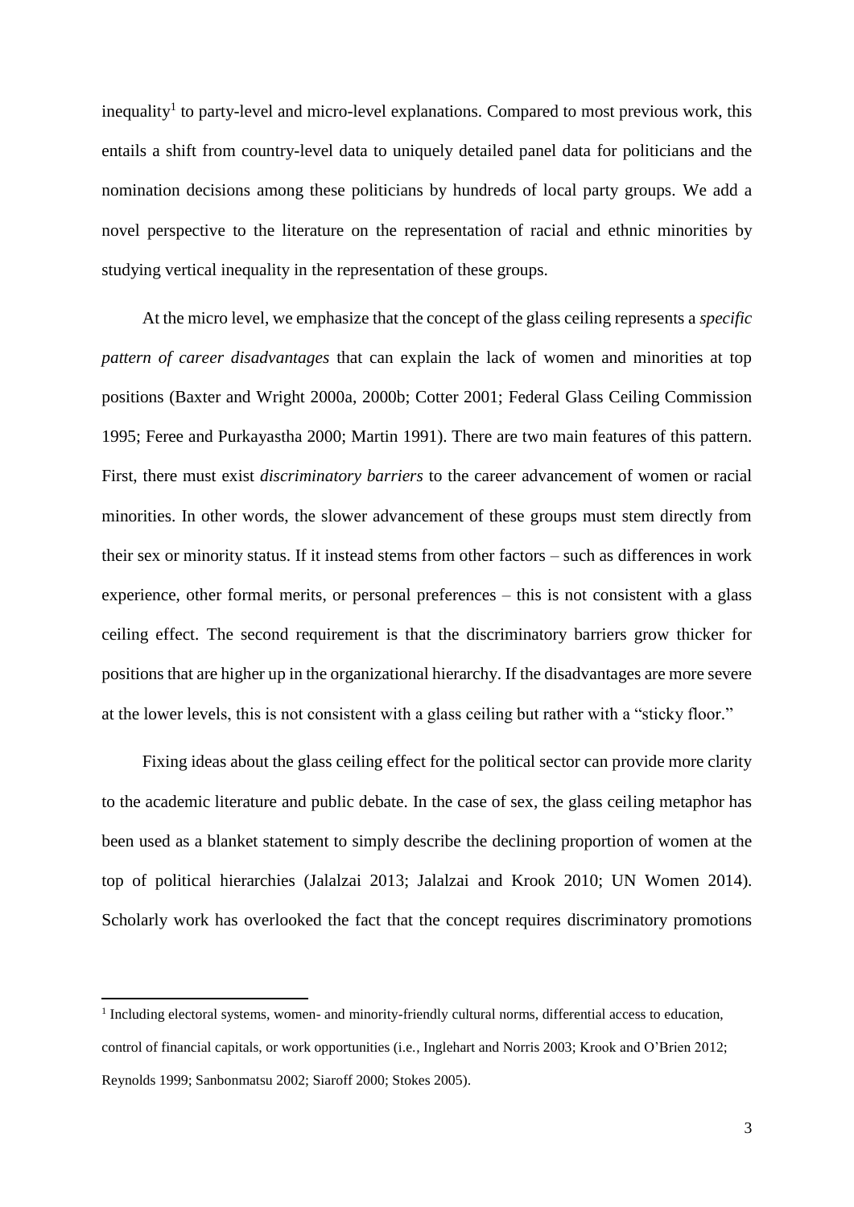inequality[1] to party-level and micro-level explanations. Compared to most previous work, this entails a shift from country-level data to uniquely detailed panel data for politicians and the nomination decisions among these politicians by hundreds of local party groups. We add a novel perspective to the literature on the representation of racial and ethnic minorities by studying vertical inequality in the representation of these groups.

At the micro level, we emphasize that the concept of the glass ceiling represents a *specific pattern of career disadvantages* that can explain the lack of women and minorities at top positions (Baxter and Wright 2000a, 2000b; Cotter 2001; Federal Glass Ceiling Commission 1995; Feree and Purkayastha 2000; Martin 1991). There are two main features of this pattern. First, there must exist *discriminatory barriers* to the career advancement of women or racial minorities. In other words, the slower advancement of these groups must stem directly from their sex or minority status. If it instead stems from other factors – such as differences in work experience, other formal merits, or personal preferences – this is not consistent with a glass ceiling effect. The second requirement is that the discriminatory barriers grow thicker for positions that are higher up in the organizational hierarchy. If the disadvantages are more severe at the lower levels, this is not consistent with a glass ceiling but rather with a "sticky floor."

Fixing ideas about the glass ceiling effect for the political sector can provide more clarity to the academic literature and public debate. In the case of sex, the glass ceiling metaphor has been used as a blanket statement to simply describe the declining proportion of women at the top of political hierarchies (Jalalzai 2013; Jalalzai and Krook 2010; UN Women 2014). Scholarly work has overlooked the fact that the concept requires discriminatory promotions

[1] Including electoral systems, women- and minority-friendly cultural norms, differential access to education, control of financial capitals, or work opportunities (i.e., Inglehart and Norris 2003; Krook and O'Brien 2012; Reynolds 1999; Sanbonmatsu 2002; Siaroff 2000; Stokes 2005).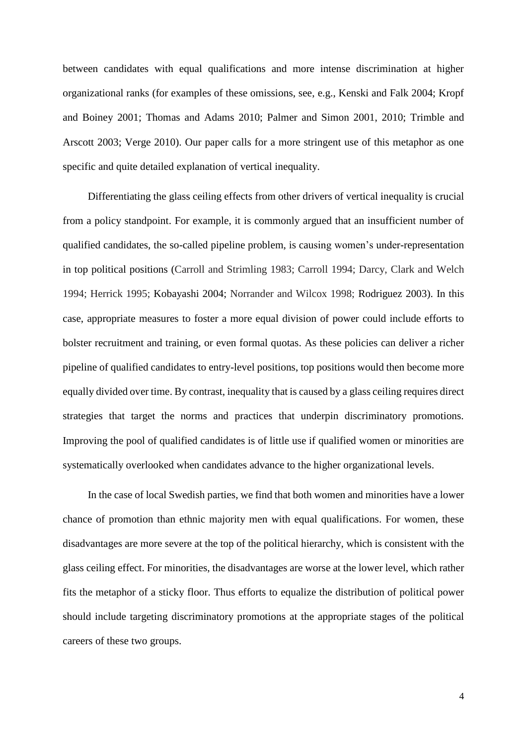between candidates with equal qualifications and more intense discrimination at higher organizational ranks (for examples of these omissions, see, e.g., Kenski and Falk 2004; Kropf and Boiney 2001; Thomas and Adams 2010; Palmer and Simon 2001, 2010; Trimble and Arscott 2003; Verge 2010). Our paper calls for a more stringent use of this metaphor as one specific and quite detailed explanation of vertical inequality.

Differentiating the glass ceiling effects from other drivers of vertical inequality is crucial from a policy standpoint. For example, it is commonly argued that an insufficient number of qualified candidates, the so-called pipeline problem, is causing women's under-representation in top political positions (Carroll and Strimling 1983; Carroll 1994; Darcy, Clark and Welch 1994; Herrick 1995; Kobayashi 2004; Norrander and Wilcox 1998; Rodriguez 2003). In this case, appropriate measures to foster a more equal division of power could include efforts to bolster recruitment and training, or even formal quotas. As these policies can deliver a richer pipeline of qualified candidates to entry-level positions, top positions would then become more equally divided over time. By contrast, inequality that is caused by a glass ceiling requires direct strategies that target the norms and practices that underpin discriminatory promotions. Improving the pool of qualified candidates is of little use if qualified women or minorities are systematically overlooked when candidates advance to the higher organizational levels.

In the case of local Swedish parties, we find that both women and minorities have a lower chance of promotion than ethnic majority men with equal qualifications. For women, these disadvantages are more severe at the top of the political hierarchy, which is consistent with the glass ceiling effect. For minorities, the disadvantages are worse at the lower level, which rather fits the metaphor of a sticky floor. Thus efforts to equalize the distribution of political power should include targeting discriminatory promotions at the appropriate stages of the political careers of these two groups.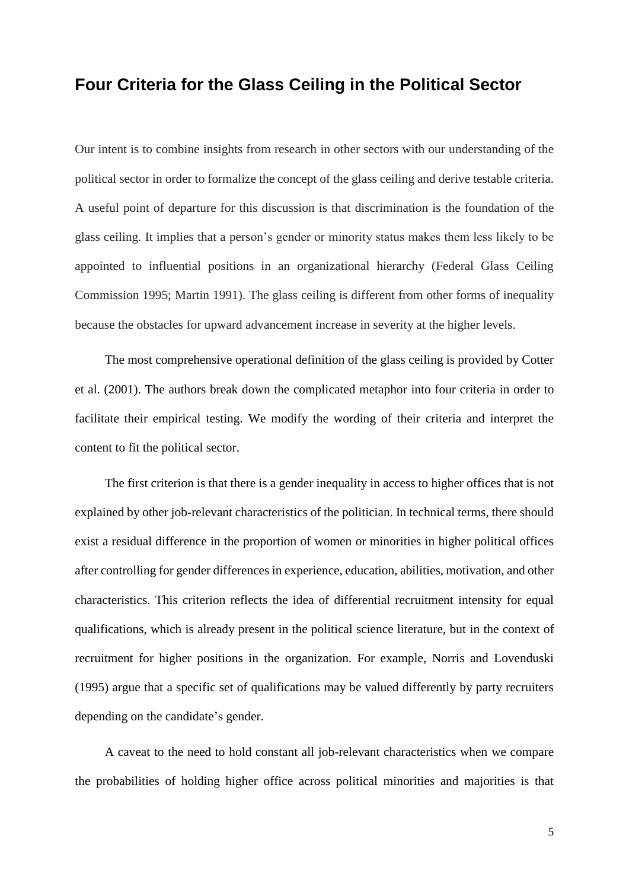## Four Criteria for the Glass Ceiling in the Political Sector

Our intent is to combine insights from research in other sectors with our understanding of the political sector in order to formalize the concept of the glass ceiling and derive testable criteria. A useful point of departure for this discussion is that discrimination is the foundation of the glass ceiling. It implies that a person's gender or minority status makes them less likely to be appointed to influential positions in an organizational hierarchy (Federal Glass Ceiling Commission 1995; Martin 1991). The glass ceiling is different from other forms of inequality because the obstacles for upward advancement increase in severity at the higher levels.

The most comprehensive operational definition of the glass ceiling is provided by Cotter et al. (2001). The authors break down the complicated metaphor into four criteria in order to facilitate their empirical testing. We modify the wording of their criteria and interpret the content to fit the political sector.

The first criterion is that there is a gender inequality in access to higher offices that is not explained by other job-relevant characteristics of the politician. In technical terms, there should exist a residual difference in the proportion of women or minorities in higher political offices after controlling for gender differences in experience, education, abilities, motivation, and other characteristics. This criterion reflects the idea of differential recruitment intensity for equal qualifications, which is already present in the political science literature, but in the context of recruitment for higher positions in the organization. For example, Norris and Lovenduski (1995) argue that a specific set of qualifications may be valued differently by party recruiters depending on the candidate's gender.

A caveat to the need to hold constant all job-relevant characteristics when we compare the probabilities of holding higher office across political minorities and majorities is that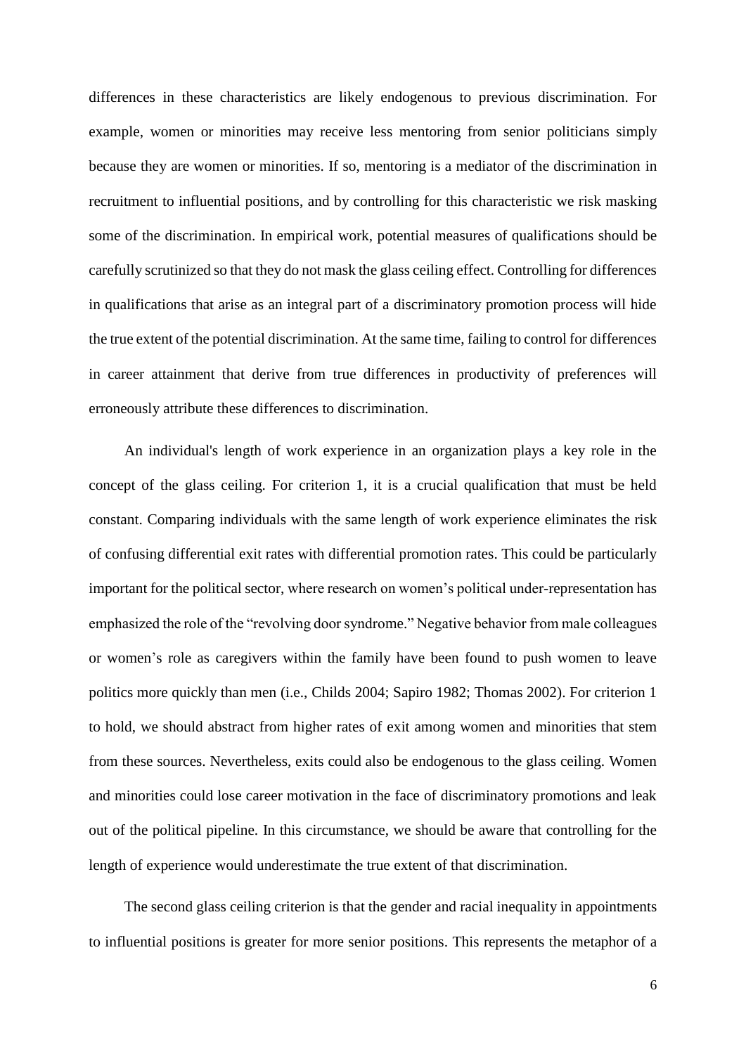differences in these characteristics are likely endogenous to previous discrimination. For example, women or minorities may receive less mentoring from senior politicians simply because they are women or minorities. If so, mentoring is a mediator of the discrimination in recruitment to influential positions, and by controlling for this characteristic we risk masking some of the discrimination. In empirical work, potential measures of qualifications should be carefully scrutinized so that they do not mask the glass ceiling effect. Controlling for differences in qualifications that arise as an integral part of a discriminatory promotion process will hide the true extent of the potential discrimination. At the same time, failing to control for differences in career attainment that derive from true differences in productivity of preferences will erroneously attribute these differences to discrimination.

An individual's length of work experience in an organization plays a key role in the concept of the glass ceiling. For criterion 1, it is a crucial qualification that must be held constant. Comparing individuals with the same length of work experience eliminates the risk of confusing differential exit rates with differential promotion rates. This could be particularly important for the political sector, where research on women's political under-representation has emphasized the role of the "revolving door syndrome." Negative behavior from male colleagues or women's role as caregivers within the family have been found to push women to leave politics more quickly than men (i.e., Childs 2004; Sapiro 1982; Thomas 2002). For criterion 1 to hold, we should abstract from higher rates of exit among women and minorities that stem from these sources. Nevertheless, exits could also be endogenous to the glass ceiling. Women and minorities could lose career motivation in the face of discriminatory promotions and leak out of the political pipeline. In this circumstance, we should be aware that controlling for the length of experience would underestimate the true extent of that discrimination.

The second glass ceiling criterion is that the gender and racial inequality in appointments to influential positions is greater for more senior positions. This represents the metaphor of a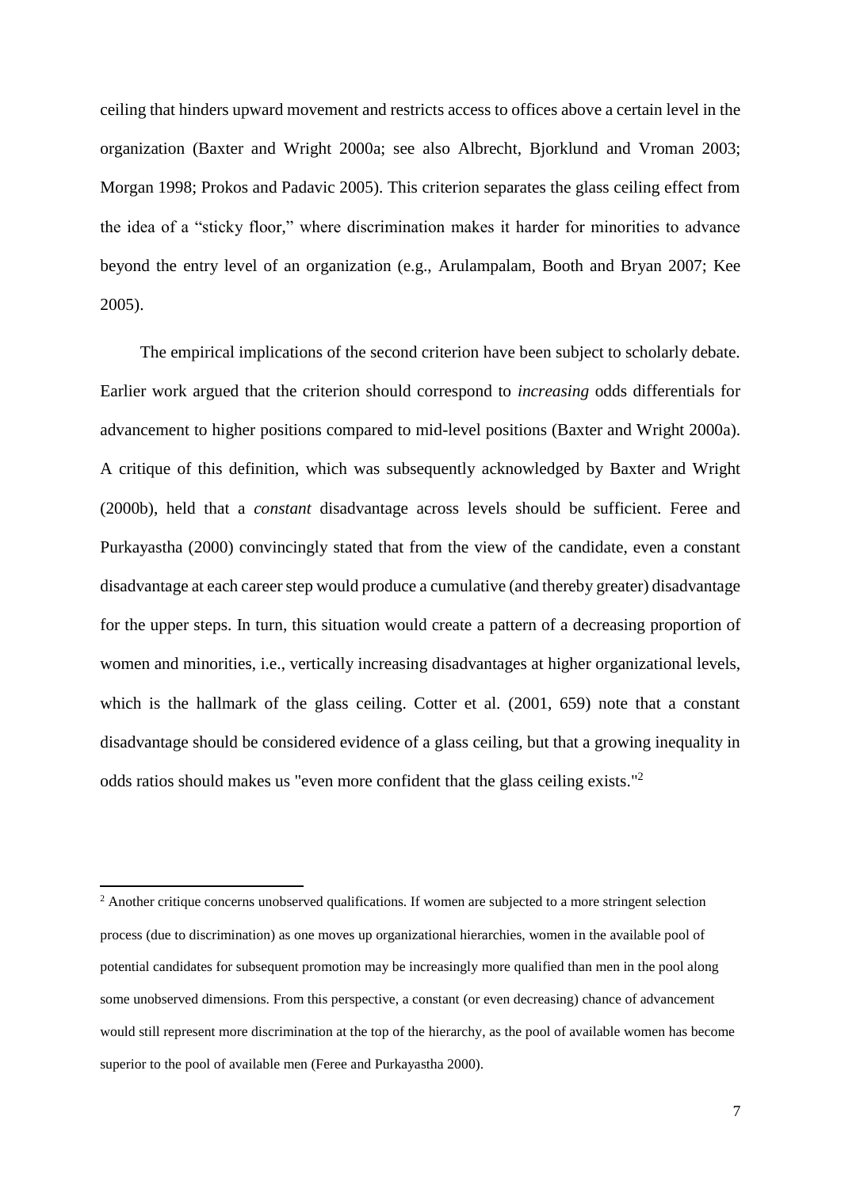ceiling that hinders upward movement and restricts access to offices above a certain level in the organization (Baxter and Wright 2000a; see also Albrecht, Bjorklund and Vroman 2003; Morgan 1998; Prokos and Padavic 2005). This criterion separates the glass ceiling effect from the idea of a "sticky floor," where discrimination makes it harder for minorities to advance beyond the entry level of an organization (e.g., Arulampalam, Booth and Bryan 2007; Kee 2005).

The empirical implications of the second criterion have been subject to scholarly debate. Earlier work argued that the criterion should correspond to *increasing* odds differentials for advancement to higher positions compared to mid-level positions (Baxter and Wright 2000a). A critique of this definition, which was subsequently acknowledged by Baxter and Wright (2000b), held that a *constant* disadvantage across levels should be sufficient. Feree and Purkayastha (2000) convincingly stated that from the view of the candidate, even a constant disadvantage at each career step would produce a cumulative (and thereby greater) disadvantage for the upper steps. In turn, this situation would create a pattern of a decreasing proportion of women and minorities, i.e., vertically increasing disadvantages at higher organizational levels, which is the hallmark of the glass ceiling. Cotter et al. (2001, 659) note that a constant disadvantage should be considered evidence of a glass ceiling, but that a growing inequality in odds ratios should makes us "even more confident that the glass ceiling exists."[2]

[2] Another critique concerns unobserved qualifications. If women are subjected to a more stringent selection process (due to discrimination) as one moves up organizational hierarchies, women in the available pool of potential candidates for subsequent promotion may be increasingly more qualified than men in the pool along some unobserved dimensions. From this perspective, a constant (or even decreasing) chance of advancement would still represent more discrimination at the top of the hierarchy, as the pool of available women has become superior to the pool of available men (Feree and Purkayastha 2000).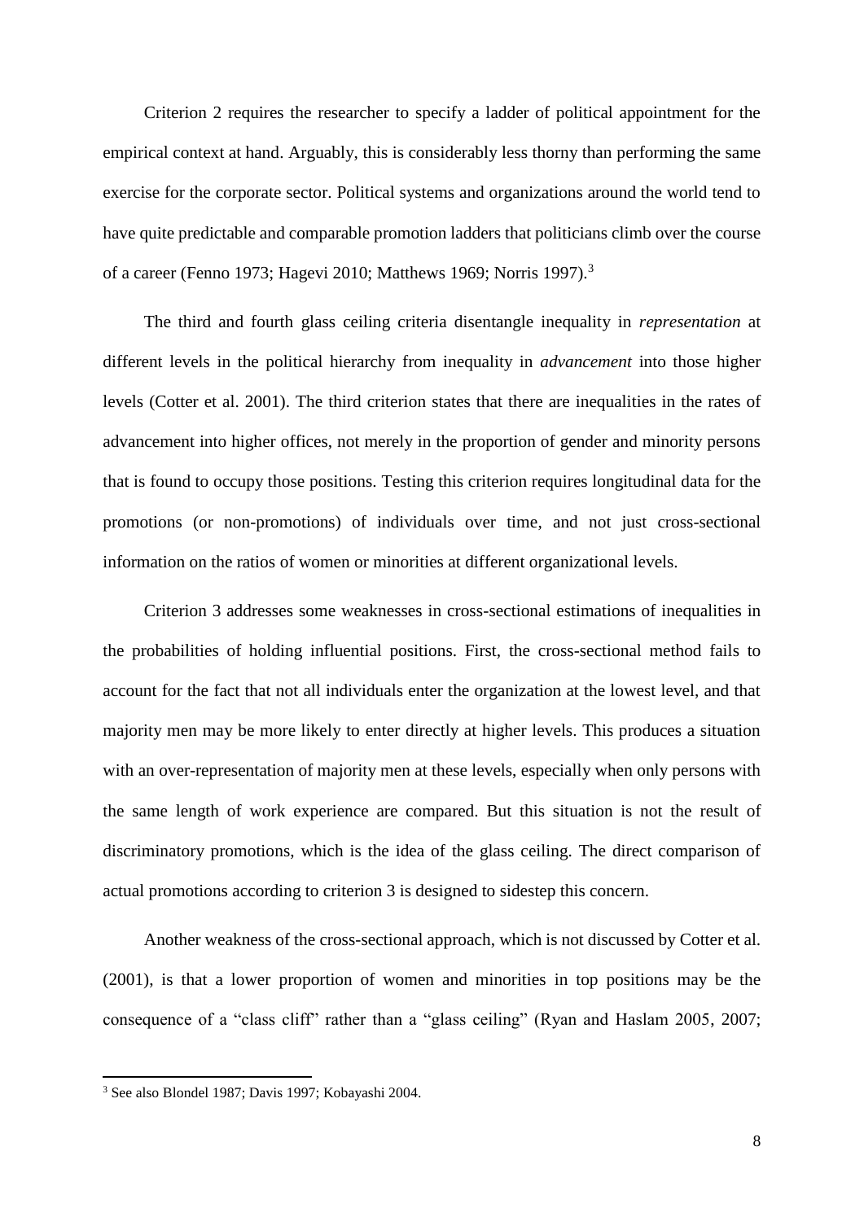Criterion 2 requires the researcher to specify a ladder of political appointment for the empirical context at hand. Arguably, this is considerably less thorny than performing the same exercise for the corporate sector. Political systems and organizations around the world tend to have quite predictable and comparable promotion ladders that politicians climb over the course of a career (Fenno 1973; Hagevi 2010; Matthews 1969; Norris 1997).[3]

The third and fourth glass ceiling criteria disentangle inequality in *representation* at different levels in the political hierarchy from inequality in *advancement* into those higher levels (Cotter et al. 2001). The third criterion states that there are inequalities in the rates of advancement into higher offices, not merely in the proportion of gender and minority persons that is found to occupy those positions. Testing this criterion requires longitudinal data for the promotions (or non-promotions) of individuals over time, and not just cross-sectional information on the ratios of women or minorities at different organizational levels.

Criterion 3 addresses some weaknesses in cross-sectional estimations of inequalities in the probabilities of holding influential positions. First, the cross-sectional method fails to account for the fact that not all individuals enter the organization at the lowest level, and that majority men may be more likely to enter directly at higher levels. This produces a situation with an over-representation of majority men at these levels, especially when only persons with the same length of work experience are compared. But this situation is not the result of discriminatory promotions, which is the idea of the glass ceiling. The direct comparison of actual promotions according to criterion 3 is designed to sidestep this concern.

Another weakness of the cross-sectional approach, which is not discussed by Cotter et al. (2001), is that a lower proportion of women and minorities in top positions may be the consequence of a "class cliff" rather than a "glass ceiling" (Ryan and Haslam 2005, 2007;

[3] See also Blondel 1987; Davis 1997; Kobayashi 2004.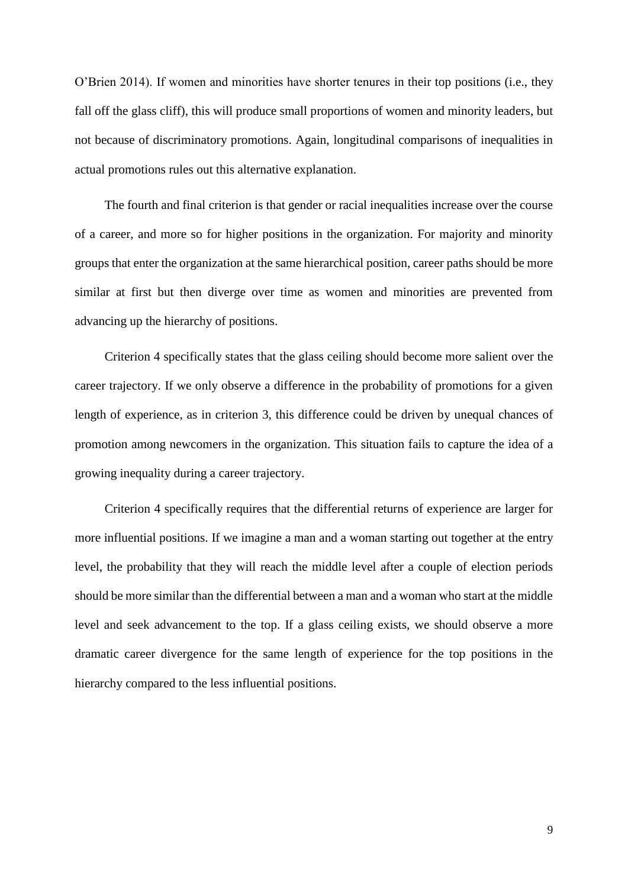O'Brien 2014). If women and minorities have shorter tenures in their top positions (i.e., they fall off the glass cliff), this will produce small proportions of women and minority leaders, but not because of discriminatory promotions. Again, longitudinal comparisons of inequalities in actual promotions rules out this alternative explanation.

The fourth and final criterion is that gender or racial inequalities increase over the course of a career, and more so for higher positions in the organization. For majority and minority groups that enter the organization at the same hierarchical position, career paths should be more similar at first but then diverge over time as women and minorities are prevented from advancing up the hierarchy of positions.

Criterion 4 specifically states that the glass ceiling should become more salient over the career trajectory. If we only observe a difference in the probability of promotions for a given length of experience, as in criterion 3, this difference could be driven by unequal chances of promotion among newcomers in the organization. This situation fails to capture the idea of a growing inequality during a career trajectory.

Criterion 4 specifically requires that the differential returns of experience are larger for more influential positions. If we imagine a man and a woman starting out together at the entry level, the probability that they will reach the middle level after a couple of election periods should be more similar than the differential between a man and a woman who start at the middle level and seek advancement to the top. If a glass ceiling exists, we should observe a more dramatic career divergence for the same length of experience for the top positions in the hierarchy compared to the less influential positions.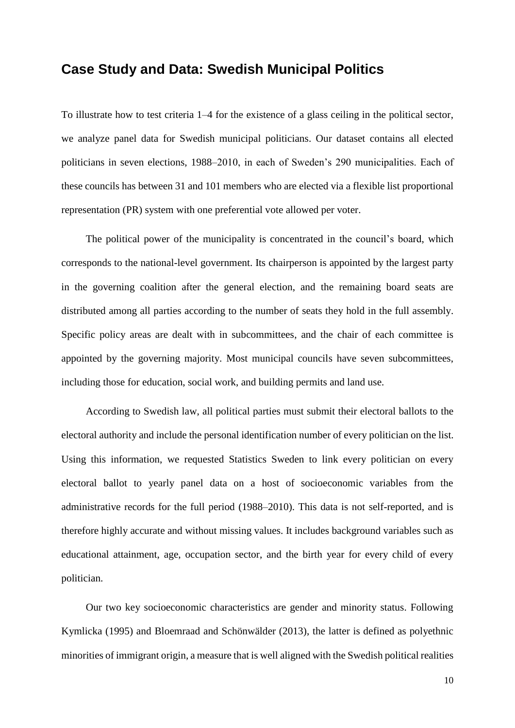## Case Study and Data: Swedish Municipal Politics

To illustrate how to test criteria 1–4 for the existence of a glass ceiling in the political sector, we analyze panel data for Swedish municipal politicians. Our dataset contains all elected politicians in seven elections, 1988–2010, in each of Sweden's 290 municipalities. Each of these councils has between 31 and 101 members who are elected via a flexible list proportional representation (PR) system with one preferential vote allowed per voter.

The political power of the municipality is concentrated in the council's board, which corresponds to the national-level government. Its chairperson is appointed by the largest party in the governing coalition after the general election, and the remaining board seats are distributed among all parties according to the number of seats they hold in the full assembly. Specific policy areas are dealt with in subcommittees, and the chair of each committee is appointed by the governing majority. Most municipal councils have seven subcommittees, including those for education, social work, and building permits and land use.

According to Swedish law, all political parties must submit their electoral ballots to the electoral authority and include the personal identification number of every politician on the list. Using this information, we requested Statistics Sweden to link every politician on every electoral ballot to yearly panel data on a host of socioeconomic variables from the administrative records for the full period (1988–2010). This data is not self-reported, and is therefore highly accurate and without missing values. It includes background variables such as educational attainment, age, occupation sector, and the birth year for every child of every politician.

Our two key socioeconomic characteristics are gender and minority status. Following Kymlicka (1995) and Bloemraad and Schönwälder (2013), the latter is defined as polyethnic minorities of immigrant origin, a measure that is well aligned with the Swedish political realities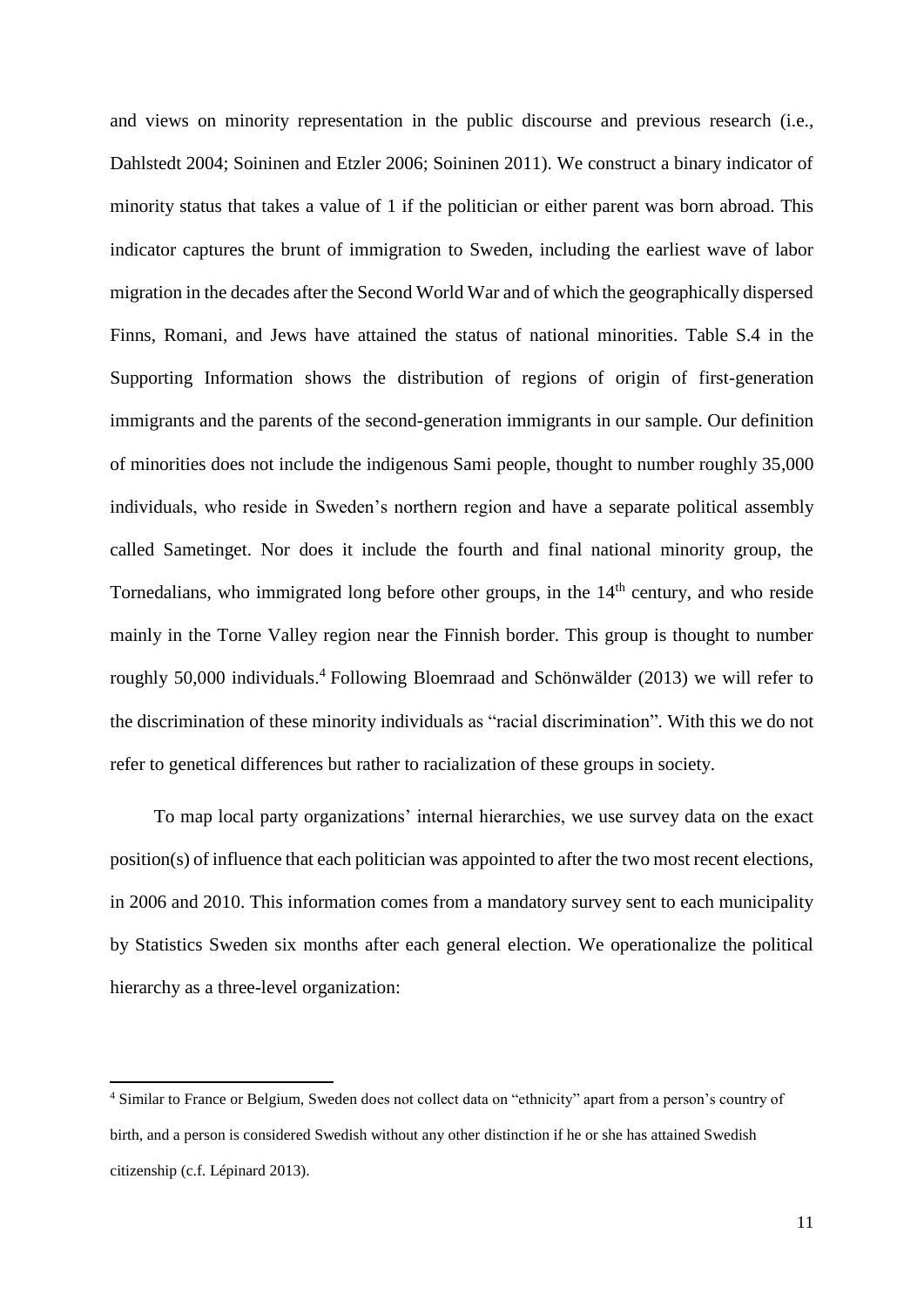and views on minority representation in the public discourse and previous research (i.e., Dahlstedt 2004; Soininen and Etzler 2006; Soininen 2011). We construct a binary indicator of minority status that takes a value of 1 if the politician or either parent was born abroad. This indicator captures the brunt of immigration to Sweden, including the earliest wave of labor migration in the decades after the Second World War and of which the geographically dispersed Finns, Romani, and Jews have attained the status of national minorities. Table S.4 in the Supporting Information shows the distribution of regions of origin of first-generation immigrants and the parents of the second-generation immigrants in our sample. Our definition of minorities does not include the indigenous Sami people, thought to number roughly 35,000 individuals, who reside in Sweden's northern region and have a separate political assembly called Sametinget. Nor does it include the fourth and final national minority group, the Tornedalians, who immigrated long before other groups, in the 14th century, and who reside mainly in the Torne Valley region near the Finnish border. This group is thought to number roughly 50,000 individuals.[4] Following Bloemraad and Schönwälder (2013) we will refer to the discrimination of these minority individuals as "racial discrimination". With this we do not refer to genetical differences but rather to racialization of these groups in society.

To map local party organizations' internal hierarchies, we use survey data on the exact position(s) of influence that each politician was appointed to after the two most recent elections, in 2006 and 2010. This information comes from a mandatory survey sent to each municipality by Statistics Sweden six months after each general election. We operationalize the political hierarchy as a three-level organization:

[4] Similar to France or Belgium, Sweden does not collect data on "ethnicity" apart from a person's country of birth, and a person is considered Swedish without any other distinction if he or she has attained Swedish citizenship (c.f. Lépinard 2013).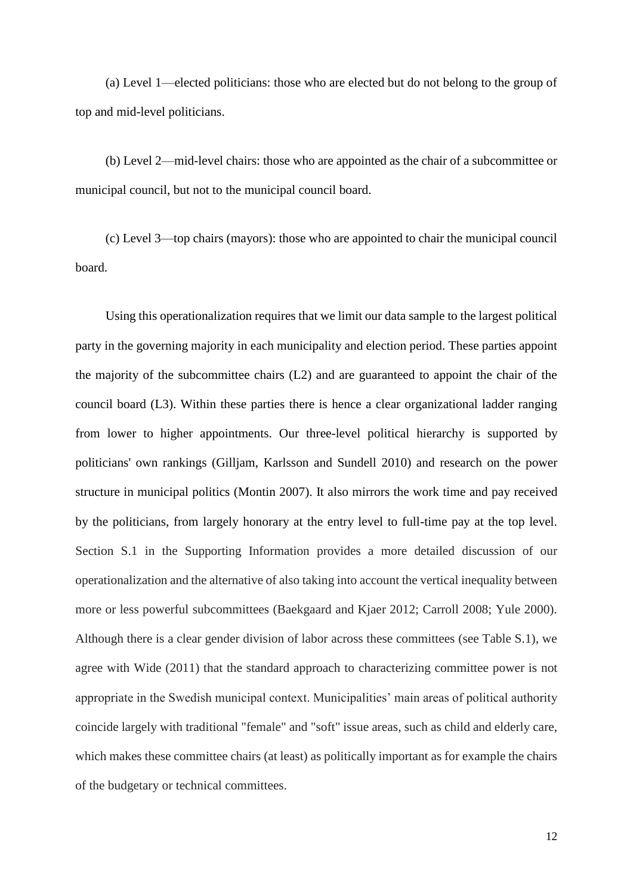(a) Level 1—elected politicians: those who are elected but do not belong to the group of top and mid-level politicians.

(b) Level 2—mid-level chairs: those who are appointed as the chair of a subcommittee or municipal council, but not to the municipal council board.

(c) Level 3—top chairs (mayors): those who are appointed to chair the municipal council board.

Using this operationalization requires that we limit our data sample to the largest political party in the governing majority in each municipality and election period. These parties appoint the majority of the subcommittee chairs (L2) and are guaranteed to appoint the chair of the council board (L3). Within these parties there is hence a clear organizational ladder ranging from lower to higher appointments. Our three-level political hierarchy is supported by politicians' own rankings (Gilljam, Karlsson and Sundell 2010) and research on the power structure in municipal politics (Montin 2007). It also mirrors the work time and pay received by the politicians, from largely honorary at the entry level to full-time pay at the top level. Section S.1 in the Supporting Information provides a more detailed discussion of our operationalization and the alternative of also taking into account the vertical inequality between more or less powerful subcommittees (Baekgaard and Kjaer 2012; Carroll 2008; Yule 2000). Although there is a clear gender division of labor across these committees (see Table S.1), we agree with Wide (2011) that the standard approach to characterizing committee power is not appropriate in the Swedish municipal context. Municipalities' main areas of political authority coincide largely with traditional "female" and "soft" issue areas, such as child and elderly care, which makes these committee chairs (at least) as politically important as for example the chairs of the budgetary or technical committees.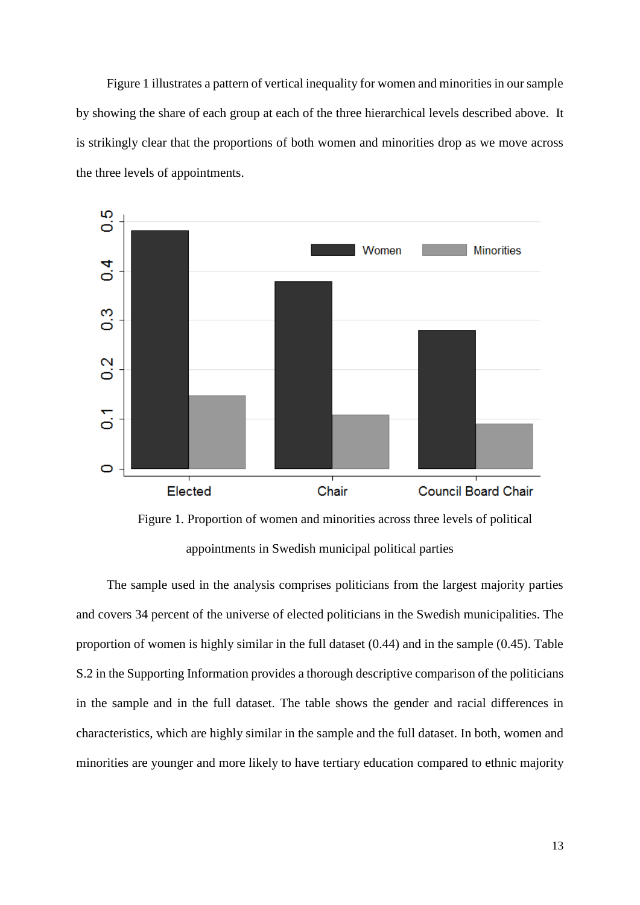Figure 1 illustrates a pattern of vertical inequality for women and minorities in our sample by showing the share of each group at each of the three hierarchical levels described above. It is strikingly clear that the proportions of both women and minorities drop as we move across the three levels of appointments.

0.5
0.4
0.3
0.2
0.1
0

Women
Minorities

Elected
Chair
Council Board Chair

Figure 1. Proportion of women and minorities across three levels of political appointments in Swedish municipal political parties

The sample used in the analysis comprises politicians from the largest majority parties and covers 34 percent of the universe of elected politicians in the Swedish municipalities. The proportion of women is highly similar in the full dataset (0.44) and in the sample (0.45). Table S.2 in the Supporting Information provides a thorough descriptive comparison of the politicians in the sample and in the full dataset. The table shows the gender and racial differences in characteristics, which are highly similar in the sample and the full dataset. In both, women and minorities are younger and more likely to have tertiary education compared to ethnic majority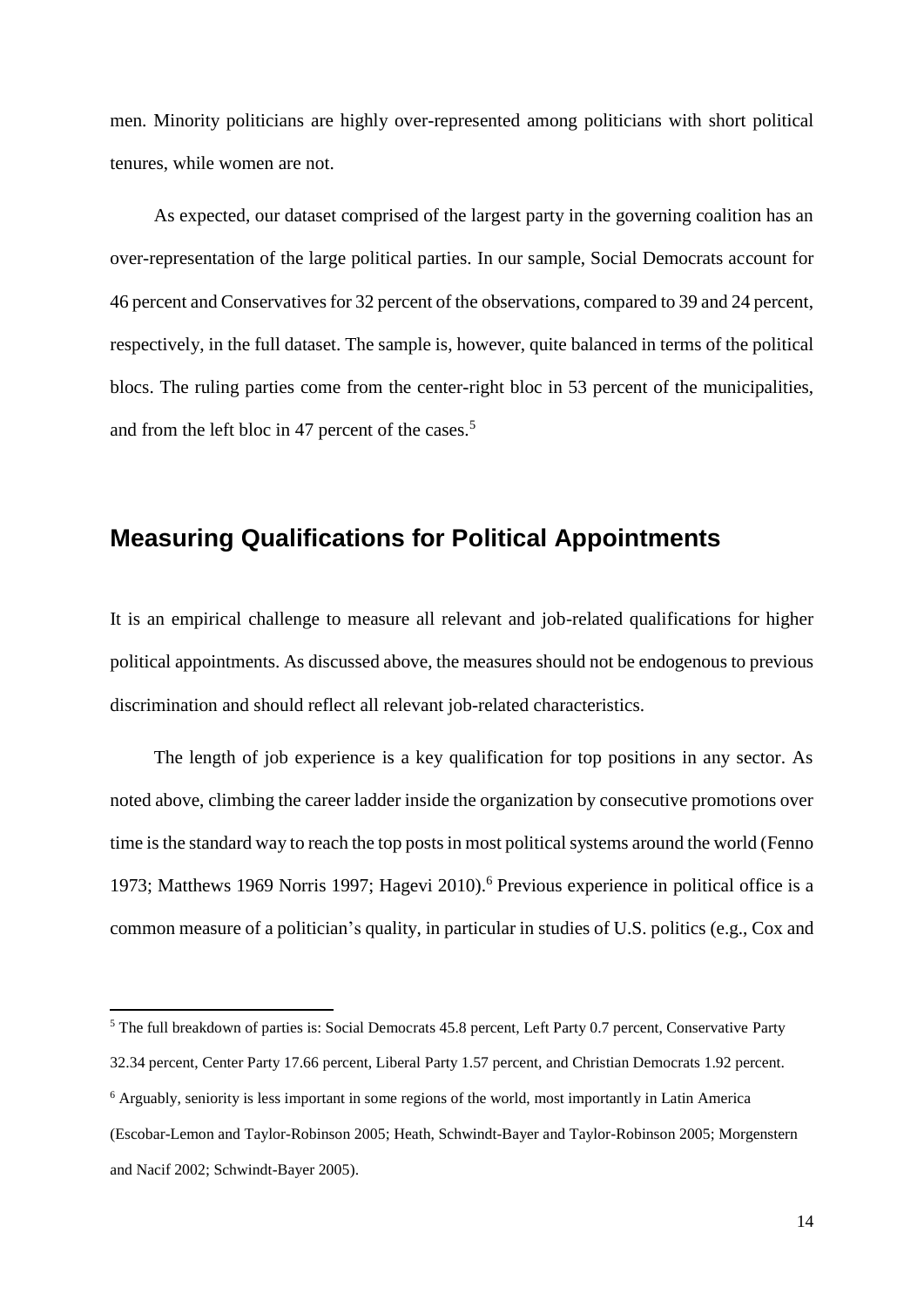men. Minority politicians are highly over-represented among politicians with short political tenures, while women are not.

As expected, our dataset comprised of the largest party in the governing coalition has an over-representation of the large political parties. In our sample, Social Democrats account for 46 percent and Conservatives for 32 percent of the observations, compared to 39 and 24 percent, respectively, in the full dataset. The sample is, however, quite balanced in terms of the political blocs. The ruling parties come from the center-right bloc in 53 percent of the municipalities, and from the left bloc in 47 percent of the cases.[5]

## Measuring Qualifications for Political Appointments

It is an empirical challenge to measure all relevant and job-related qualifications for higher political appointments. As discussed above, the measures should not be endogenous to previous discrimination and should reflect all relevant job-related characteristics.

The length of job experience is a key qualification for top positions in any sector. As noted above, climbing the career ladder inside the organization by consecutive promotions over time is the standard way to reach the top posts in most political systems around the world (Fenno 1973; Matthews 1969 Norris 1997; Hagevi 2010).[6] Previous experience in political office is a common measure of a politician's quality, in particular in studies of U.S. politics (e.g., Cox and

[5] The full breakdown of parties is: Social Democrats 45.8 percent, Left Party 0.7 percent, Conservative Party 32.34 percent, Center Party 17.66 percent, Liberal Party 1.57 percent, and Christian Democrats 1.92 percent.

[6] Arguably, seniority is less important in some regions of the world, most importantly in Latin America (Escobar-Lemon and Taylor-Robinson 2005; Heath, Schwindt-Bayer and Taylor-Robinson 2005; Morgenstern and Nacif 2002; Schwindt-Bayer 2005).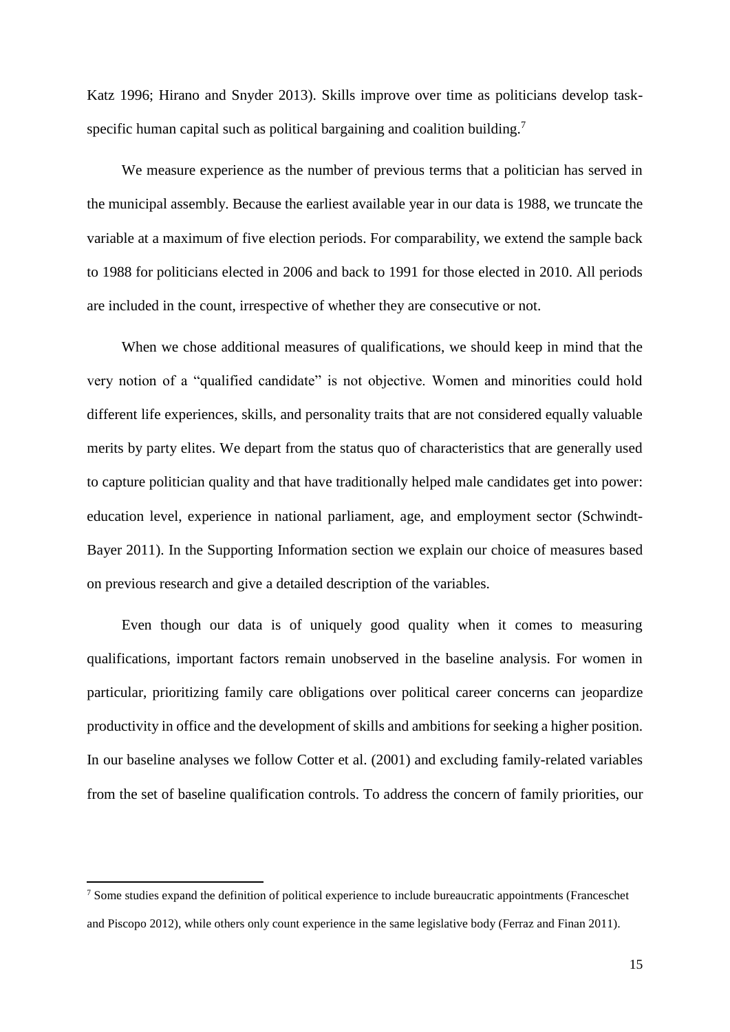Katz 1996; Hirano and Snyder 2013). Skills improve over time as politicians develop task-specific human capital such as political bargaining and coalition building.[7]

We measure experience as the number of previous terms that a politician has served in the municipal assembly. Because the earliest available year in our data is 1988, we truncate the variable at a maximum of five election periods. For comparability, we extend the sample back to 1988 for politicians elected in 2006 and back to 1991 for those elected in 2010. All periods are included in the count, irrespective of whether they are consecutive or not.

When we chose additional measures of qualifications, we should keep in mind that the very notion of a "qualified candidate" is not objective. Women and minorities could hold different life experiences, skills, and personality traits that are not considered equally valuable merits by party elites. We depart from the status quo of characteristics that are generally used to capture politician quality and that have traditionally helped male candidates get into power: education level, experience in national parliament, age, and employment sector (Schwindt-Bayer 2011). In the Supporting Information section we explain our choice of measures based on previous research and give a detailed description of the variables.

Even though our data is of uniquely good quality when it comes to measuring qualifications, important factors remain unobserved in the baseline analysis. For women in particular, prioritizing family care obligations over political career concerns can jeopardize productivity in office and the development of skills and ambitions for seeking a higher position. In our baseline analyses we follow Cotter et al. (2001) and excluding family-related variables from the set of baseline qualification controls. To address the concern of family priorities, our

[7] Some studies expand the definition of political experience to include bureaucratic appointments (Franceschet and Piscopo 2012), while others only count experience in the same legislative body (Ferraz and Finan 2011).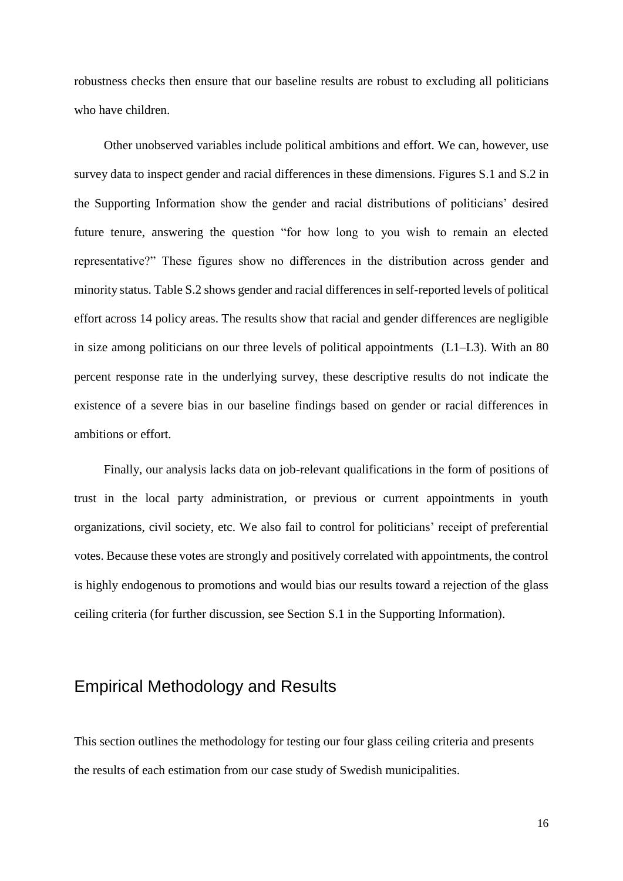robustness checks then ensure that our baseline results are robust to excluding all politicians who have children.

Other unobserved variables include political ambitions and effort. We can, however, use survey data to inspect gender and racial differences in these dimensions. Figures S.1 and S.2 in the Supporting Information show the gender and racial distributions of politicians' desired future tenure, answering the question "for how long to you wish to remain an elected representative?" These figures show no differences in the distribution across gender and minority status. Table S.2 shows gender and racial differences in self-reported levels of political effort across 14 policy areas. The results show that racial and gender differences are negligible in size among politicians on our three levels of political appointments (L1–L3). With an 80 percent response rate in the underlying survey, these descriptive results do not indicate the existence of a severe bias in our baseline findings based on gender or racial differences in ambitions or effort.

Finally, our analysis lacks data on job-relevant qualifications in the form of positions of trust in the local party administration, or previous or current appointments in youth organizations, civil society, etc. We also fail to control for politicians' receipt of preferential votes. Because these votes are strongly and positively correlated with appointments, the control is highly endogenous to promotions and would bias our results toward a rejection of the glass ceiling criteria (for further discussion, see Section S.1 in the Supporting Information).

## Empirical Methodology and Results

This section outlines the methodology for testing our four glass ceiling criteria and presents the results of each estimation from our case study of Swedish municipalities.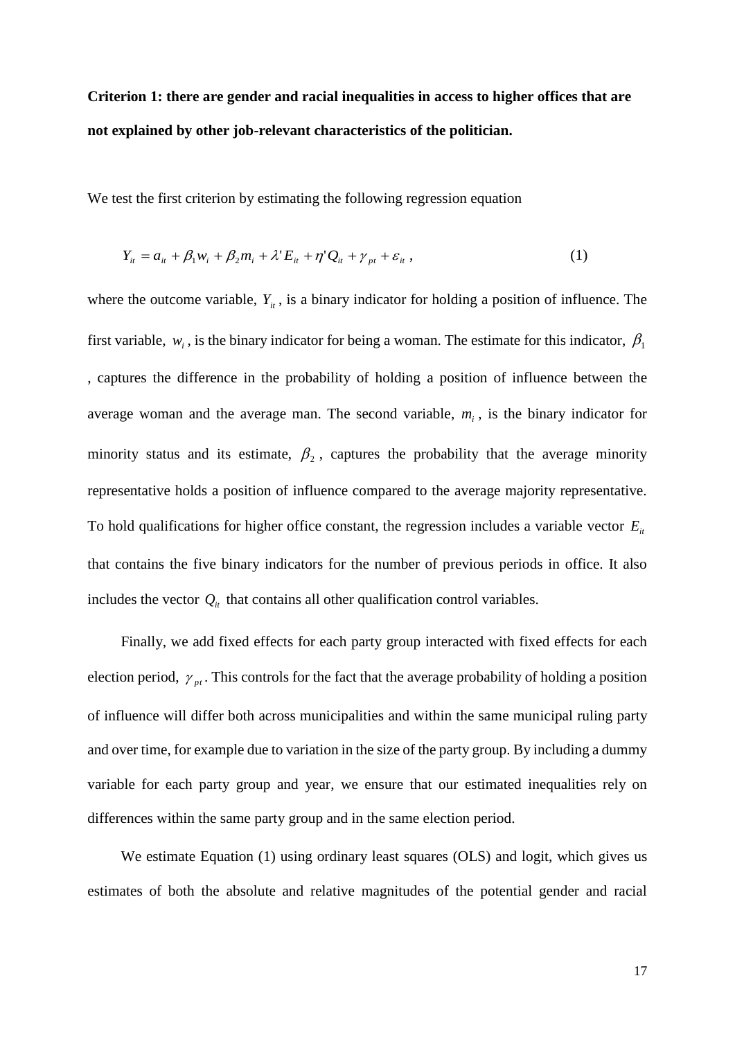**Criterion 1: there are gender and racial inequalities in access to higher offices that are not explained by other job-relevant characteristics of the politician.**

We test the first criterion by estimating the following regression equation

$$Y_{it} = a_{it} + \beta_1 w_i + \beta_2 m_i + \lambda' E_{it} + \eta' Q_{it} + \gamma_{pt} + \varepsilon_{it} \,, \tag{1}$$

where the outcome variable, $Y_{it}$, is a binary indicator for holding a position of influence. The first variable, $w_i$, is the binary indicator for being a woman. The estimate for this indicator, $\beta_1$, captures the difference in the probability of holding a position of influence between the average woman and the average man. The second variable, $m_i$, is the binary indicator for minority status and its estimate, $\beta_2$, captures the probability that the average minority representative holds a position of influence compared to the average majority representative. To hold qualifications for higher office constant, the regression includes a variable vector $E_{it}$ that contains the five binary indicators for the number of previous periods in office. It also includes the vector $Q_{it}$ that contains all other qualification control variables.

Finally, we add fixed effects for each party group interacted with fixed effects for each election period, $\gamma_{pt}$. This controls for the fact that the average probability of holding a position of influence will differ both across municipalities and within the same municipal ruling party and over time, for example due to variation in the size of the party group. By including a dummy variable for each party group and year, we ensure that our estimated inequalities rely on differences within the same party group and in the same election period.

We estimate Equation (1) using ordinary least squares (OLS) and logit, which gives us estimates of both the absolute and relative magnitudes of the potential gender and racial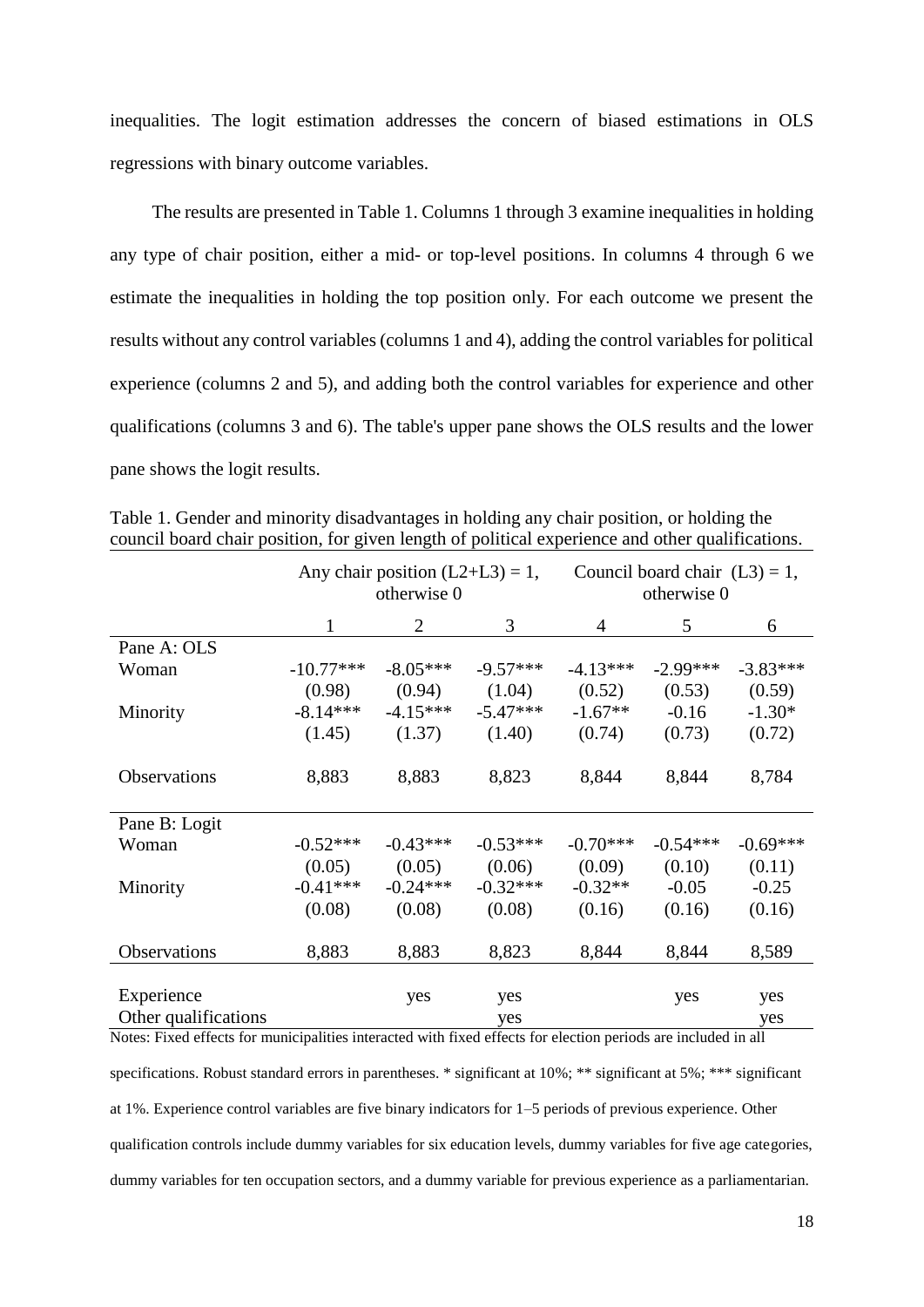inequalities. The logit estimation addresses the concern of biased estimations in OLS regressions with binary outcome variables.

The results are presented in Table 1. Columns 1 through 3 examine inequalities in holding any type of chair position, either a mid- or top-level positions. In columns 4 through 6 we estimate the inequalities in holding the top position only. For each outcome we present the results without any control variables (columns 1 and 4), adding the control variables for political experience (columns 2 and 5), and adding both the control variables for experience and other qualifications (columns 3 and 6). The table's upper pane shows the OLS results and the lower pane shows the logit results.

Table 1. Gender and minority disadvantages in holding any chair position, or holding the council board chair position, for given length of political experience and other qualifications.

| | Any chair position (L2+L3) = 1, otherwise 0 | | | Council board chair (L3) = 1, otherwise 0 | | |
|---|---|---|---|---|---|---|
| | 1 | 2 | 3 | 4 | 5 | 6 |
| Pane A: OLS | | | | | | |
| Woman | -10.77*** | -8.05*** | -9.57*** | -4.13*** | -2.99*** | -3.83*** |
| | (0.98) | (0.94) | (1.04) | (0.52) | (0.53) | (0.59) |
| Minority | -8.14*** | -4.15*** | -5.47*** | -1.67** | -0.16 | -1.30* |
| | (1.45) | (1.37) | (1.40) | (0.74) | (0.73) | (0.72) |
| Observations | 8,883 | 8,883 | 8,823 | 8,844 | 8,844 | 8,784 |
| Pane B: Logit | | | | | | |
| Woman | -0.52*** | -0.43*** | -0.53*** | -0.70*** | -0.54*** | -0.69*** |
| | (0.05) | (0.05) | (0.06) | (0.09) | (0.10) | (0.11) |
| Minority | -0.41*** | -0.24*** | -0.32*** | -0.32** | -0.05 | -0.25 |
| | (0.08) | (0.08) | (0.08) | (0.16) | (0.16) | (0.16) |
| Observations | 8,883 | 8,883 | 8,823 | 8,844 | 8,844 | 8,589 |
| Experience | | yes | yes | | yes | yes |
| Other qualifications | | | yes | | | yes |

Notes: Fixed effects for municipalities interacted with fixed effects for election periods are included in all specifications. Robust standard errors in parentheses. * significant at 10%; ** significant at 5%; *** significant at 1%. Experience control variables are five binary indicators for 1–5 periods of previous experience. Other qualification controls include dummy variables for six education levels, dummy variables for five age categories, dummy variables for ten occupation sectors, and a dummy variable for previous experience as a parliamentarian.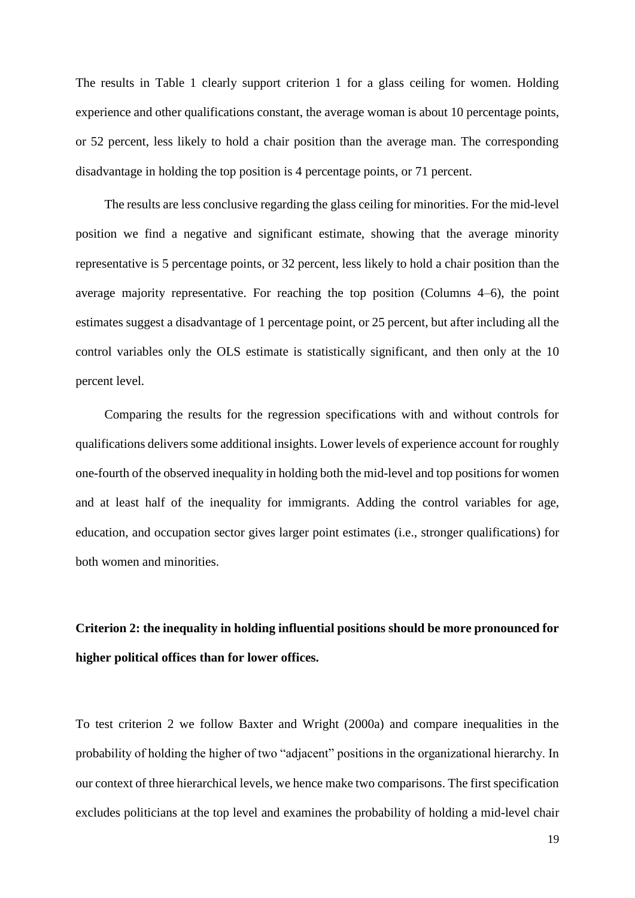The results in Table 1 clearly support criterion 1 for a glass ceiling for women. Holding experience and other qualifications constant, the average woman is about 10 percentage points, or 52 percent, less likely to hold a chair position than the average man. The corresponding disadvantage in holding the top position is 4 percentage points, or 71 percent.

The results are less conclusive regarding the glass ceiling for minorities. For the mid-level position we find a negative and significant estimate, showing that the average minority representative is 5 percentage points, or 32 percent, less likely to hold a chair position than the average majority representative. For reaching the top position (Columns 4–6), the point estimates suggest a disadvantage of 1 percentage point, or 25 percent, but after including all the control variables only the OLS estimate is statistically significant, and then only at the 10 percent level.

Comparing the results for the regression specifications with and without controls for qualifications delivers some additional insights. Lower levels of experience account for roughly one-fourth of the observed inequality in holding both the mid-level and top positions for women and at least half of the inequality for immigrants. Adding the control variables for age, education, and occupation sector gives larger point estimates (i.e., stronger qualifications) for both women and minorities.

**Criterion 2: the inequality in holding influential positions should be more pronounced for higher political offices than for lower offices.**

To test criterion 2 we follow Baxter and Wright (2000a) and compare inequalities in the probability of holding the higher of two "adjacent" positions in the organizational hierarchy. In our context of three hierarchical levels, we hence make two comparisons. The first specification excludes politicians at the top level and examines the probability of holding a mid-level chair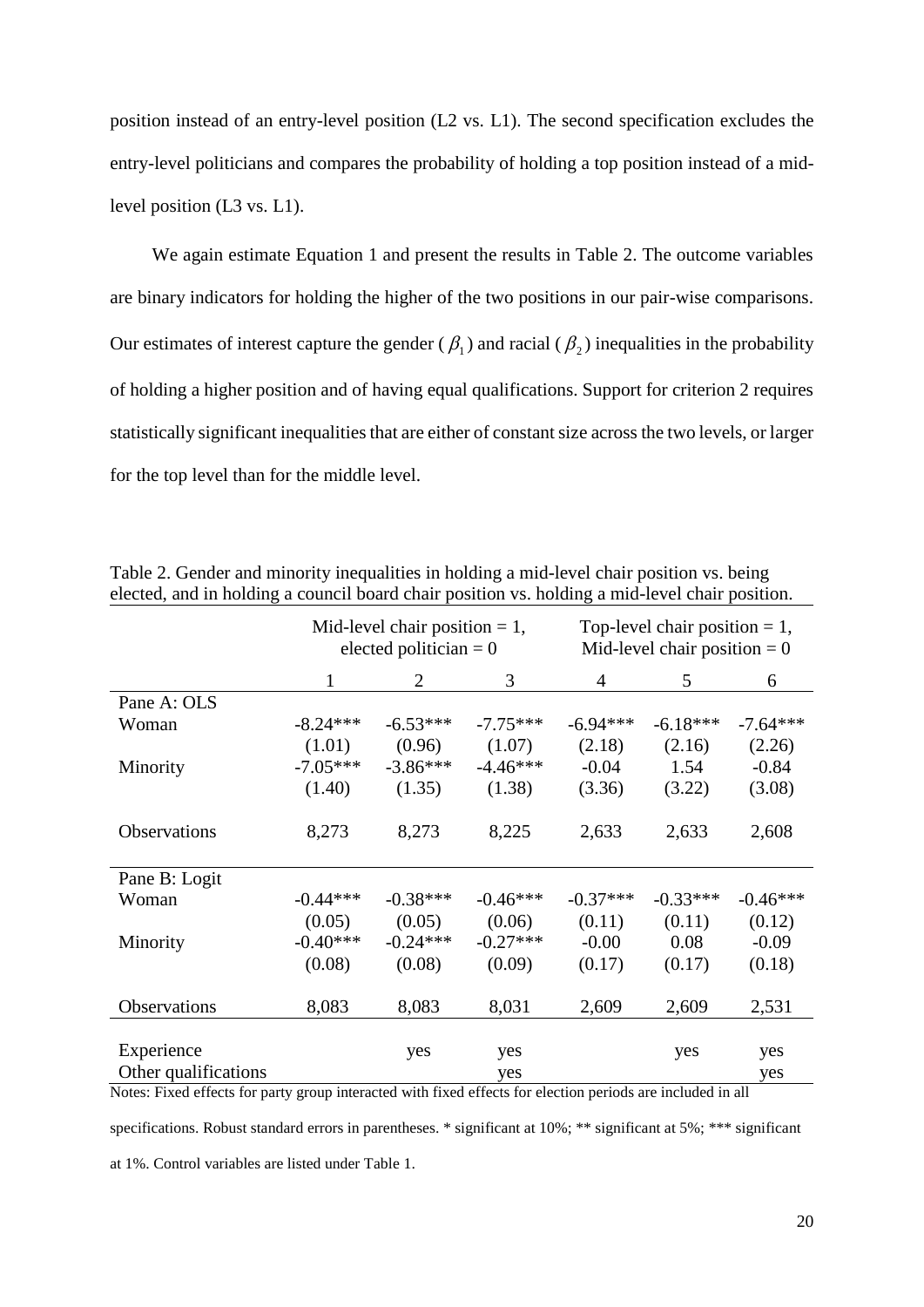position instead of an entry-level position (L2 vs. L1). The second specification excludes the entry-level politicians and compares the probability of holding a top position instead of a mid-level position (L3 vs. L1).

We again estimate Equation 1 and present the results in Table 2. The outcome variables are binary indicators for holding the higher of the two positions in our pair-wise comparisons. Our estimates of interest capture the gender ($\beta_1$) and racial ($\beta_2$) inequalities in the probability of holding a higher position and of having equal qualifications. Support for criterion 2 requires statistically significant inequalities that are either of constant size across the two levels, or larger for the top level than for the middle level.

Table 2. Gender and minority inequalities in holding a mid-level chair position vs. being elected, and in holding a council board chair position vs. holding a mid-level chair position.

| | Mid-level chair position = 1, elected politician = 0 | | | Top-level chair position = 1, Mid-level chair position = 0 | | |
|---|---|---|---|---|---|---|
| | 1 | 2 | 3 | 4 | 5 | 6 |
| Pane A: OLS | | | | | | |
| Woman | -8.24*** | -6.53*** | -7.75*** | -6.94*** | -6.18*** | -7.64*** |
| | (1.01) | (0.96) | (1.07) | (2.18) | (2.16) | (2.26) |
| Minority | -7.05*** | -3.86*** | -4.46*** | -0.04 | 1.54 | -0.84 |
| | (1.40) | (1.35) | (1.38) | (3.36) | (3.22) | (3.08) |
| Observations | 8,273 | 8,273 | 8,225 | 2,633 | 2,633 | 2,608 |
| Pane B: Logit | | | | | | |
| Woman | -0.44*** | -0.38*** | -0.46*** | -0.37*** | -0.33*** | -0.46*** |
| | (0.05) | (0.05) | (0.06) | (0.11) | (0.11) | (0.12) |
| Minority | -0.40*** | -0.24*** | -0.27*** | -0.00 | 0.08 | -0.09 |
| | (0.08) | (0.08) | (0.09) | (0.17) | (0.17) | (0.18) |
| Observations | 8,083 | 8,083 | 8,031 | 2,609 | 2,609 | 2,531 |
| Experience | | yes | yes | | yes | yes |
| Other qualifications | | | yes | | | yes |

Notes: Fixed effects for party group interacted with fixed effects for election periods are included in all specifications. Robust standard errors in parentheses. * significant at 10%; ** significant at 5%; *** significant at 1%. Control variables are listed under Table 1.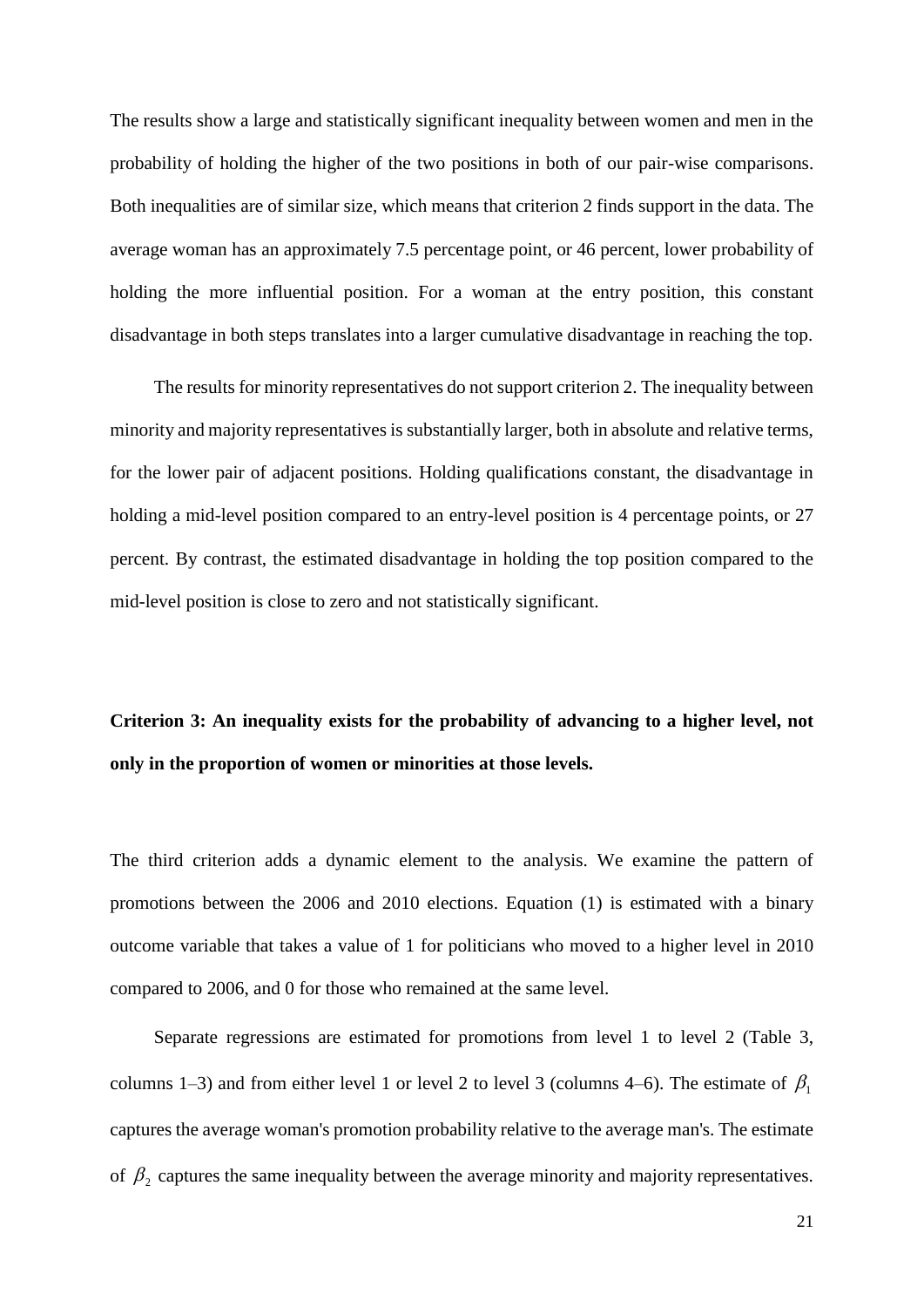The results show a large and statistically significant inequality between women and men in the probability of holding the higher of the two positions in both of our pair-wise comparisons. Both inequalities are of similar size, which means that criterion 2 finds support in the data. The average woman has an approximately 7.5 percentage point, or 46 percent, lower probability of holding the more influential position. For a woman at the entry position, this constant disadvantage in both steps translates into a larger cumulative disadvantage in reaching the top.

The results for minority representatives do not support criterion 2. The inequality between minority and majority representatives is substantially larger, both in absolute and relative terms, for the lower pair of adjacent positions. Holding qualifications constant, the disadvantage in holding a mid-level position compared to an entry-level position is 4 percentage points, or 27 percent. By contrast, the estimated disadvantage in holding the top position compared to the mid-level position is close to zero and not statistically significant.

**Criterion 3: An inequality exists for the probability of advancing to a higher level, not only in the proportion of women or minorities at those levels.**

The third criterion adds a dynamic element to the analysis. We examine the pattern of promotions between the 2006 and 2010 elections. Equation (1) is estimated with a binary outcome variable that takes a value of 1 for politicians who moved to a higher level in 2010 compared to 2006, and 0 for those who remained at the same level.

Separate regressions are estimated for promotions from level 1 to level 2 (Table 3, columns 1–3) and from either level 1 or level 2 to level 3 (columns 4–6). The estimate of $\beta_1$ captures the average woman's promotion probability relative to the average man's. The estimate of $\beta_2$ captures the same inequality between the average minority and majority representatives.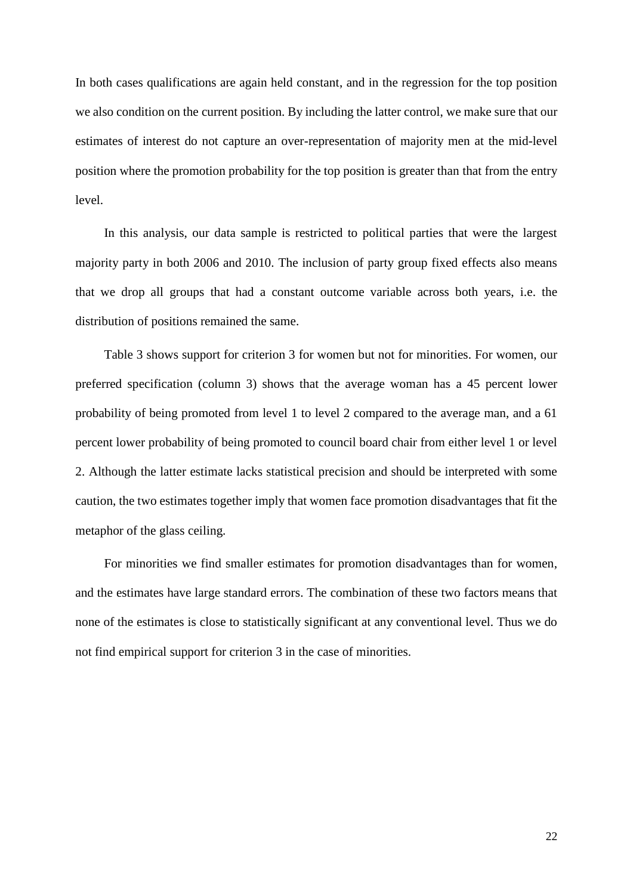In both cases qualifications are again held constant, and in the regression for the top position we also condition on the current position. By including the latter control, we make sure that our estimates of interest do not capture an over-representation of majority men at the mid-level position where the promotion probability for the top position is greater than that from the entry level.

In this analysis, our data sample is restricted to political parties that were the largest majority party in both 2006 and 2010. The inclusion of party group fixed effects also means that we drop all groups that had a constant outcome variable across both years, i.e. the distribution of positions remained the same.

Table 3 shows support for criterion 3 for women but not for minorities. For women, our preferred specification (column 3) shows that the average woman has a 45 percent lower probability of being promoted from level 1 to level 2 compared to the average man, and a 61 percent lower probability of being promoted to council board chair from either level 1 or level 2. Although the latter estimate lacks statistical precision and should be interpreted with some caution, the two estimates together imply that women face promotion disadvantages that fit the metaphor of the glass ceiling.

For minorities we find smaller estimates for promotion disadvantages than for women, and the estimates have large standard errors. The combination of these two factors means that none of the estimates is close to statistically significant at any conventional level. Thus we do not find empirical support for criterion 3 in the case of minorities.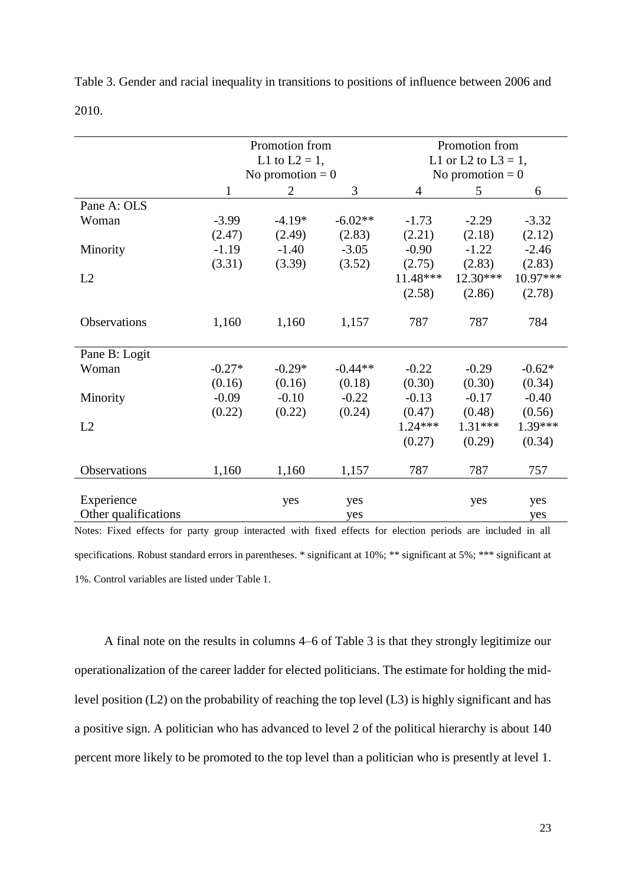Table 3. Gender and racial inequality in transitions to positions of influence between 2006 and 2010.

| | Promotion from L1 to L2 = 1, No promotion = 0 | | | Promotion from L1 or L2 to L3 = 1, No promotion = 0 | | |
|---|---|---|---|---|---|---|
| | 1 | 2 | 3 | 4 | 5 | 6 |
| Pane A: OLS | | | | | | |
| Woman | -3.99 | -4.19* | -6.02** | -1.73 | -2.29 | -3.32 |
| | (2.47) | (2.49) | (2.83) | (2.21) | (2.18) | (2.12) |
| Minority | -1.19 | -1.40 | -3.05 | -0.90 | -1.22 | -2.46 |
| | (3.31) | (3.39) | (3.52) | (2.75) | (2.83) | (2.83) |
| L2 | | | | 11.48*** | 12.30*** | 10.97*** |
| | | | | (2.58) | (2.86) | (2.78) |
| Observations | 1,160 | 1,160 | 1,157 | 787 | 787 | 784 |
| Pane B: Logit | | | | | | |
| Woman | -0.27* | -0.29* | -0.44** | -0.22 | -0.29 | -0.62* |
| | (0.16) | (0.16) | (0.18) | (0.30) | (0.30) | (0.34) |
| Minority | -0.09 | -0.10 | -0.22 | -0.13 | -0.17 | -0.40 |
| | (0.22) | (0.22) | (0.24) | (0.47) | (0.48) | (0.56) |
| L2 | | | | 1.24*** | 1.31*** | 1.39*** |
| | | | | (0.27) | (0.29) | (0.34) |
| Observations | 1,160 | 1,160 | 1,157 | 787 | 787 | 757 |
| Experience | | yes | yes | | yes | yes |
| Other qualifications | | | yes | | | yes |

Notes: Fixed effects for party group interacted with fixed effects for election periods are included in all specifications. Robust standard errors in parentheses. * significant at 10%; ** significant at 5%; *** significant at 1%. Control variables are listed under Table 1.

A final note on the results in columns 4–6 of Table 3 is that they strongly legitimize our operationalization of the career ladder for elected politicians. The estimate for holding the mid-level position (L2) on the probability of reaching the top level (L3) is highly significant and has a positive sign. A politician who has advanced to level 2 of the political hierarchy is about 140 percent more likely to be promoted to the top level than a politician who is presently at level 1.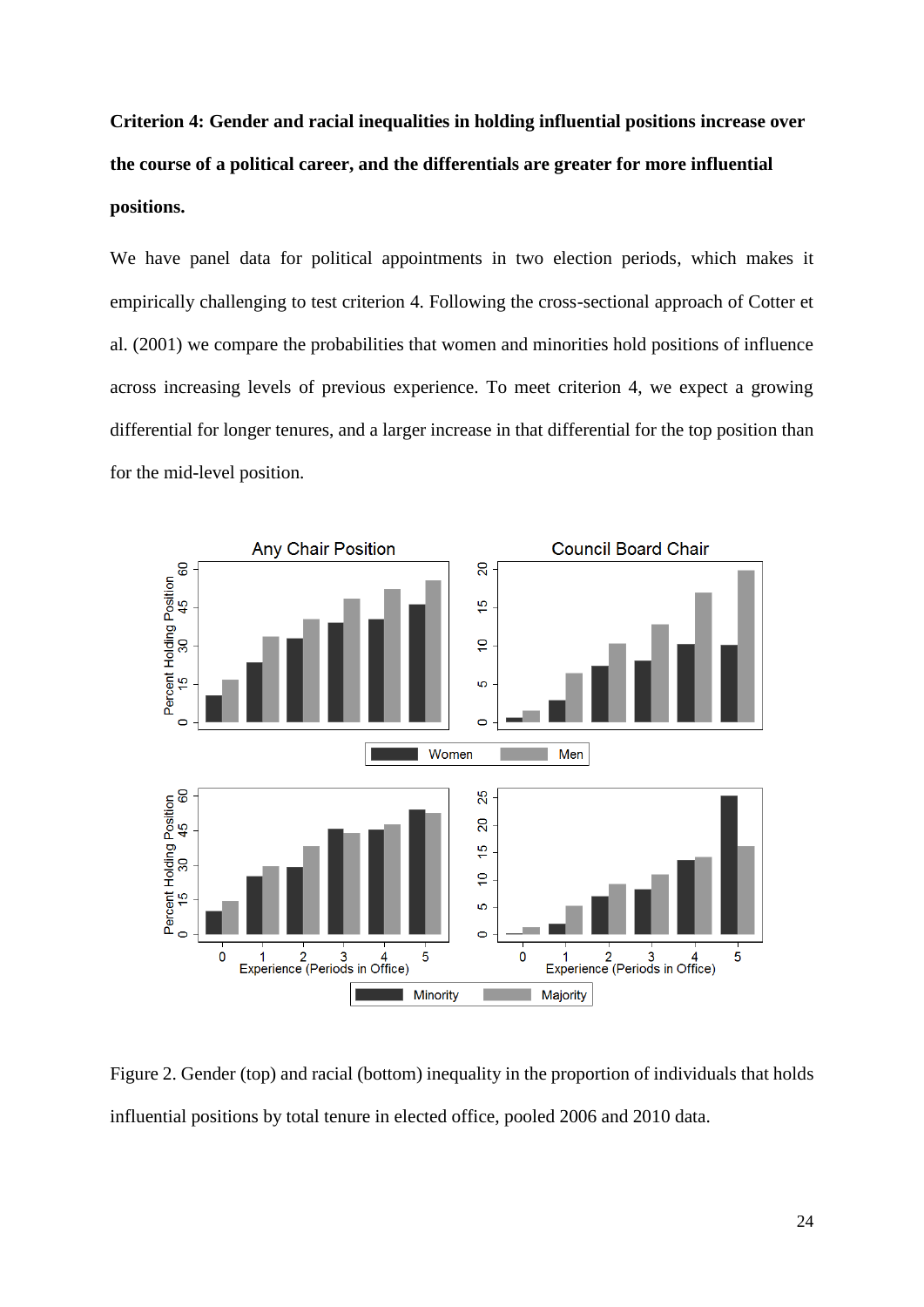**Criterion 4: Gender and racial inequalities in holding influential positions increase over the course of a political career, and the differentials are greater for more influential positions.**

We have panel data for political appointments in two election periods, which makes it empirically challenging to test criterion 4. Following the cross-sectional approach of Cotter et al. (2001) we compare the probabilities that women and minorities hold positions of influence across increasing levels of previous experience. To meet criterion 4, we expect a growing differential for longer tenures, and a larger increase in that differential for the top position than for the mid-level position.

Any Chair Position

Council Board Chair

Percent Holding Position

0 15 30 45 60

0 5 10 15 20

Women Men

Percent Holding Position

0 15 30 45 60

0 5 10 15 20 25

0 1 2 3 4 5

Experience (Periods in Office)

0 1 2 3 4 5

Experience (Periods in Office)

Minority Majority

Figure 2. Gender (top) and racial (bottom) inequality in the proportion of individuals that holds influential positions by total tenure in elected office, pooled 2006 and 2010 data.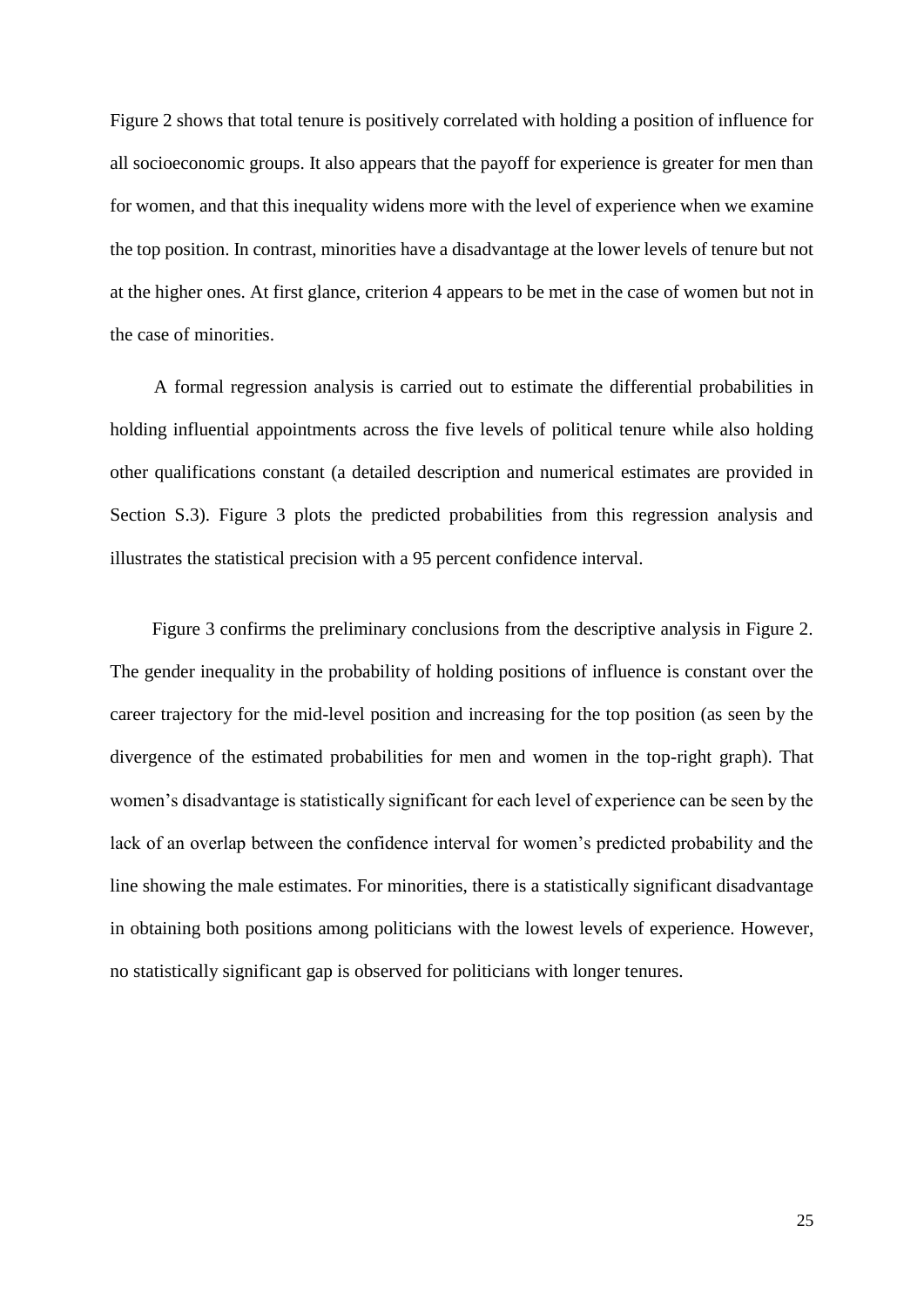Figure 2 shows that total tenure is positively correlated with holding a position of influence for all socioeconomic groups. It also appears that the payoff for experience is greater for men than for women, and that this inequality widens more with the level of experience when we examine the top position. In contrast, minorities have a disadvantage at the lower levels of tenure but not at the higher ones. At first glance, criterion 4 appears to be met in the case of women but not in the case of minorities.

A formal regression analysis is carried out to estimate the differential probabilities in holding influential appointments across the five levels of political tenure while also holding other qualifications constant (a detailed description and numerical estimates are provided in Section S.3). Figure 3 plots the predicted probabilities from this regression analysis and illustrates the statistical precision with a 95 percent confidence interval.

Figure 3 confirms the preliminary conclusions from the descriptive analysis in Figure 2. The gender inequality in the probability of holding positions of influence is constant over the career trajectory for the mid-level position and increasing for the top position (as seen by the divergence of the estimated probabilities for men and women in the top-right graph). That women's disadvantage is statistically significant for each level of experience can be seen by the lack of an overlap between the confidence interval for women's predicted probability and the line showing the male estimates. For minorities, there is a statistically significant disadvantage in obtaining both positions among politicians with the lowest levels of experience. However, no statistically significant gap is observed for politicians with longer tenures.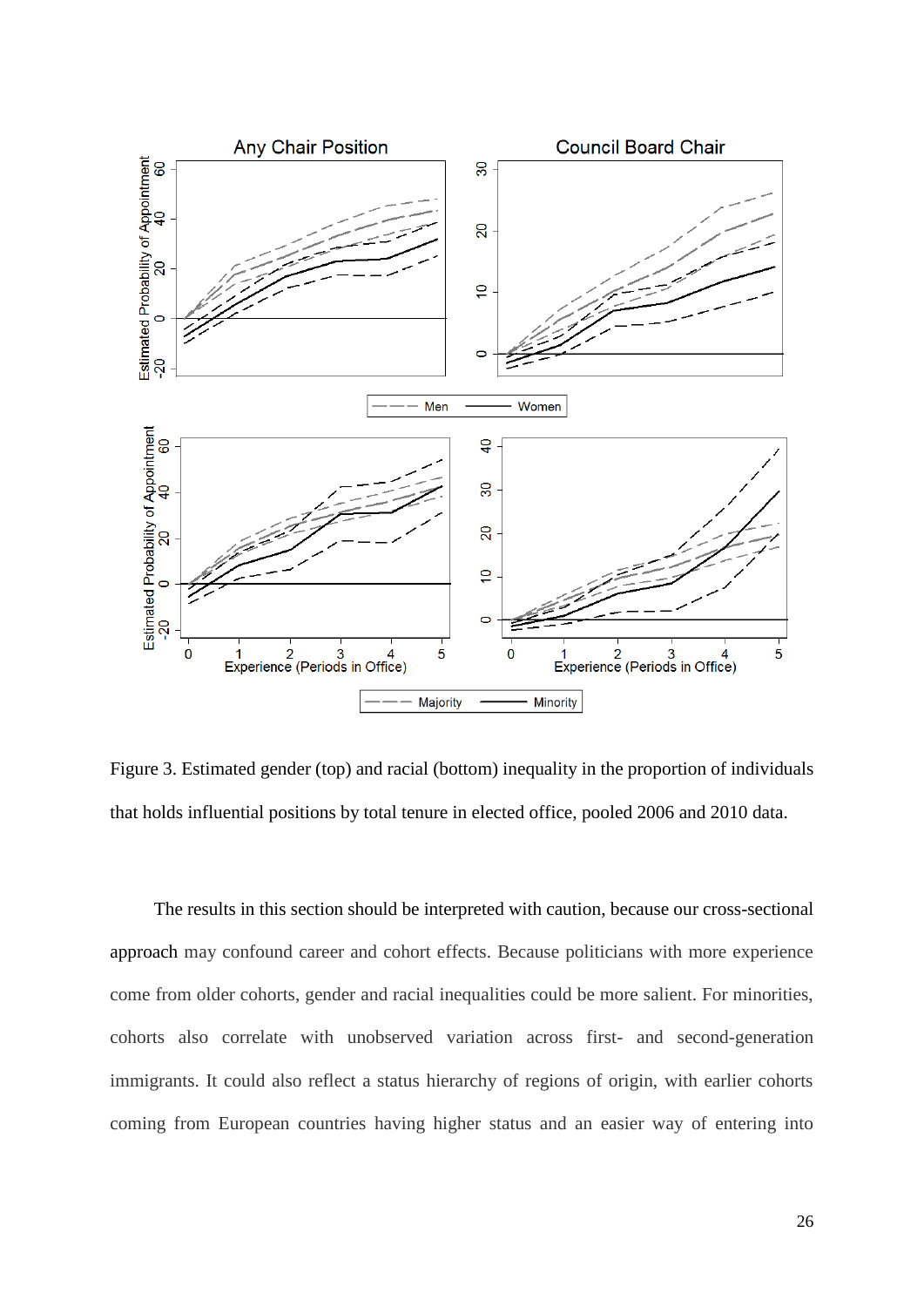Any Chair Position

Council Board Chair

Estimated Probability of Appointment

-20 0 20 40 60

0 10 20 30

Men — Women

Estimated Probability of Appointment

-20 0 20 40 60

0 10 20 30 40

0 1 2 3 4 5

Experience (Periods in Office)

0 1 2 3 4 5

Experience (Periods in Office)

Majority — Minority

Figure 3. Estimated gender (top) and racial (bottom) inequality in the proportion of individuals that holds influential positions by total tenure in elected office, pooled 2006 and 2010 data.

The results in this section should be interpreted with caution, because our cross-sectional approach may confound career and cohort effects. Because politicians with more experience come from older cohorts, gender and racial inequalities could be more salient. For minorities, cohorts also correlate with unobserved variation across first- and second-generation immigrants. It could also reflect a status hierarchy of regions of origin, with earlier cohorts coming from European countries having higher status and an easier way of entering into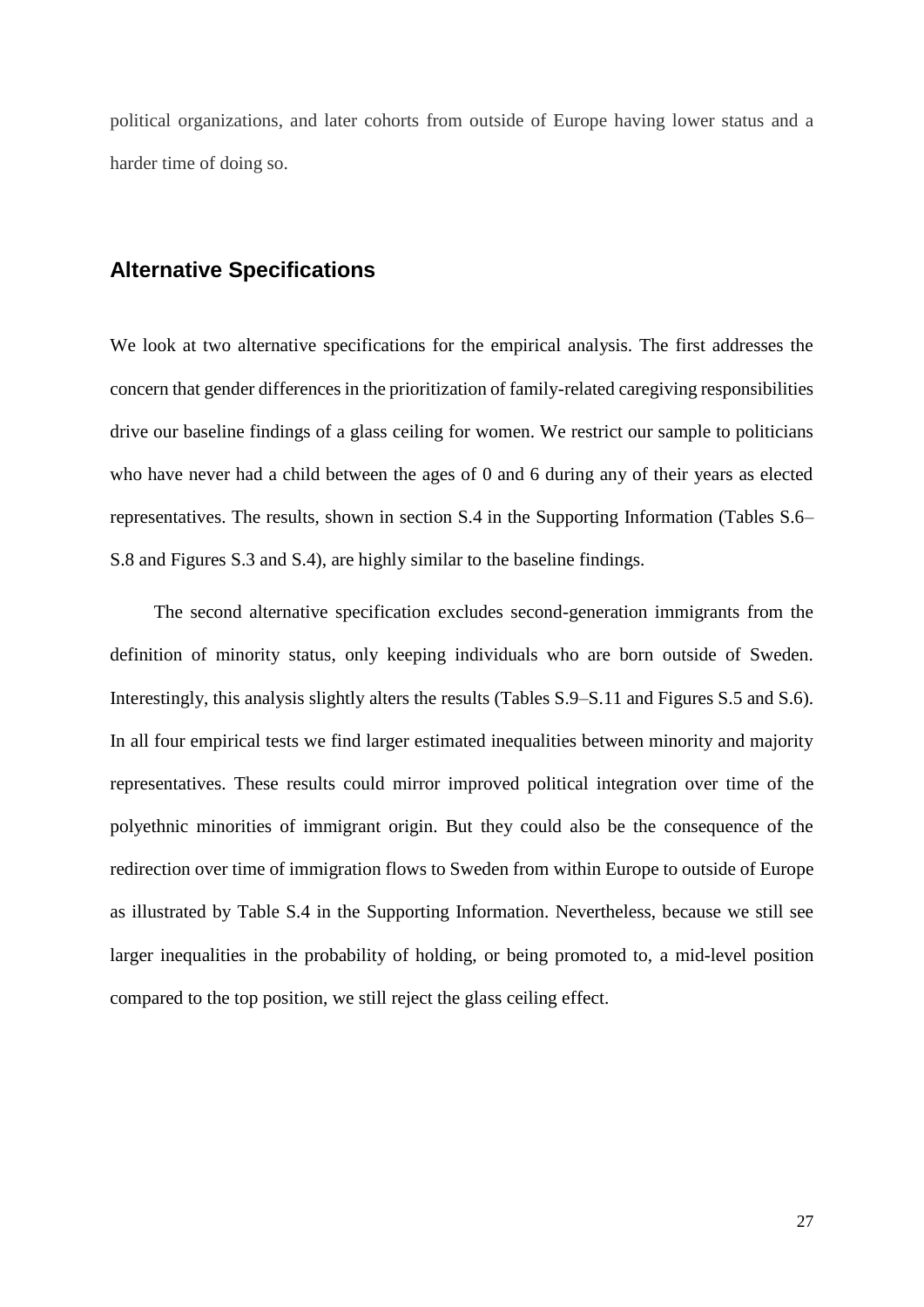political organizations, and later cohorts from outside of Europe having lower status and a harder time of doing so.

## Alternative Specifications

We look at two alternative specifications for the empirical analysis. The first addresses the concern that gender differences in the prioritization of family-related caregiving responsibilities drive our baseline findings of a glass ceiling for women. We restrict our sample to politicians who have never had a child between the ages of 0 and 6 during any of their years as elected representatives. The results, shown in section S.4 in the Supporting Information (Tables S.6–S.8 and Figures S.3 and S.4), are highly similar to the baseline findings.

The second alternative specification excludes second-generation immigrants from the definition of minority status, only keeping individuals who are born outside of Sweden. Interestingly, this analysis slightly alters the results (Tables S.9–S.11 and Figures S.5 and S.6). In all four empirical tests we find larger estimated inequalities between minority and majority representatives. These results could mirror improved political integration over time of the polyethnic minorities of immigrant origin. But they could also be the consequence of the redirection over time of immigration flows to Sweden from within Europe to outside of Europe as illustrated by Table S.4 in the Supporting Information. Nevertheless, because we still see larger inequalities in the probability of holding, or being promoted to, a mid-level position compared to the top position, we still reject the glass ceiling effect.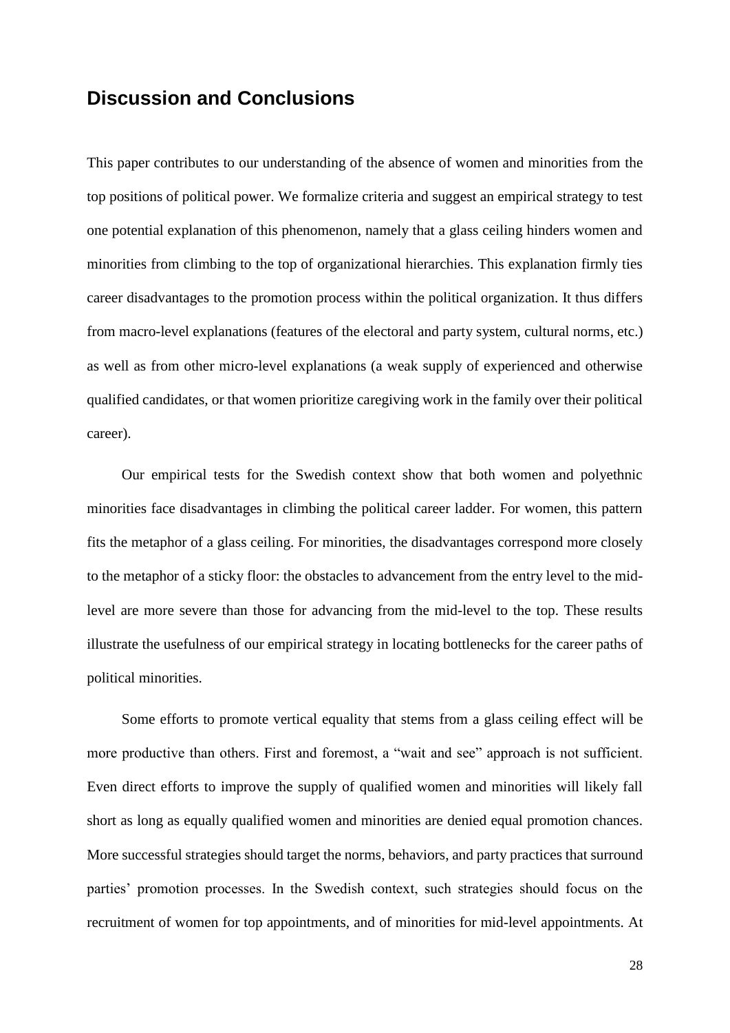## Discussion and Conclusions

This paper contributes to our understanding of the absence of women and minorities from the top positions of political power. We formalize criteria and suggest an empirical strategy to test one potential explanation of this phenomenon, namely that a glass ceiling hinders women and minorities from climbing to the top of organizational hierarchies. This explanation firmly ties career disadvantages to the promotion process within the political organization. It thus differs from macro-level explanations (features of the electoral and party system, cultural norms, etc.) as well as from other micro-level explanations (a weak supply of experienced and otherwise qualified candidates, or that women prioritize caregiving work in the family over their political career).

Our empirical tests for the Swedish context show that both women and polyethnic minorities face disadvantages in climbing the political career ladder. For women, this pattern fits the metaphor of a glass ceiling. For minorities, the disadvantages correspond more closely to the metaphor of a sticky floor: the obstacles to advancement from the entry level to the mid-level are more severe than those for advancing from the mid-level to the top. These results illustrate the usefulness of our empirical strategy in locating bottlenecks for the career paths of political minorities.

Some efforts to promote vertical equality that stems from a glass ceiling effect will be more productive than others. First and foremost, a "wait and see" approach is not sufficient. Even direct efforts to improve the supply of qualified women and minorities will likely fall short as long as equally qualified women and minorities are denied equal promotion chances. More successful strategies should target the norms, behaviors, and party practices that surround parties' promotion processes. In the Swedish context, such strategies should focus on the recruitment of women for top appointments, and of minorities for mid-level appointments. At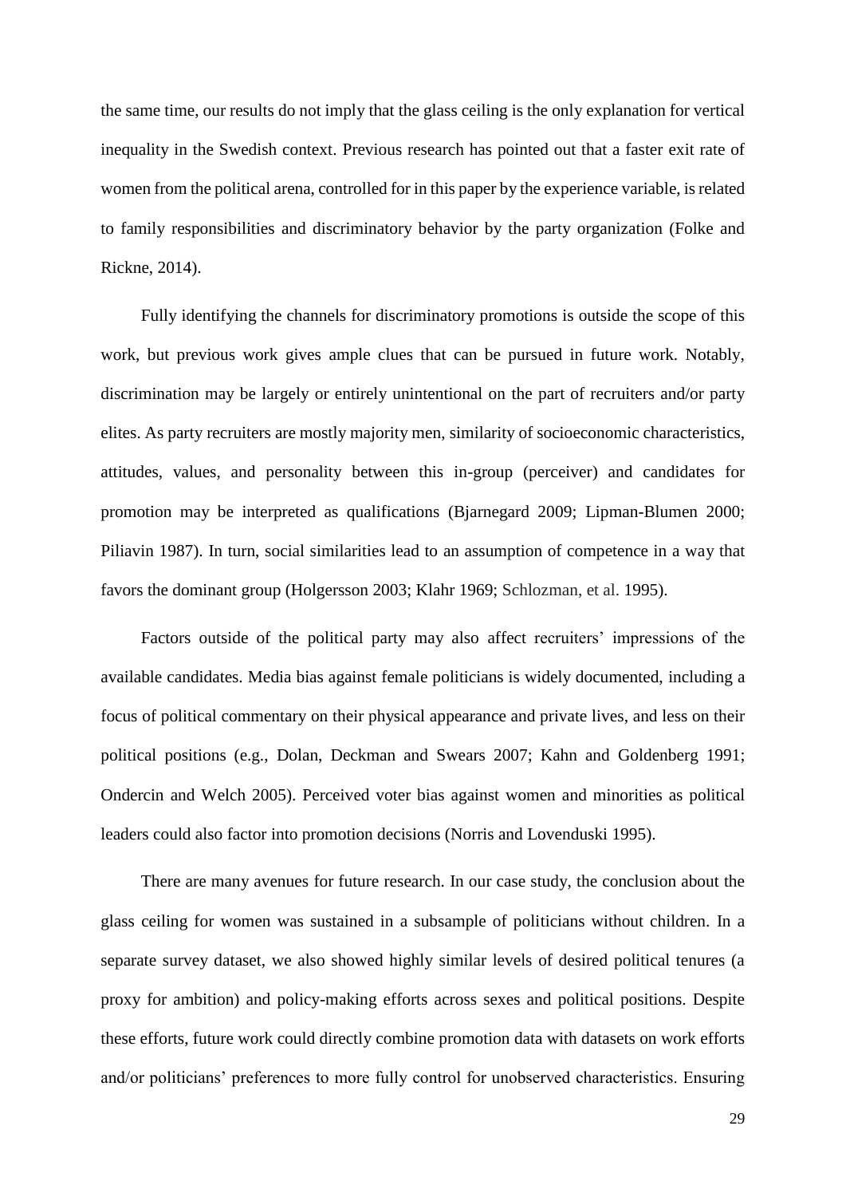the same time, our results do not imply that the glass ceiling is the only explanation for vertical inequality in the Swedish context. Previous research has pointed out that a faster exit rate of women from the political arena, controlled for in this paper by the experience variable, is related to family responsibilities and discriminatory behavior by the party organization (Folke and Rickne, 2014).

Fully identifying the channels for discriminatory promotions is outside the scope of this work, but previous work gives ample clues that can be pursued in future work. Notably, discrimination may be largely or entirely unintentional on the part of recruiters and/or party elites. As party recruiters are mostly majority men, similarity of socioeconomic characteristics, attitudes, values, and personality between this in-group (perceiver) and candidates for promotion may be interpreted as qualifications (Bjarnegard 2009; Lipman-Blumen 2000; Piliavin 1987). In turn, social similarities lead to an assumption of competence in a way that favors the dominant group (Holgersson 2003; Klahr 1969; Schlozman, et al. 1995).

Factors outside of the political party may also affect recruiters' impressions of the available candidates. Media bias against female politicians is widely documented, including a focus of political commentary on their physical appearance and private lives, and less on their political positions (e.g., Dolan, Deckman and Swears 2007; Kahn and Goldenberg 1991; Ondercin and Welch 2005). Perceived voter bias against women and minorities as political leaders could also factor into promotion decisions (Norris and Lovenduski 1995).

There are many avenues for future research. In our case study, the conclusion about the glass ceiling for women was sustained in a subsample of politicians without children. In a separate survey dataset, we also showed highly similar levels of desired political tenures (a proxy for ambition) and policy-making efforts across sexes and political positions. Despite these efforts, future work could directly combine promotion data with datasets on work efforts and/or politicians' preferences to more fully control for unobserved characteristics. Ensuring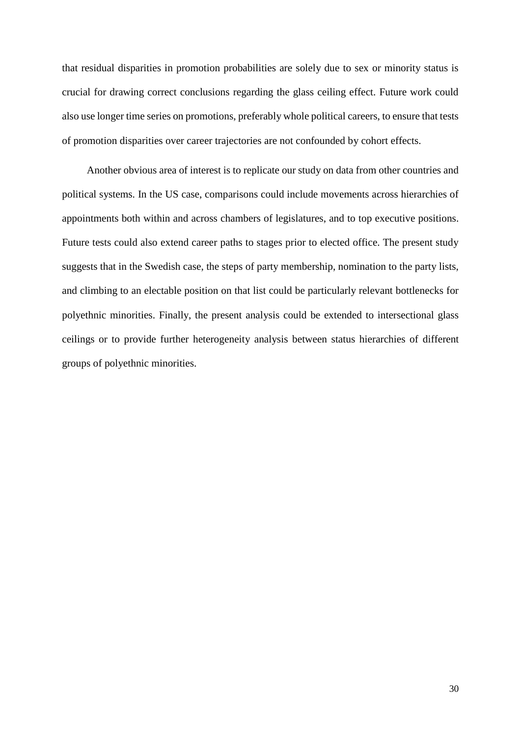that residual disparities in promotion probabilities are solely due to sex or minority status is crucial for drawing correct conclusions regarding the glass ceiling effect. Future work could also use longer time series on promotions, preferably whole political careers, to ensure that tests of promotion disparities over career trajectories are not confounded by cohort effects.

Another obvious area of interest is to replicate our study on data from other countries and political systems. In the US case, comparisons could include movements across hierarchies of appointments both within and across chambers of legislatures, and to top executive positions. Future tests could also extend career paths to stages prior to elected office. The present study suggests that in the Swedish case, the steps of party membership, nomination to the party lists, and climbing to an electable position on that list could be particularly relevant bottlenecks for polyethnic minorities. Finally, the present analysis could be extended to intersectional glass ceilings or to provide further heterogeneity analysis between status hierarchies of different groups of polyethnic minorities.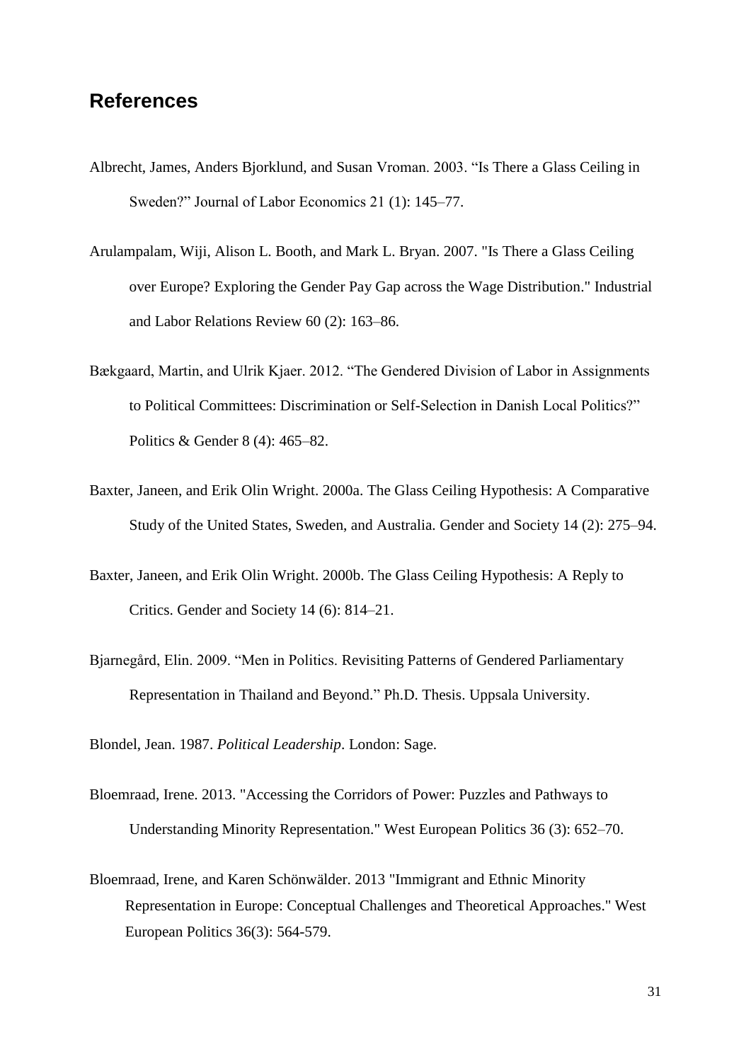## References

Albrecht, James, Anders Bjorklund, and Susan Vroman. 2003. "Is There a Glass Ceiling in Sweden?" Journal of Labor Economics 21 (1): 145–77.

Arulampalam, Wiji, Alison L. Booth, and Mark L. Bryan. 2007. "Is There a Glass Ceiling over Europe? Exploring the Gender Pay Gap across the Wage Distribution." Industrial and Labor Relations Review 60 (2): 163–86.

Bækgaard, Martin, and Ulrik Kjaer. 2012. "The Gendered Division of Labor in Assignments to Political Committees: Discrimination or Self-Selection in Danish Local Politics?" Politics & Gender 8 (4): 465–82.

Baxter, Janeen, and Erik Olin Wright. 2000a. The Glass Ceiling Hypothesis: A Comparative Study of the United States, Sweden, and Australia. Gender and Society 14 (2): 275–94.

Baxter, Janeen, and Erik Olin Wright. 2000b. The Glass Ceiling Hypothesis: A Reply to Critics. Gender and Society 14 (6): 814–21.

Bjarnegård, Elin. 2009. "Men in Politics. Revisiting Patterns of Gendered Parliamentary Representation in Thailand and Beyond." Ph.D. Thesis. Uppsala University.

Blondel, Jean. 1987. *Political Leadership*. London: Sage.

Bloemraad, Irene. 2013. "Accessing the Corridors of Power: Puzzles and Pathways to Understanding Minority Representation." West European Politics 36 (3): 652–70.

Bloemraad, Irene, and Karen Schönwälder. 2013 "Immigrant and Ethnic Minority Representation in Europe: Conceptual Challenges and Theoretical Approaches." West European Politics 36(3): 564-579.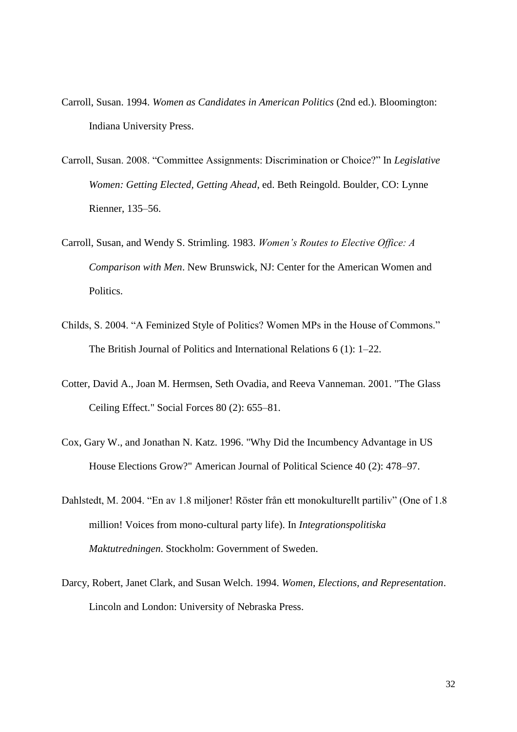Carroll, Susan. 1994. *Women as Candidates in American Politics* (2nd ed.). Bloomington: Indiana University Press.

Carroll, Susan. 2008. "Committee Assignments: Discrimination or Choice?" In *Legislative Women: Getting Elected, Getting Ahead*, ed. Beth Reingold. Boulder, CO: Lynne Rienner, 135–56.

Carroll, Susan, and Wendy S. Strimling. 1983. *Women's Routes to Elective Office: A Comparison with Men*. New Brunswick, NJ: Center for the American Women and Politics.

Childs, S. 2004. "A Feminized Style of Politics? Women MPs in the House of Commons." The British Journal of Politics and International Relations 6 (1): 1–22.

Cotter, David A., Joan M. Hermsen, Seth Ovadia, and Reeva Vanneman. 2001. "The Glass Ceiling Effect." Social Forces 80 (2): 655–81.

Cox, Gary W., and Jonathan N. Katz. 1996. "Why Did the Incumbency Advantage in US House Elections Grow?" American Journal of Political Science 40 (2): 478–97.

Dahlstedt, M. 2004. "En av 1.8 miljoner! Röster från ett monokulturellt partiliv" (One of 1.8 million! Voices from mono-cultural party life). In *Integrationspolitiska Maktutredningen*. Stockholm: Government of Sweden.

Darcy, Robert, Janet Clark, and Susan Welch. 1994. *Women, Elections, and Representation*. Lincoln and London: University of Nebraska Press.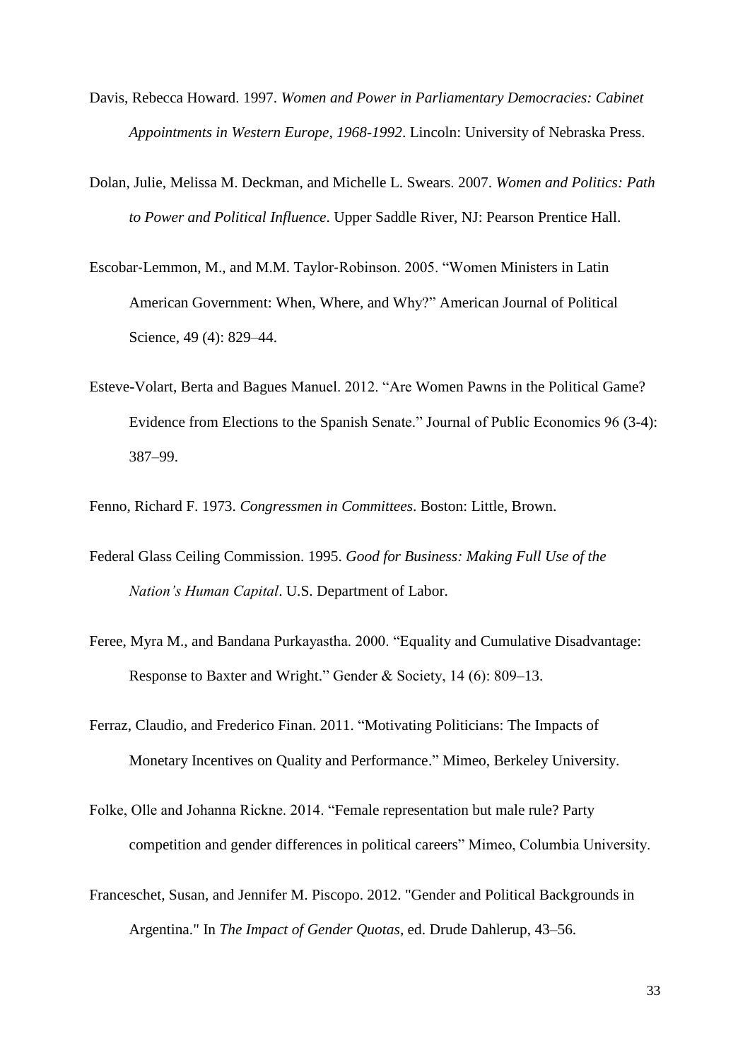Davis, Rebecca Howard. 1997. *Women and Power in Parliamentary Democracies: Cabinet Appointments in Western Europe, 1968-1992*. Lincoln: University of Nebraska Press.

Dolan, Julie, Melissa M. Deckman, and Michelle L. Swears. 2007. *Women and Politics: Path to Power and Political Influence*. Upper Saddle River, NJ: Pearson Prentice Hall.

Escobar-Lemmon, M., and M.M. Taylor-Robinson. 2005. "Women Ministers in Latin American Government: When, Where, and Why?" American Journal of Political Science, 49 (4): 829–44.

Esteve-Volart, Berta and Bagues Manuel. 2012. "Are Women Pawns in the Political Game? Evidence from Elections to the Spanish Senate." Journal of Public Economics 96 (3-4): 387–99.

Fenno, Richard F. 1973. *Congressmen in Committees*. Boston: Little, Brown.

Federal Glass Ceiling Commission. 1995. *Good for Business: Making Full Use of the Nation's Human Capital*. U.S. Department of Labor.

Feree, Myra M., and Bandana Purkayastha. 2000. "Equality and Cumulative Disadvantage: Response to Baxter and Wright." Gender & Society, 14 (6): 809–13.

Ferraz, Claudio, and Frederico Finan. 2011. "Motivating Politicians: The Impacts of Monetary Incentives on Quality and Performance." Mimeo, Berkeley University.

Folke, Olle and Johanna Rickne. 2014. "Female representation but male rule? Party competition and gender differences in political careers" Mimeo, Columbia University.

Franceschet, Susan, and Jennifer M. Piscopo. 2012. "Gender and Political Backgrounds in Argentina." In *The Impact of Gender Quotas*, ed. Drude Dahlerup, 43–56.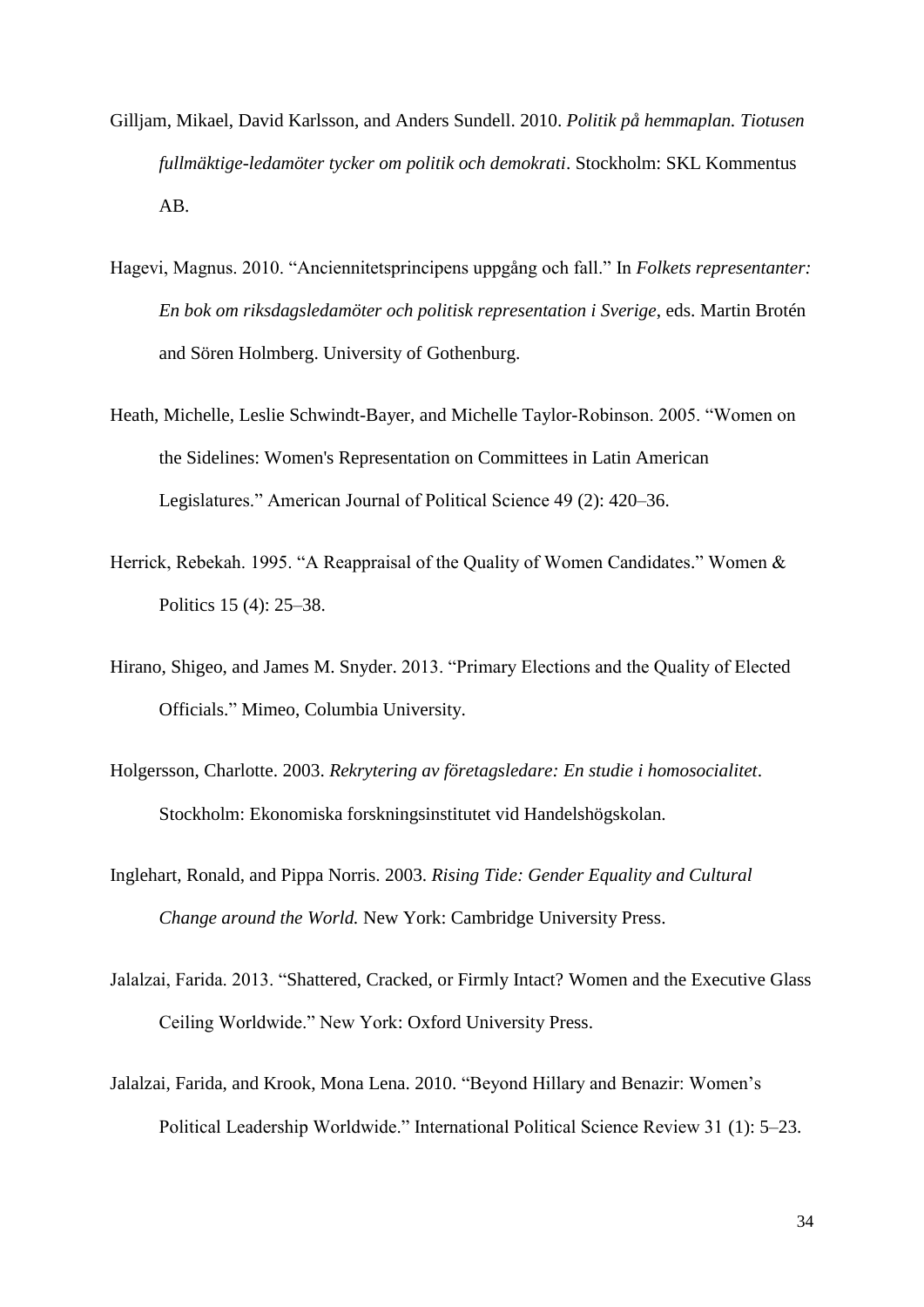Gilljam, Mikael, David Karlsson, and Anders Sundell. 2010. *Politik på hemmaplan. Tiotusen fullmäktige-ledamöter tycker om politik och demokrati*. Stockholm: SKL Kommentus AB.

Hagevi, Magnus. 2010. "Anciennitetsprincipens uppgång och fall." In *Folkets representanter: En bok om riksdagsledamöter och politisk representation i Sverige*, eds. Martin Brotén and Sören Holmberg. University of Gothenburg.

Heath, Michelle, Leslie Schwindt-Bayer, and Michelle Taylor-Robinson. 2005. "Women on the Sidelines: Women's Representation on Committees in Latin American Legislatures." American Journal of Political Science 49 (2): 420–36.

Herrick, Rebekah. 1995. "A Reappraisal of the Quality of Women Candidates." Women & Politics 15 (4): 25–38.

Hirano, Shigeo, and James M. Snyder. 2013. "Primary Elections and the Quality of Elected Officials." Mimeo, Columbia University.

Holgersson, Charlotte. 2003. *Rekrytering av företagsledare: En studie i homosocialitet*. Stockholm: Ekonomiska forskningsinstitutet vid Handelshögskolan.

Inglehart, Ronald, and Pippa Norris. 2003. *Rising Tide: Gender Equality and Cultural Change around the World.* New York: Cambridge University Press.

Jalalzai, Farida. 2013. "Shattered, Cracked, or Firmly Intact? Women and the Executive Glass Ceiling Worldwide." New York: Oxford University Press.

Jalalzai, Farida, and Krook, Mona Lena. 2010. "Beyond Hillary and Benazir: Women's Political Leadership Worldwide." International Political Science Review 31 (1): 5–23.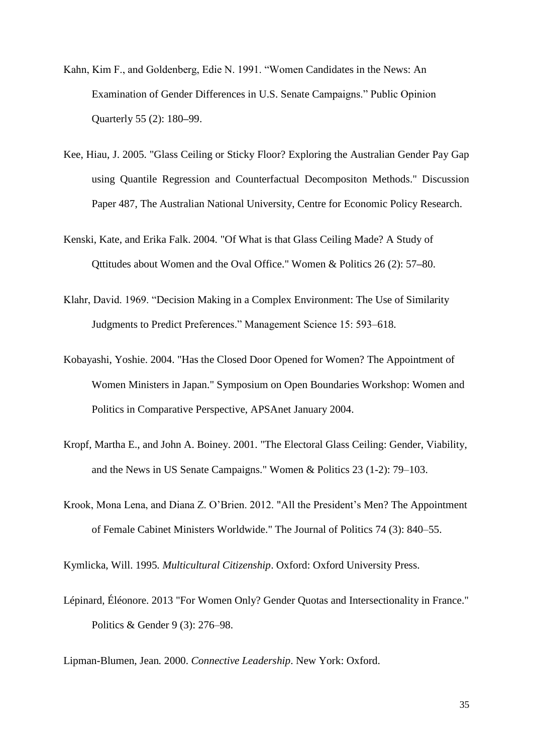Kahn, Kim F., and Goldenberg, Edie N. 1991. “Women Candidates in the News: An Examination of Gender Differences in U.S. Senate Campaigns.” Public Opinion Quarterly 55 (2): 180–99.

Kee, Hiau, J. 2005. "Glass Ceiling or Sticky Floor? Exploring the Australian Gender Pay Gap using Quantile Regression and Counterfactual Decompositon Methods." Discussion Paper 487, The Australian National University, Centre for Economic Policy Research.

Kenski, Kate, and Erika Falk. 2004. "Of What is that Glass Ceiling Made? A Study of Qttitudes about Women and the Oval Office." Women & Politics 26 (2): 57–80.

Klahr, David. 1969. “Decision Making in a Complex Environment: The Use of Similarity Judgments to Predict Preferences.” Management Science 15: 593–618.

Kobayashi, Yoshie. 2004. "Has the Closed Door Opened for Women? The Appointment of Women Ministers in Japan." Symposium on Open Boundaries Workshop: Women and Politics in Comparative Perspective, APSAnet January 2004.

Kropf, Martha E., and John A. Boiney. 2001. "The Electoral Glass Ceiling: Gender, Viability, and the News in US Senate Campaigns." Women & Politics 23 (1-2): 79–103.

Krook, Mona Lena, and Diana Z. O’Brien. 2012. "All the President’s Men? The Appointment of Female Cabinet Ministers Worldwide." The Journal of Politics 74 (3): 840–55.

Kymlicka, Will. 1995. *Multicultural Citizenship*. Oxford: Oxford University Press.

Lépinard, Éléonore. 2013 "For Women Only? Gender Quotas and Intersectionality in France." Politics & Gender 9 (3): 276–98.

Lipman-Blumen, Jean. 2000. *Connective Leadership*. New York: Oxford.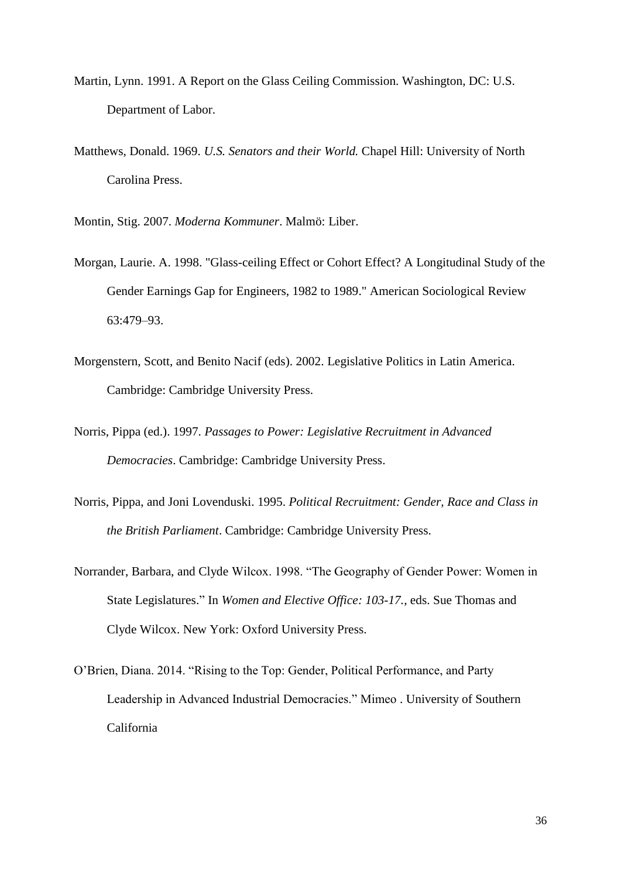Martin, Lynn. 1991. A Report on the Glass Ceiling Commission. Washington, DC: U.S. Department of Labor.

Matthews, Donald. 1969. *U.S. Senators and their World.* Chapel Hill: University of North Carolina Press.

Montin, Stig. 2007. *Moderna Kommuner*. Malmö: Liber.

Morgan, Laurie. A. 1998. "Glass-ceiling Effect or Cohort Effect? A Longitudinal Study of the Gender Earnings Gap for Engineers, 1982 to 1989." American Sociological Review 63:479–93.

Morgenstern, Scott, and Benito Nacif (eds). 2002. Legislative Politics in Latin America. Cambridge: Cambridge University Press.

Norris, Pippa (ed.). 1997. *Passages to Power: Legislative Recruitment in Advanced Democracies*. Cambridge: Cambridge University Press.

Norris, Pippa, and Joni Lovenduski. 1995. *Political Recruitment: Gender, Race and Class in the British Parliament*. Cambridge: Cambridge University Press.

Norrander, Barbara, and Clyde Wilcox. 1998. "The Geography of Gender Power: Women in State Legislatures." In *Women and Elective Office: 103-17.*, eds. Sue Thomas and Clyde Wilcox. New York: Oxford University Press.

O'Brien, Diana. 2014. "Rising to the Top: Gender, Political Performance, and Party Leadership in Advanced Industrial Democracies." Mimeo . University of Southern California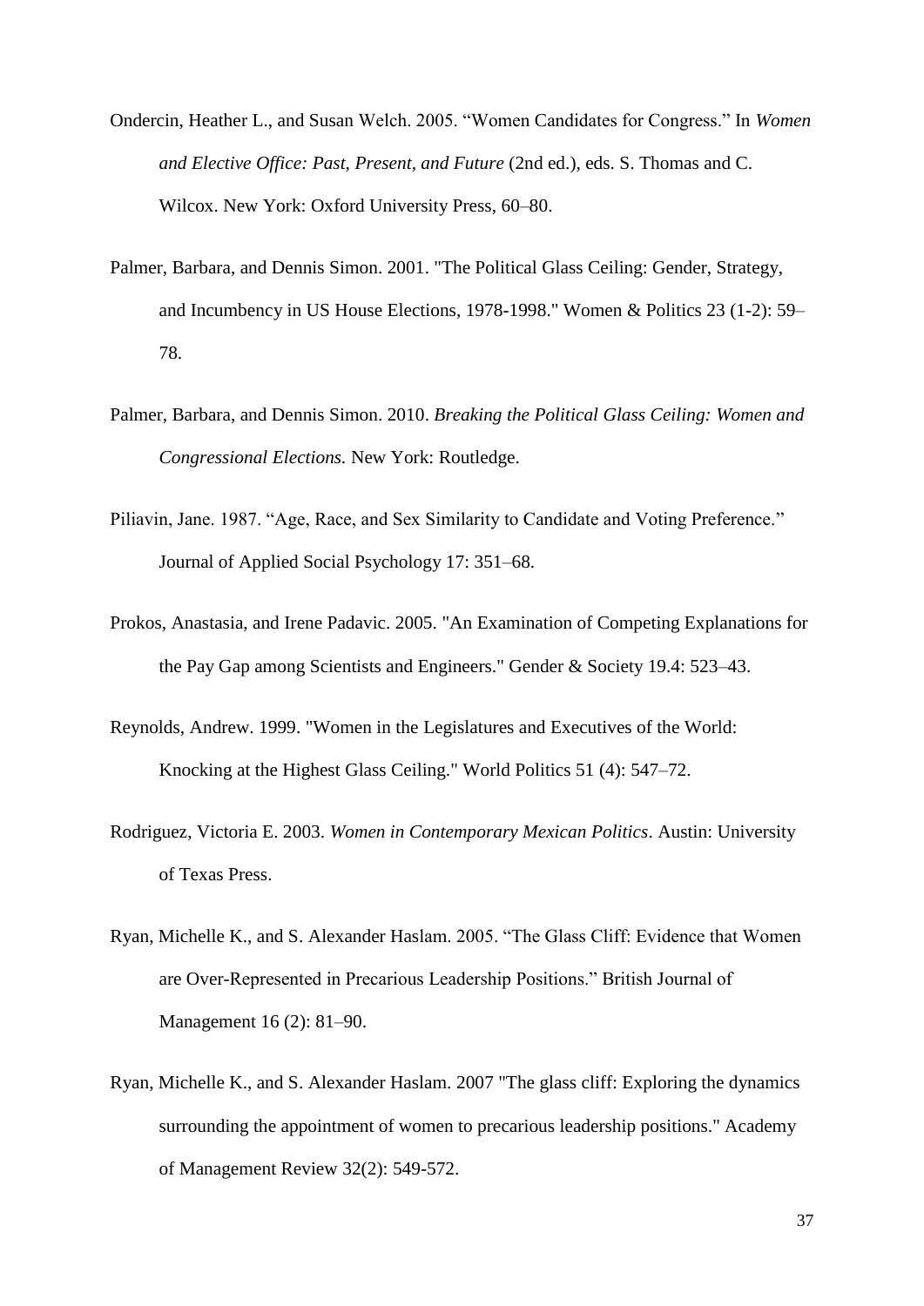Ondercin, Heather L., and Susan Welch. 2005. “Women Candidates for Congress.” In *Women and Elective Office: Past, Present, and Future* (2nd ed.), eds. S. Thomas and C. Wilcox. New York: Oxford University Press, 60–80.

Palmer, Barbara, and Dennis Simon. 2001. "The Political Glass Ceiling: Gender, Strategy, and Incumbency in US House Elections, 1978-1998." Women & Politics 23 (1-2): 59–78.

Palmer, Barbara, and Dennis Simon. 2010. *Breaking the Political Glass Ceiling: Women and Congressional Elections.* New York: Routledge.

Piliavin, Jane. 1987. “Age, Race, and Sex Similarity to Candidate and Voting Preference.” Journal of Applied Social Psychology 17: 351–68.

Prokos, Anastasia, and Irene Padavic. 2005. "An Examination of Competing Explanations for the Pay Gap among Scientists and Engineers." Gender & Society 19.4: 523–43.

Reynolds, Andrew. 1999. "Women in the Legislatures and Executives of the World: Knocking at the Highest Glass Ceiling." World Politics 51 (4): 547–72.

Rodriguez, Victoria E. 2003. *Women in Contemporary Mexican Politics*. Austin: University of Texas Press.

Ryan, Michelle K., and S. Alexander Haslam. 2005. “The Glass Cliff: Evidence that Women are Over-Represented in Precarious Leadership Positions.” British Journal of Management 16 (2): 81–90.

Ryan, Michelle K., and S. Alexander Haslam. 2007 "The glass cliff: Exploring the dynamics surrounding the appointment of women to precarious leadership positions." Academy of Management Review 32(2): 549-572.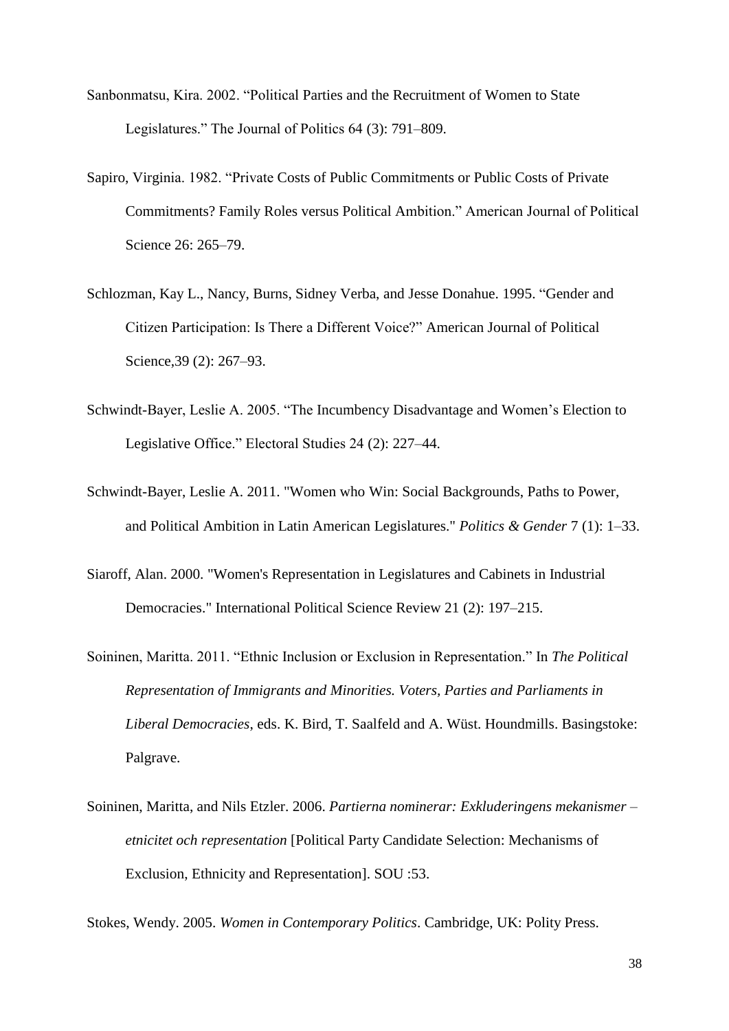Sanbonmatsu, Kira. 2002. “Political Parties and the Recruitment of Women to State Legislatures.” The Journal of Politics 64 (3): 791–809.

Sapiro, Virginia. 1982. “Private Costs of Public Commitments or Public Costs of Private Commitments? Family Roles versus Political Ambition.” American Journal of Political Science 26: 265–79.

Schlozman, Kay L., Nancy, Burns, Sidney Verba, and Jesse Donahue. 1995. “Gender and Citizen Participation: Is There a Different Voice?” American Journal of Political Science,39 (2): 267–93.

Schwindt-Bayer, Leslie A. 2005. “The Incumbency Disadvantage and Women’s Election to Legislative Office.” Electoral Studies 24 (2): 227–44.

Schwindt-Bayer, Leslie A. 2011. "Women who Win: Social Backgrounds, Paths to Power, and Political Ambition in Latin American Legislatures." *Politics & Gender* 7 (1): 1–33.

Siaroff, Alan. 2000. "Women's Representation in Legislatures and Cabinets in Industrial Democracies." International Political Science Review 21 (2): 197–215.

Soininen, Maritta. 2011. “Ethnic Inclusion or Exclusion in Representation.” In *The Political Representation of Immigrants and Minorities. Voters, Parties and Parliaments in Liberal Democracies*, eds. K. Bird, T. Saalfeld and A. Wüst. Houndmills. Basingstoke: Palgrave.

Soininen, Maritta, and Nils Etzler. 2006. *Partierna nominerar: Exkluderingens mekanismer – etnicitet och representation* [Political Party Candidate Selection: Mechanisms of Exclusion, Ethnicity and Representation]. SOU :53.

Stokes, Wendy. 2005. *Women in Contemporary Politics*. Cambridge, UK: Polity Press.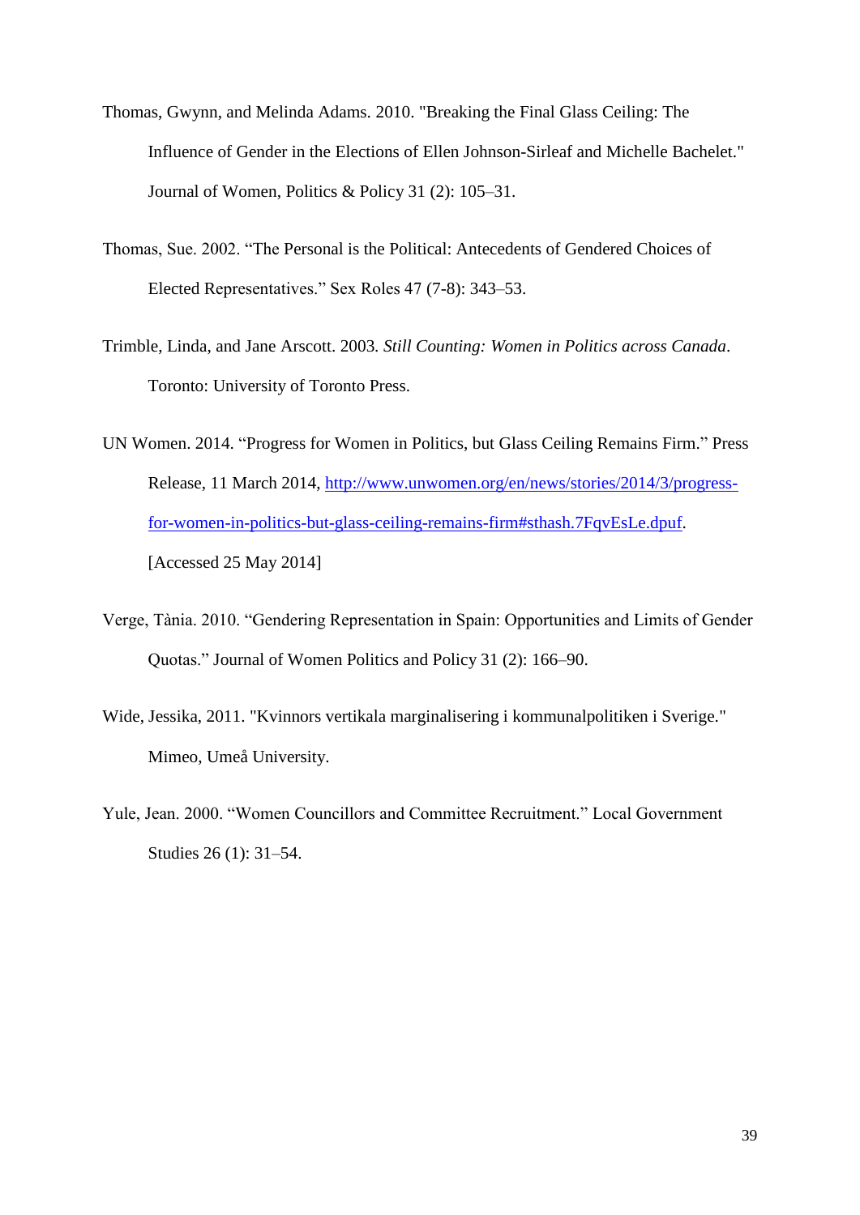Thomas, Gwynn, and Melinda Adams. 2010. "Breaking the Final Glass Ceiling: The Influence of Gender in the Elections of Ellen Johnson-Sirleaf and Michelle Bachelet." Journal of Women, Politics & Policy 31 (2): 105–31.

Thomas, Sue. 2002. "The Personal is the Political: Antecedents of Gendered Choices of Elected Representatives." Sex Roles 47 (7-8): 343–53.

Trimble, Linda, and Jane Arscott. 2003. *Still Counting: Women in Politics across Canada*. Toronto: University of Toronto Press.

UN Women. 2014. "Progress for Women in Politics, but Glass Ceiling Remains Firm." Press Release, 11 March 2014, http://www.unwomen.org/en/news/stories/2014/3/progress-for-women-in-politics-but-glass-ceiling-remains-firm#sthash.7FqvEsLe.dpuf. [Accessed 25 May 2014]

Verge, Tània. 2010. "Gendering Representation in Spain: Opportunities and Limits of Gender Quotas." Journal of Women Politics and Policy 31 (2): 166–90.

Wide, Jessika, 2011. "Kvinnors vertikala marginalisering i kommunalpolitiken i Sverige." Mimeo, Umeå University.

Yule, Jean. 2000. "Women Councillors and Committee Recruitment." Local Government Studies 26 (1): 31–54.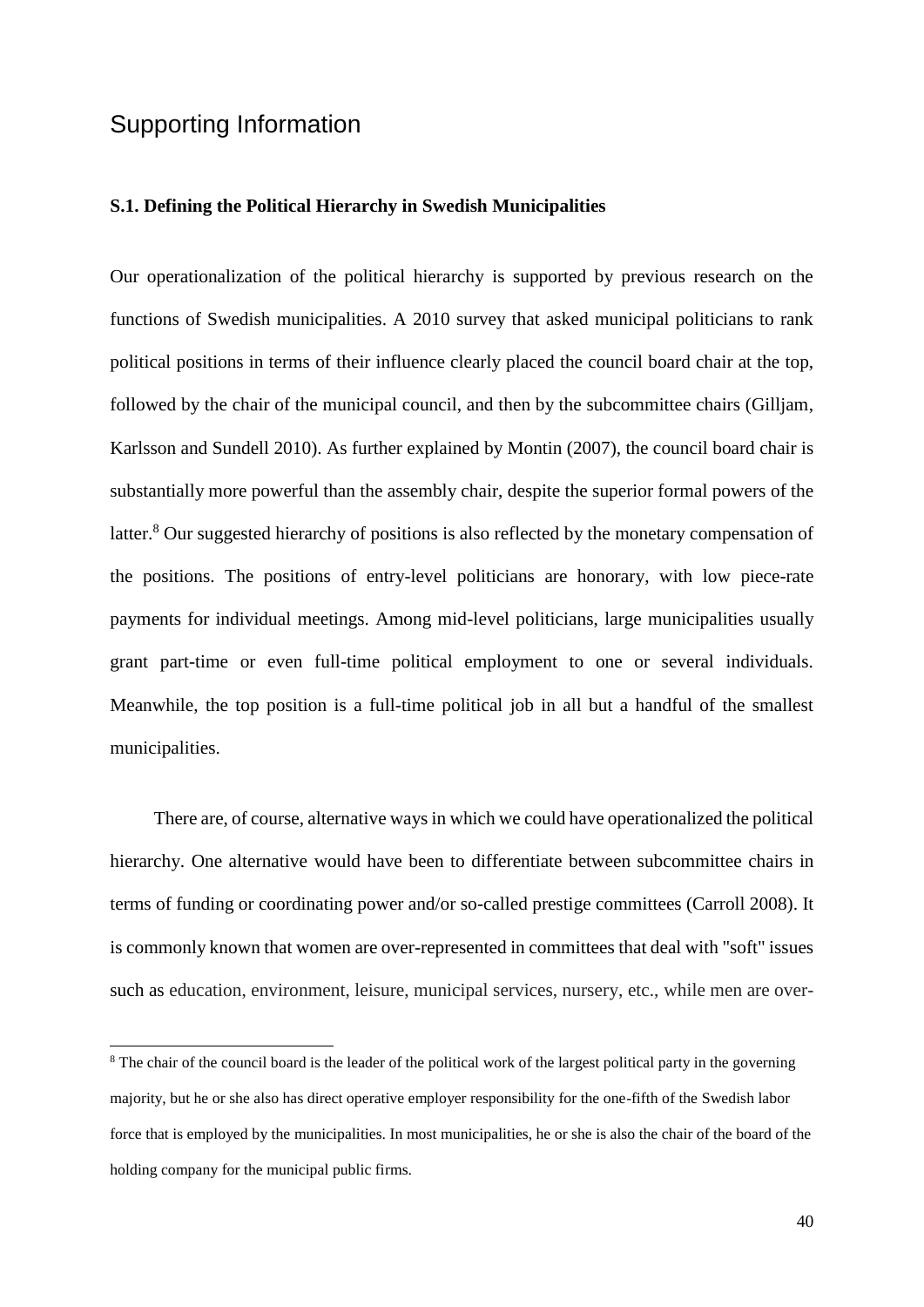# Supporting Information

### S.1. Defining the Political Hierarchy in Swedish Municipalities

Our operationalization of the political hierarchy is supported by previous research on the functions of Swedish municipalities. A 2010 survey that asked municipal politicians to rank political positions in terms of their influence clearly placed the council board chair at the top, followed by the chair of the municipal council, and then by the subcommittee chairs (Gilljam, Karlsson and Sundell 2010). As further explained by Montin (2007), the council board chair is substantially more powerful than the assembly chair, despite the superior formal powers of the latter.[8] Our suggested hierarchy of positions is also reflected by the monetary compensation of the positions. The positions of entry-level politicians are honorary, with low piece-rate payments for individual meetings. Among mid-level politicians, large municipalities usually grant part-time or even full-time political employment to one or several individuals. Meanwhile, the top position is a full-time political job in all but a handful of the smallest municipalities.

There are, of course, alternative ways in which we could have operationalized the political hierarchy. One alternative would have been to differentiate between subcommittee chairs in terms of funding or coordinating power and/or so-called prestige committees (Carroll 2008). It is commonly known that women are over-represented in committees that deal with "soft" issues such as education, environment, leisure, municipal services, nursery, etc., while men are over-

[8] The chair of the council board is the leader of the political work of the largest political party in the governing majority, but he or she also has direct operative employer responsibility for the one-fifth of the Swedish labor force that is employed by the municipalities. In most municipalities, he or she is also the chair of the board of the holding company for the municipal public firms.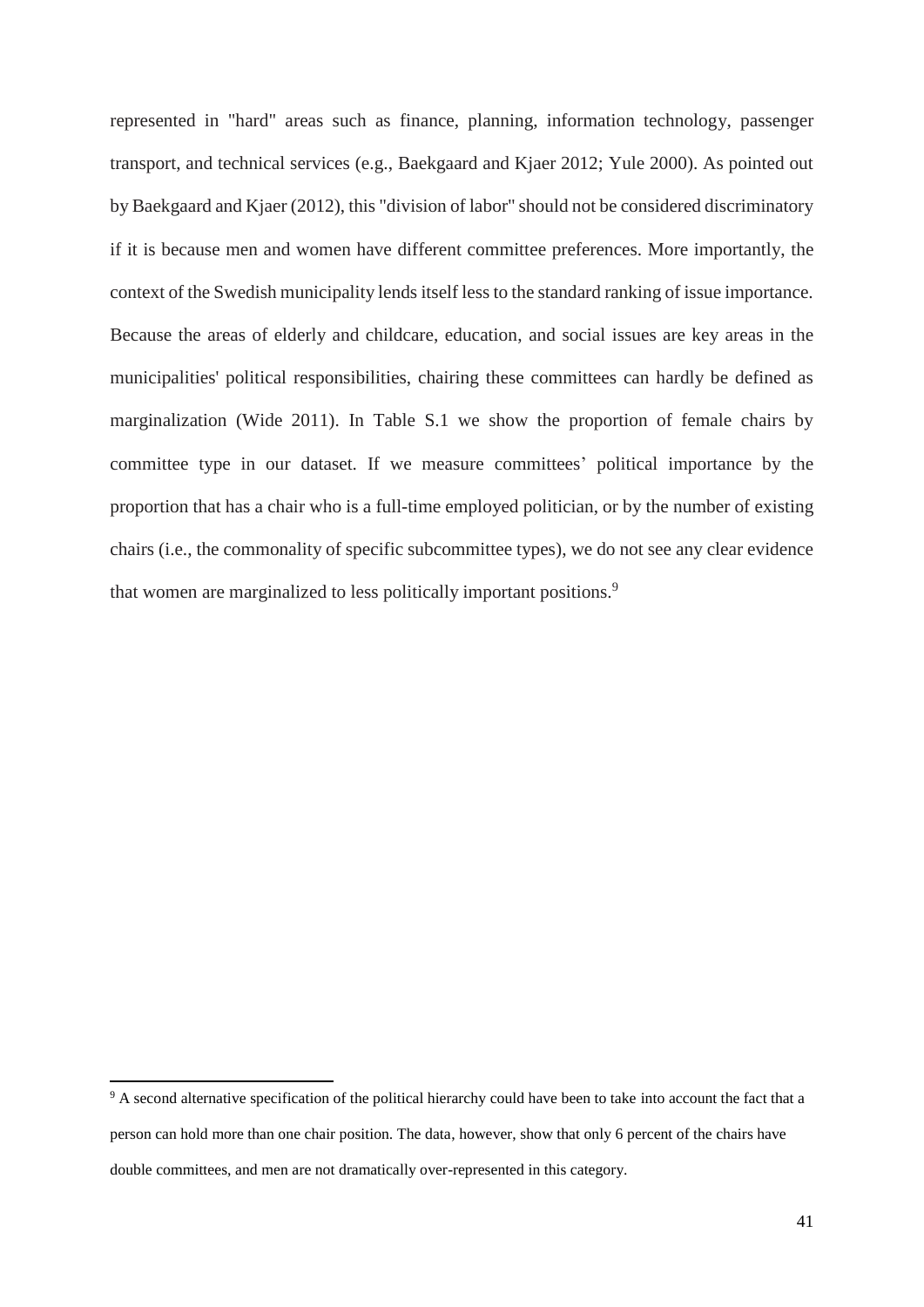represented in "hard" areas such as finance, planning, information technology, passenger transport, and technical services (e.g., Baekgaard and Kjaer 2012; Yule 2000). As pointed out by Baekgaard and Kjaer (2012), this "division of labor" should not be considered discriminatory if it is because men and women have different committee preferences. More importantly, the context of the Swedish municipality lends itself less to the standard ranking of issue importance. Because the areas of elderly and childcare, education, and social issues are key areas in the municipalities' political responsibilities, chairing these committees can hardly be defined as marginalization (Wide 2011). In Table S.1 we show the proportion of female chairs by committee type in our dataset. If we measure committees' political importance by the proportion that has a chair who is a full-time employed politician, or by the number of existing chairs (i.e., the commonality of specific subcommittee types), we do not see any clear evidence that women are marginalized to less politically important positions.[9]

[9] A second alternative specification of the political hierarchy could have been to take into account the fact that a person can hold more than one chair position. The data, however, show that only 6 percent of the chairs have double committees, and men are not dramatically over-represented in this category.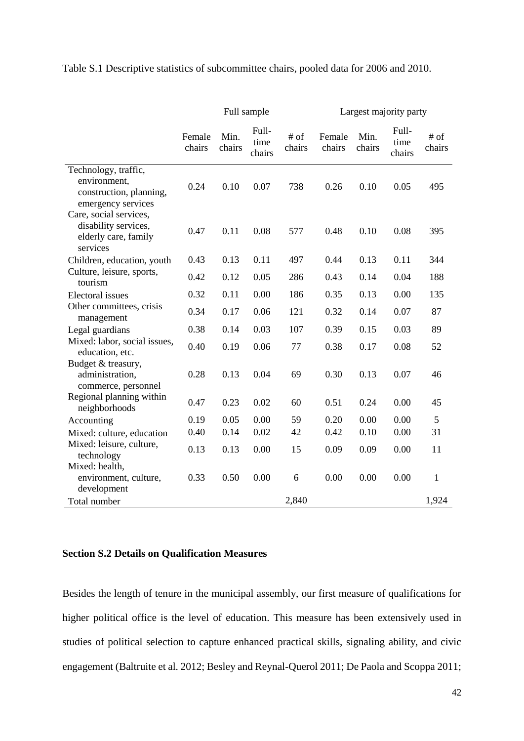Table S.1 Descriptive statistics of subcommittee chairs, pooled data for 2006 and 2010.

| | Full sample | | | | Largest majority party | | | |
|---|---|---|---|---|---|---|---|---|
| | Female chairs | Min. chairs | Full-time chairs | # of chairs | Female chairs | Min. chairs | Full-time chairs | # of chairs |
| Technology, traffic, environment, construction, planning, emergency services | 0.24 | 0.10 | 0.07 | 738 | 0.26 | 0.10 | 0.05 | 495 |
| Care, social services, disability services, elderly care, family services | 0.47 | 0.11 | 0.08 | 577 | 0.48 | 0.10 | 0.08 | 395 |
| Children, education, youth | 0.43 | 0.13 | 0.11 | 497 | 0.44 | 0.13 | 0.11 | 344 |
| Culture, leisure, sports, tourism | 0.42 | 0.12 | 0.05 | 286 | 0.43 | 0.14 | 0.04 | 188 |
| Electoral issues | 0.32 | 0.11 | 0.00 | 186 | 0.35 | 0.13 | 0.00 | 135 |
| Other committees, crisis management | 0.34 | 0.17 | 0.06 | 121 | 0.32 | 0.14 | 0.07 | 87 |
| Legal guardians | 0.38 | 0.14 | 0.03 | 107 | 0.39 | 0.15 | 0.03 | 89 |
| Mixed: labor, social issues, education, etc. | 0.40 | 0.19 | 0.06 | 77 | 0.38 | 0.17 | 0.08 | 52 |
| Budget & treasury, administration, commerce, personnel | 0.28 | 0.13 | 0.04 | 69 | 0.30 | 0.13 | 0.07 | 46 |
| Regional planning within neighborhoods | 0.47 | 0.23 | 0.02 | 60 | 0.51 | 0.24 | 0.00 | 45 |
| Accounting | 0.19 | 0.05 | 0.00 | 59 | 0.20 | 0.00 | 0.00 | 5 |
| Mixed: culture, education | 0.40 | 0.14 | 0.02 | 42 | 0.42 | 0.10 | 0.00 | 31 |
| Mixed: leisure, culture, technology | 0.13 | 0.13 | 0.00 | 15 | 0.09 | 0.09 | 0.00 | 11 |
| Mixed: health, environment, culture, development | 0.33 | 0.50 | 0.00 | 6 | 0.00 | 0.00 | 0.00 | 1 |
| Total number | | | | 2,840 | | | | 1,924 |

## Section S.2 Details on Qualification Measures

Besides the length of tenure in the municipal assembly, our first measure of qualifications for higher political office is the level of education. This measure has been extensively used in studies of political selection to capture enhanced practical skills, signaling ability, and civic engagement (Baltruite et al. 2012; Besley and Reynal-Querol 2011; De Paola and Scoppa 2011;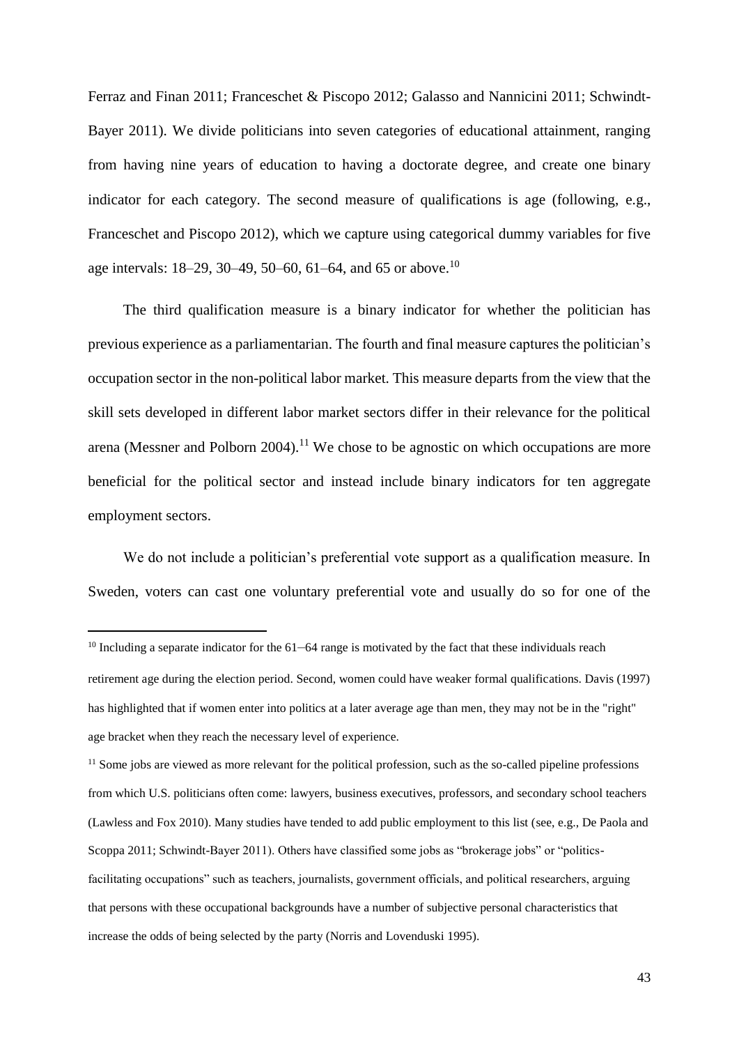Ferraz and Finan 2011; Franceschet & Piscopo 2012; Galasso and Nannicini 2011; Schwindt-Bayer 2011). We divide politicians into seven categories of educational attainment, ranging from having nine years of education to having a doctorate degree, and create one binary indicator for each category. The second measure of qualifications is age (following, e.g., Franceschet and Piscopo 2012), which we capture using categorical dummy variables for five age intervals: 18–29, 30–49, 50–60, 61–64, and 65 or above.[10]

The third qualification measure is a binary indicator for whether the politician has previous experience as a parliamentarian. The fourth and final measure captures the politician's occupation sector in the non-political labor market. This measure departs from the view that the skill sets developed in different labor market sectors differ in their relevance for the political arena (Messner and Polborn 2004).[11] We chose to be agnostic on which occupations are more beneficial for the political sector and instead include binary indicators for ten aggregate employment sectors.

We do not include a politician's preferential vote support as a qualification measure. In Sweden, voters can cast one voluntary preferential vote and usually do so for one of the

---

[10] Including a separate indicator for the 61–64 range is motivated by the fact that these individuals reach retirement age during the election period. Second, women could have weaker formal qualifications. Davis (1997) has highlighted that if women enter into politics at a later average age than men, they may not be in the "right" age bracket when they reach the necessary level of experience.

[11] Some jobs are viewed as more relevant for the political profession, such as the so-called pipeline professions from which U.S. politicians often come: lawyers, business executives, professors, and secondary school teachers (Lawless and Fox 2010). Many studies have tended to add public employment to this list (see, e.g., De Paola and Scoppa 2011; Schwindt-Bayer 2011). Others have classified some jobs as "brokerage jobs" or "politics-facilitating occupations" such as teachers, journalists, government officials, and political researchers, arguing that persons with these occupational backgrounds have a number of subjective personal characteristics that increase the odds of being selected by the party (Norris and Lovenduski 1995).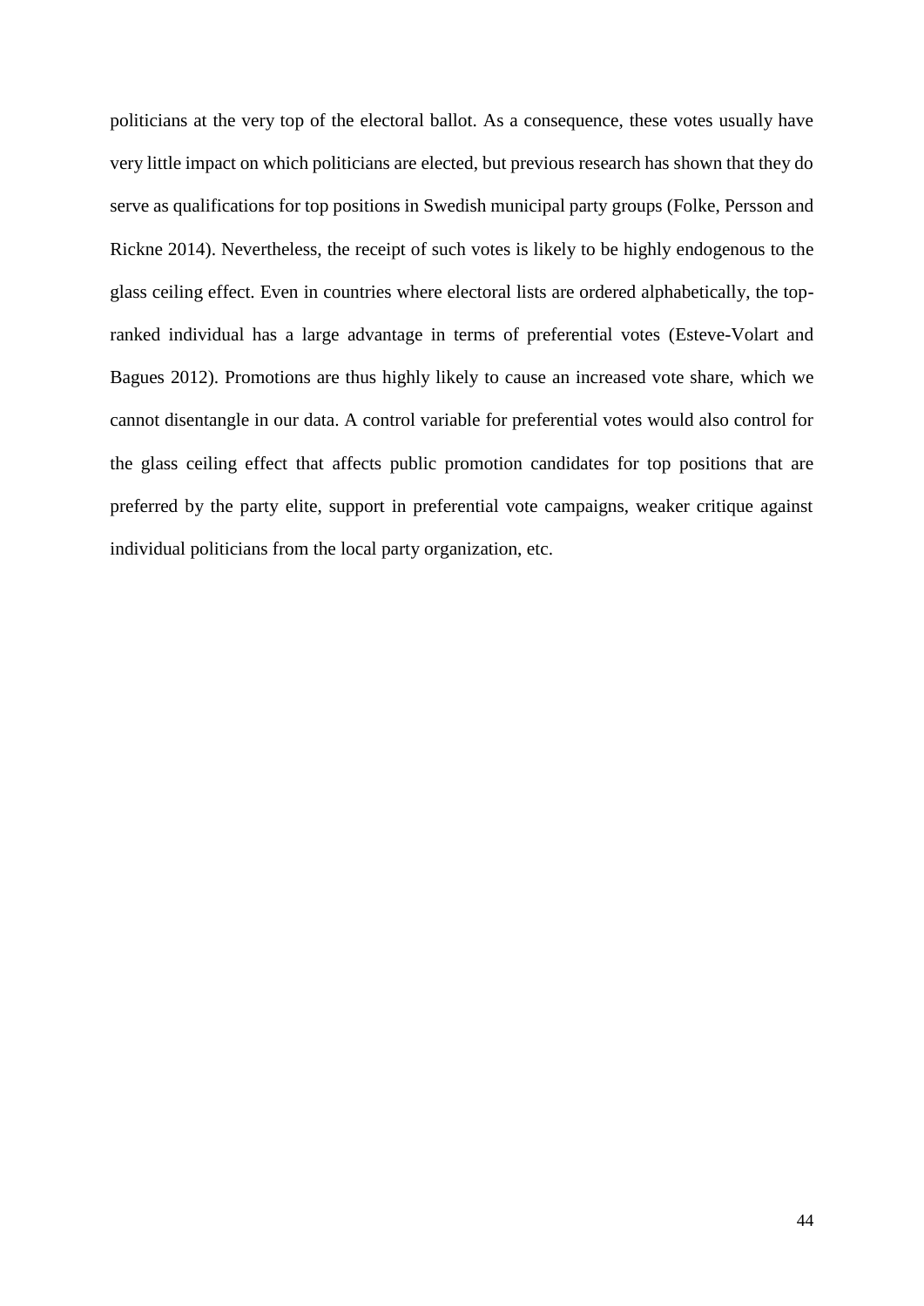politicians at the very top of the electoral ballot. As a consequence, these votes usually have very little impact on which politicians are elected, but previous research has shown that they do serve as qualifications for top positions in Swedish municipal party groups (Folke, Persson and Rickne 2014). Nevertheless, the receipt of such votes is likely to be highly endogenous to the glass ceiling effect. Even in countries where electoral lists are ordered alphabetically, the top-ranked individual has a large advantage in terms of preferential votes (Esteve-Volart and Bagues 2012). Promotions are thus highly likely to cause an increased vote share, which we cannot disentangle in our data. A control variable for preferential votes would also control for the glass ceiling effect that affects public promotion candidates for top positions that are preferred by the party elite, support in preferential vote campaigns, weaker critique against individual politicians from the local party organization, etc.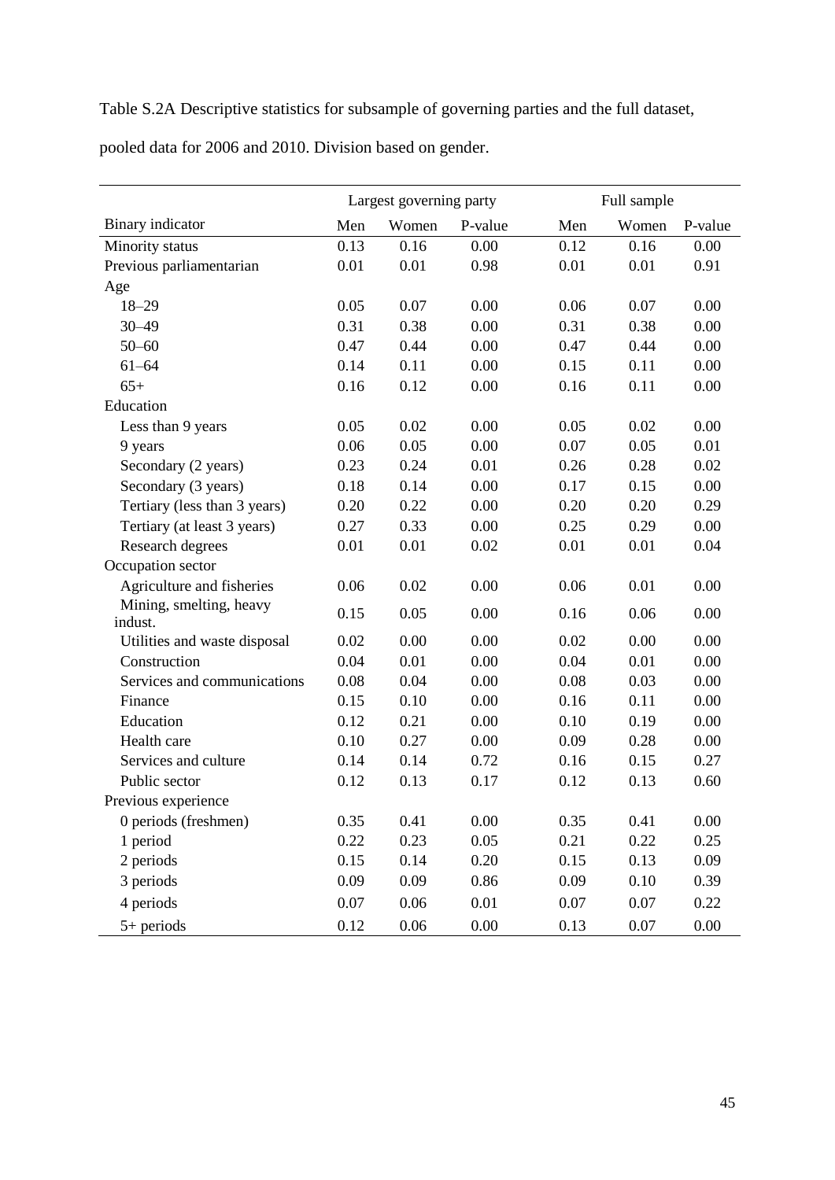Table S.2A Descriptive statistics for subsample of governing parties and the full dataset, pooled data for 2006 and 2010. Division based on gender.

| | Largest governing party | | | Full sample | | |
|---|---|---|---|---|---|---|
| Binary indicator | Men | Women | P-value | Men | Women | P-value |
| Minority status | 0.13 | 0.16 | 0.00 | 0.12 | 0.16 | 0.00 |
| Previous parliamentarian | 0.01 | 0.01 | 0.98 | 0.01 | 0.01 | 0.91 |
| Age | | | | | | |
| 18–29 | 0.05 | 0.07 | 0.00 | 0.06 | 0.07 | 0.00 |
| 30–49 | 0.31 | 0.38 | 0.00 | 0.31 | 0.38 | 0.00 |
| 50–60 | 0.47 | 0.44 | 0.00 | 0.47 | 0.44 | 0.00 |
| 61–64 | 0.14 | 0.11 | 0.00 | 0.15 | 0.11 | 0.00 |
| 65+ | 0.16 | 0.12 | 0.00 | 0.16 | 0.11 | 0.00 |
| Education | | | | | | |
| Less than 9 years | 0.05 | 0.02 | 0.00 | 0.05 | 0.02 | 0.00 |
| 9 years | 0.06 | 0.05 | 0.00 | 0.07 | 0.05 | 0.01 |
| Secondary (2 years) | 0.23 | 0.24 | 0.01 | 0.26 | 0.28 | 0.02 |
| Secondary (3 years) | 0.18 | 0.14 | 0.00 | 0.17 | 0.15 | 0.00 |
| Tertiary (less than 3 years) | 0.20 | 0.22 | 0.00 | 0.20 | 0.20 | 0.29 |
| Tertiary (at least 3 years) | 0.27 | 0.33 | 0.00 | 0.25 | 0.29 | 0.00 |
| Research degrees | 0.01 | 0.01 | 0.02 | 0.01 | 0.01 | 0.04 |
| Occupation sector | | | | | | |
| Agriculture and fisheries | 0.06 | 0.02 | 0.00 | 0.06 | 0.01 | 0.00 |
| Mining, smelting, heavy indust. | 0.15 | 0.05 | 0.00 | 0.16 | 0.06 | 0.00 |
| Utilities and waste disposal | 0.02 | 0.00 | 0.00 | 0.02 | 0.00 | 0.00 |
| Construction | 0.04 | 0.01 | 0.00 | 0.04 | 0.01 | 0.00 |
| Services and communications | 0.08 | 0.04 | 0.00 | 0.08 | 0.03 | 0.00 |
| Finance | 0.15 | 0.10 | 0.00 | 0.16 | 0.11 | 0.00 |
| Education | 0.12 | 0.21 | 0.00 | 0.10 | 0.19 | 0.00 |
| Health care | 0.10 | 0.27 | 0.00 | 0.09 | 0.28 | 0.00 |
| Services and culture | 0.14 | 0.14 | 0.72 | 0.16 | 0.15 | 0.27 |
| Public sector | 0.12 | 0.13 | 0.17 | 0.12 | 0.13 | 0.60 |
| Previous experience | | | | | | |
| 0 periods (freshmen) | 0.35 | 0.41 | 0.00 | 0.35 | 0.41 | 0.00 |
| 1 period | 0.22 | 0.23 | 0.05 | 0.21 | 0.22 | 0.25 |
| 2 periods | 0.15 | 0.14 | 0.20 | 0.15 | 0.13 | 0.09 |
| 3 periods | 0.09 | 0.09 | 0.86 | 0.09 | 0.10 | 0.39 |
| 4 periods | 0.07 | 0.06 | 0.01 | 0.07 | 0.07 | 0.22 |
| 5+ periods | 0.12 | 0.06 | 0.00 | 0.13 | 0.07 | 0.00 |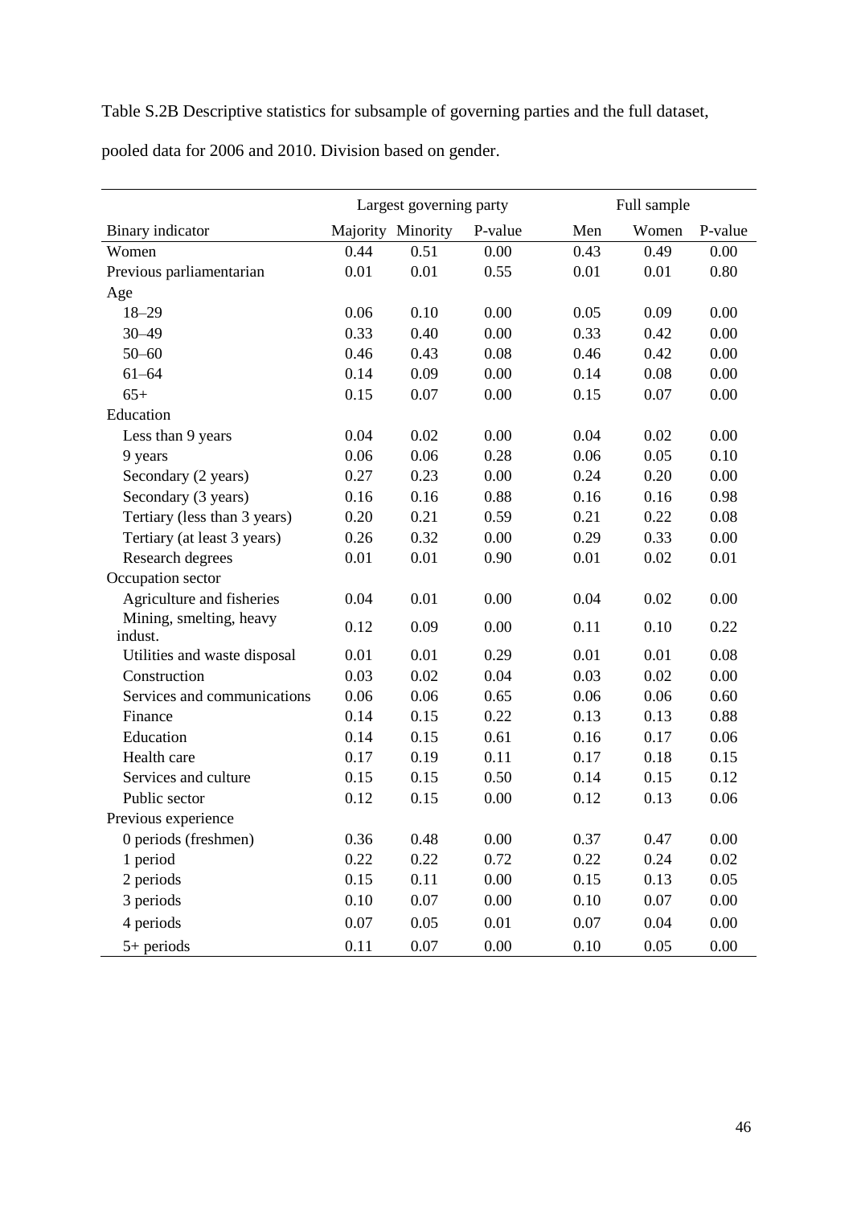Table S.2B Descriptive statistics for subsample of governing parties and the full dataset, pooled data for 2006 and 2010. Division based on gender.

| | Largest governing party | | | Full sample | | |
|---|---|---|---|---|---|---|
| Binary indicator | Majority | Minority | P-value | Men | Women | P-value |
| Women | 0.44 | 0.51 | 0.00 | 0.43 | 0.49 | 0.00 |
| Previous parliamentarian | 0.01 | 0.01 | 0.55 | 0.01 | 0.01 | 0.80 |
| Age | | | | | | |
| 18–29 | 0.06 | 0.10 | 0.00 | 0.05 | 0.09 | 0.00 |
| 30–49 | 0.33 | 0.40 | 0.00 | 0.33 | 0.42 | 0.00 |
| 50–60 | 0.46 | 0.43 | 0.08 | 0.46 | 0.42 | 0.00 |
| 61–64 | 0.14 | 0.09 | 0.00 | 0.14 | 0.08 | 0.00 |
| 65+ | 0.15 | 0.07 | 0.00 | 0.15 | 0.07 | 0.00 |
| Education | | | | | | |
| Less than 9 years | 0.04 | 0.02 | 0.00 | 0.04 | 0.02 | 0.00 |
| 9 years | 0.06 | 0.06 | 0.28 | 0.06 | 0.05 | 0.10 |
| Secondary (2 years) | 0.27 | 0.23 | 0.00 | 0.24 | 0.20 | 0.00 |
| Secondary (3 years) | 0.16 | 0.16 | 0.88 | 0.16 | 0.16 | 0.98 |
| Tertiary (less than 3 years) | 0.20 | 0.21 | 0.59 | 0.21 | 0.22 | 0.08 |
| Tertiary (at least 3 years) | 0.26 | 0.32 | 0.00 | 0.29 | 0.33 | 0.00 |
| Research degrees | 0.01 | 0.01 | 0.90 | 0.01 | 0.02 | 0.01 |
| Occupation sector | | | | | | |
| Agriculture and fisheries | 0.04 | 0.01 | 0.00 | 0.04 | 0.02 | 0.00 |
| Mining, smelting, heavy indust. | 0.12 | 0.09 | 0.00 | 0.11 | 0.10 | 0.22 |
| Utilities and waste disposal | 0.01 | 0.01 | 0.29 | 0.01 | 0.01 | 0.08 |
| Construction | 0.03 | 0.02 | 0.04 | 0.03 | 0.02 | 0.00 |
| Services and communications | 0.06 | 0.06 | 0.65 | 0.06 | 0.06 | 0.60 |
| Finance | 0.14 | 0.15 | 0.22 | 0.13 | 0.13 | 0.88 |
| Education | 0.14 | 0.15 | 0.61 | 0.16 | 0.17 | 0.06 |
| Health care | 0.17 | 0.19 | 0.11 | 0.17 | 0.18 | 0.15 |
| Services and culture | 0.15 | 0.15 | 0.50 | 0.14 | 0.15 | 0.12 |
| Public sector | 0.12 | 0.15 | 0.00 | 0.12 | 0.13 | 0.06 |
| Previous experience | | | | | | |
| 0 periods (freshmen) | 0.36 | 0.48 | 0.00 | 0.37 | 0.47 | 0.00 |
| 1 period | 0.22 | 0.22 | 0.72 | 0.22 | 0.24 | 0.02 |
| 2 periods | 0.15 | 0.11 | 0.00 | 0.15 | 0.13 | 0.05 |
| 3 periods | 0.10 | 0.07 | 0.00 | 0.10 | 0.07 | 0.00 |
| 4 periods | 0.07 | 0.05 | 0.01 | 0.07 | 0.04 | 0.00 |
| 5+ periods | 0.11 | 0.07 | 0.00 | 0.10 | 0.05 | 0.00 |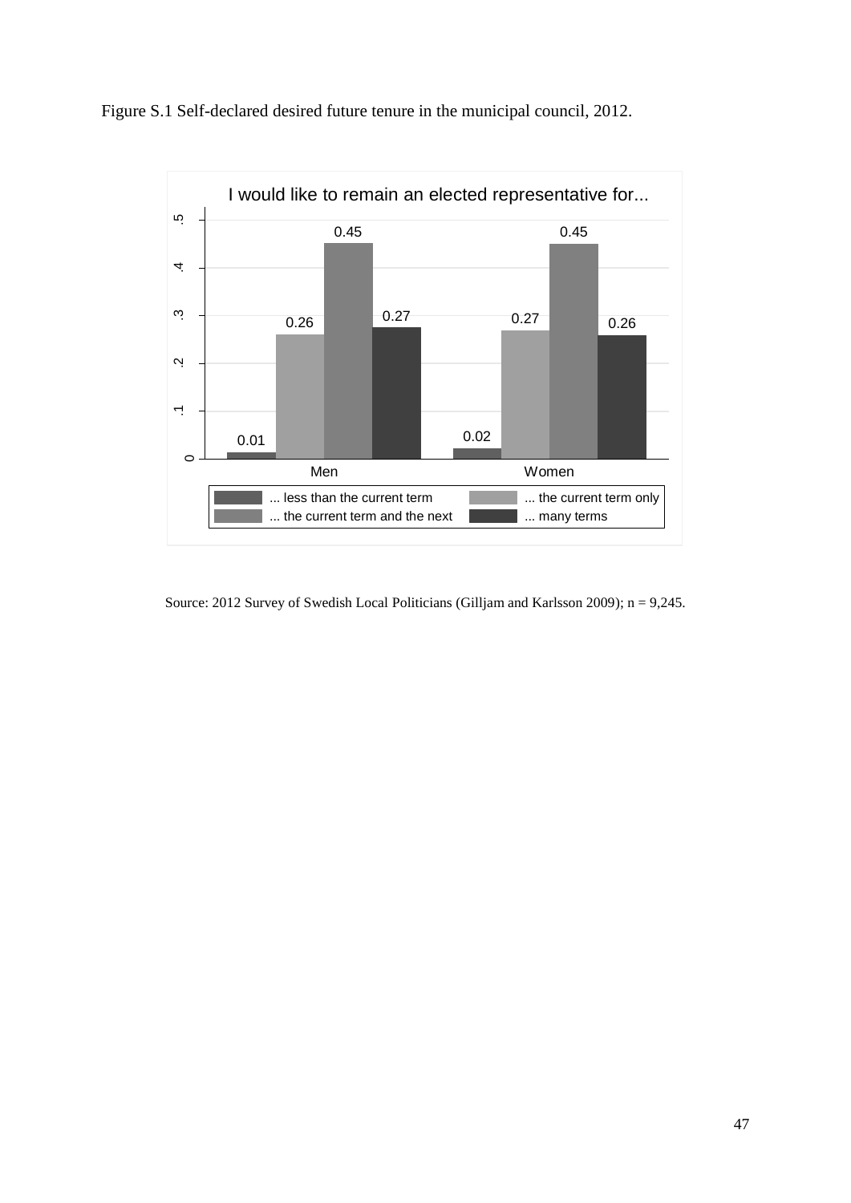Figure S.1 Self-declared desired future tenure in the municipal council, 2012.

I would like to remain an elected representative for...

0
.1
.2
.3
.4
.5

0.01
0.26
0.45
0.27

0.02
0.27
0.45
0.26

Men
Women

... less than the current term
... the current term only
... the current term and the next
... many terms

Source: 2012 Survey of Swedish Local Politicians (Gilljam and Karlsson 2009); n = 9,245.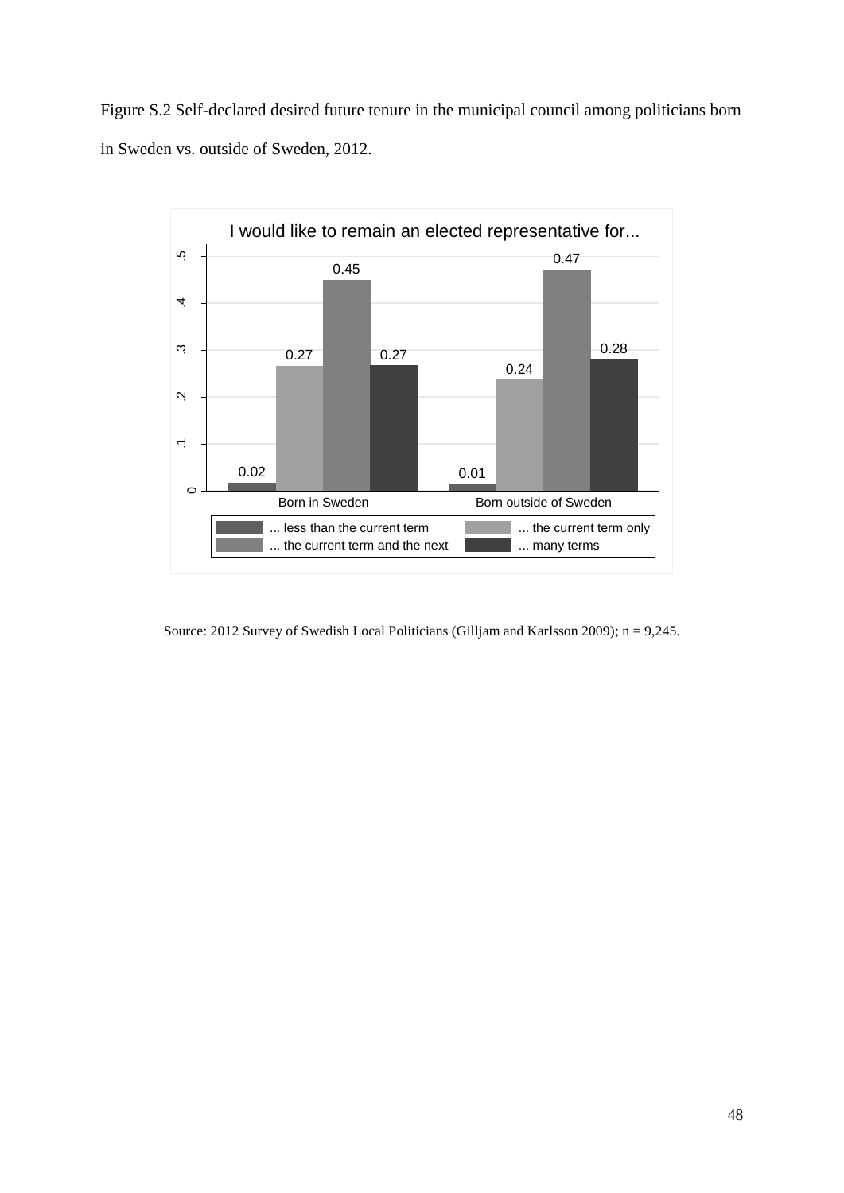Figure S.2 Self-declared desired future tenure in the municipal council among politicians born in Sweden vs. outside of Sweden, 2012.

Source: 2012 Survey of Swedish Local Politicians (Gilljam and Karlsson 2009); n = 9,245.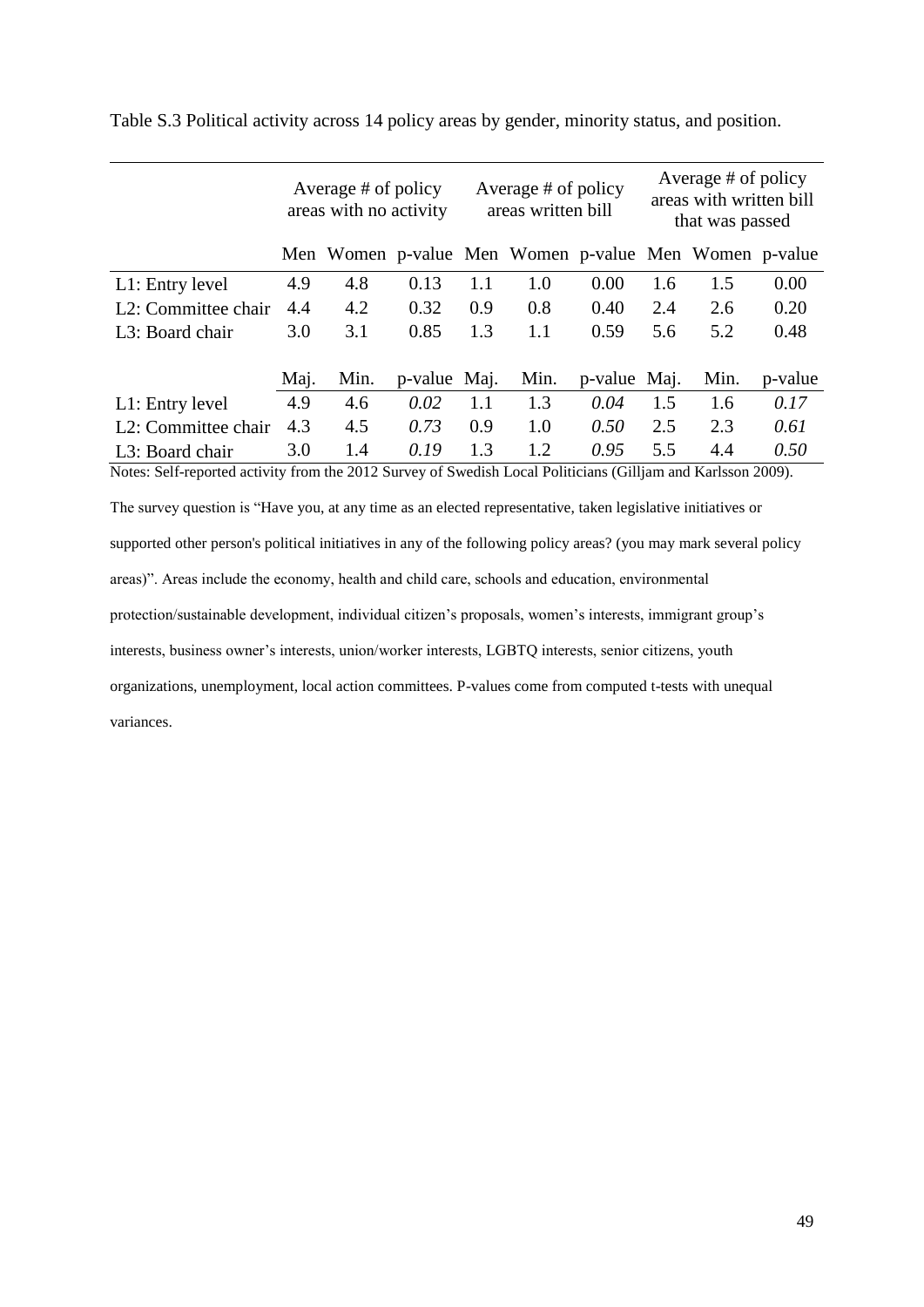Table S.3 Political activity across 14 policy areas by gender, minority status, and position.

| | Average # of policy areas with no activity | | | Average # of policy areas written bill | | | Average # of policy areas with written bill that was passed | | |
|---|---|---|---|---|---|---|---|---|---|
| | Men | Women | p-value | Men | Women | p-value | Men | Women | p-value |
| L1: Entry level | 4.9 | 4.8 | 0.13 | 1.1 | 1.0 | 0.00 | 1.6 | 1.5 | 0.00 |
| L2: Committee chair | 4.4 | 4.2 | 0.32 | 0.9 | 0.8 | 0.40 | 2.4 | 2.6 | 0.20 |
| L3: Board chair | 3.0 | 3.1 | 0.85 | 1.3 | 1.1 | 0.59 | 5.6 | 5.2 | 0.48 |
| | Maj. | Min. | p-value | Maj. | Min. | p-value | Maj. | Min. | p-value |
| L1: Entry level | 4.9 | 4.6 | *0.02* | 1.1 | 1.3 | *0.04* | 1.5 | 1.6 | *0.17* |
| L2: Committee chair | 4.3 | 4.5 | *0.73* | 0.9 | 1.0 | *0.50* | 2.5 | 2.3 | *0.61* |
| L3: Board chair | 3.0 | 1.4 | *0.19* | 1.3 | 1.2 | *0.95* | 5.5 | 4.4 | *0.50* |

Notes: Self-reported activity from the 2012 Survey of Swedish Local Politicians (Gilljam and Karlsson 2009). The survey question is "Have you, at any time as an elected representative, taken legislative initiatives or supported other person's political initiatives in any of the following policy areas? (you may mark several policy areas)". Areas include the economy, health and child care, schools and education, environmental protection/sustainable development, individual citizen's proposals, women's interests, immigrant group's interests, business owner's interests, union/worker interests, LGBTQ interests, senior citizens, youth organizations, unemployment, local action committees. P-values come from computed t-tests with unequal variances.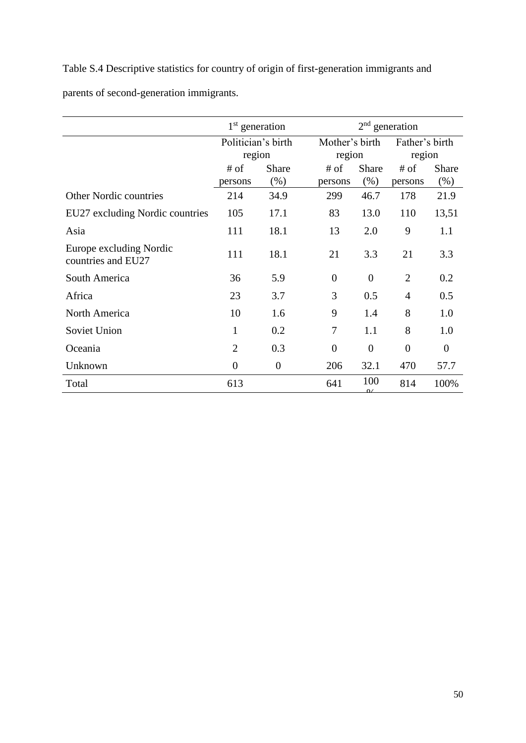Table S.4 Descriptive statistics for country of origin of first-generation immigrants and parents of second-generation immigrants.

| | 1st generation | | 2nd generation | | | |
|---|---|---|---|---|---|---|
| | Politician's birth region | | Mother's birth region | | Father's birth region | |
| | # of persons | Share (%) | # of persons | Share (%) | # of persons | Share (%) |
| Other Nordic countries | 214 | 34.9 | 299 | 46.7 | 178 | 21.9 |
| EU27 excluding Nordic countries | 105 | 17.1 | 83 | 13.0 | 110 | 13,51 |
| Asia | 111 | 18.1 | 13 | 2.0 | 9 | 1.1 |
| Europe excluding Nordic countries and EU27 | 111 | 18.1 | 21 | 3.3 | 21 | 3.3 |
| South America | 36 | 5.9 | 0 | 0 | 2 | 0.2 |
| Africa | 23 | 3.7 | 3 | 0.5 | 4 | 0.5 |
| North America | 10 | 1.6 | 9 | 1.4 | 8 | 1.0 |
| Soviet Union | 1 | 0.2 | 7 | 1.1 | 8 | 1.0 |
| Oceania | 2 | 0.3 | 0 | 0 | 0 | 0 |
| Unknown | 0 | 0 | 206 | 32.1 | 470 | 57.7 |
| Total | 613 | | 641 | 100% | 814 | 100% |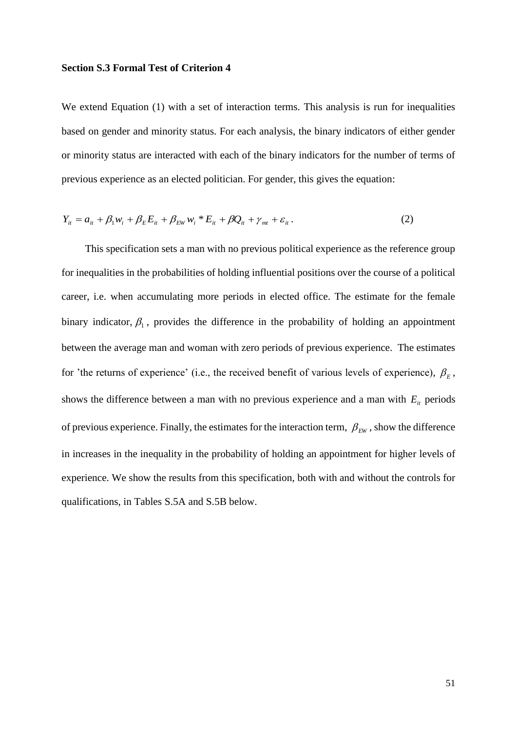**Section S.3 Formal Test of Criterion 4**

We extend Equation (1) with a set of interaction terms. This analysis is run for inequalities based on gender and minority status. For each analysis, the binary indicators of either gender or minority status are interacted with each of the binary indicators for the number of terms of previous experience as an elected politician. For gender, this gives the equation:

$$Y_{it} = a_{it} + \beta_1 w_i + \beta_E E_{it} + \beta_{EW} w_i * E_{it} + \beta Q_{it} + \gamma_{mt} + \varepsilon_{it} . \tag{2}$$

This specification sets a man with no previous political experience as the reference group for inequalities in the probabilities of holding influential positions over the course of a political career, i.e. when accumulating more periods in elected office. The estimate for the female binary indicator, $\beta_1$, provides the difference in the probability of holding an appointment between the average man and woman with zero periods of previous experience. The estimates for 'the returns of experience' (i.e., the received benefit of various levels of experience), $\beta_E$, shows the difference between a man with no previous experience and a man with $E_{it}$ periods of previous experience. Finally, the estimates for the interaction term, $\beta_{EW}$, show the difference in increases in the inequality in the probability of holding an appointment for higher levels of experience. We show the results from this specification, both with and without the controls for qualifications, in Tables S.5A and S.5B below.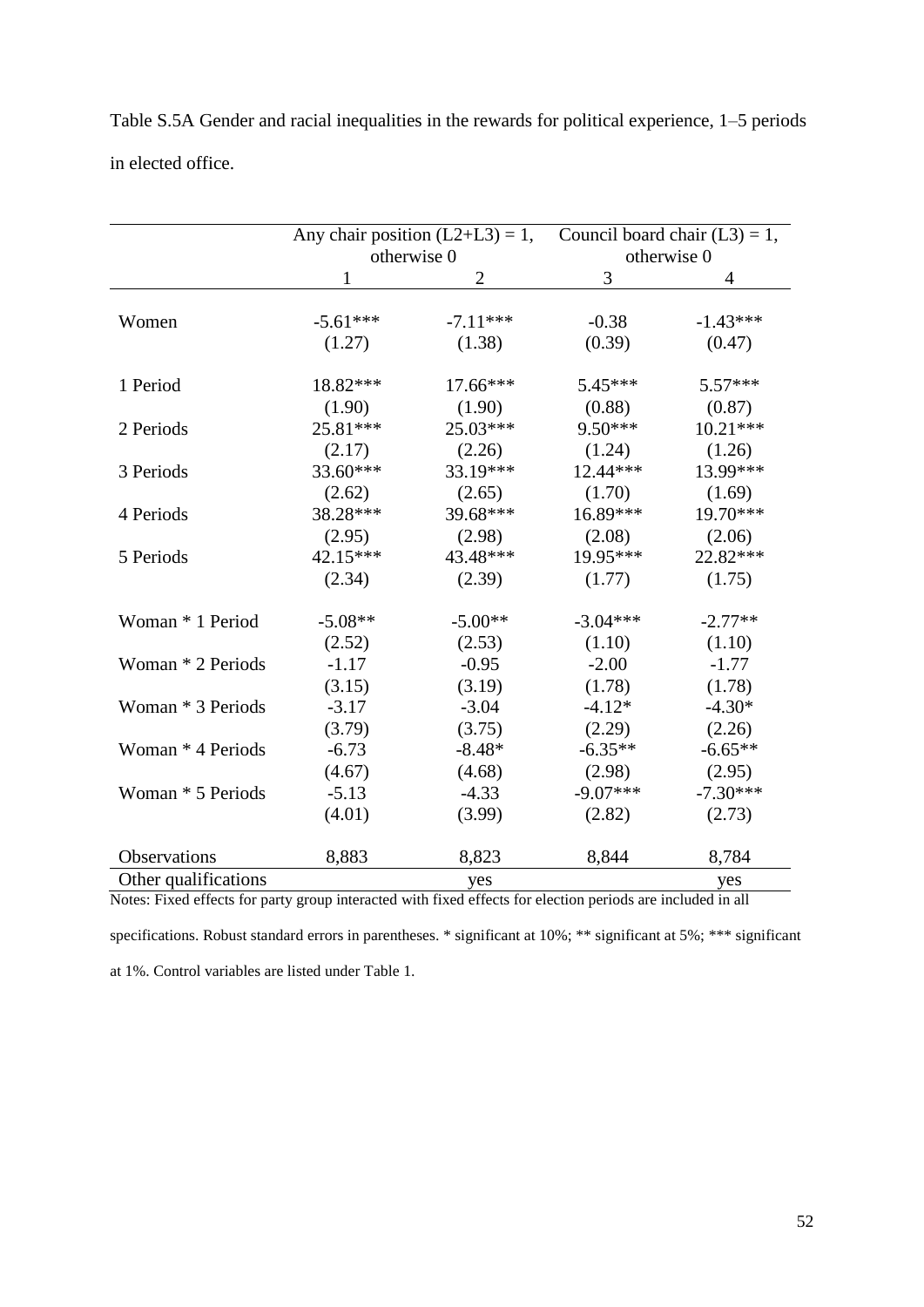Table S.5A Gender and racial inequalities in the rewards for political experience, 1–5 periods in elected office.

| | Any chair position (L2+L3) = 1, otherwise 0 | | Council board chair (L3) = 1, otherwise 0 | |
|---|---|---|---|---|
| | 1 | 2 | 3 | 4 |
| Women | -5.61*** | -7.11*** | -0.38 | -1.43*** |
| | (1.27) | (1.38) | (0.39) | (0.47) |
| 1 Period | 18.82*** | 17.66*** | 5.45*** | 5.57*** |
| | (1.90) | (1.90) | (0.88) | (0.87) |
| 2 Periods | 25.81*** | 25.03*** | 9.50*** | 10.21*** |
| | (2.17) | (2.26) | (1.24) | (1.26) |
| 3 Periods | 33.60*** | 33.19*** | 12.44*** | 13.99*** |
| | (2.62) | (2.65) | (1.70) | (1.69) |
| 4 Periods | 38.28*** | 39.68*** | 16.89*** | 19.70*** |
| | (2.95) | (2.98) | (2.08) | (2.06) |
| 5 Periods | 42.15*** | 43.48*** | 19.95*** | 22.82*** |
| | (2.34) | (2.39) | (1.77) | (1.75) |
| Woman * 1 Period | -5.08** | -5.00** | -3.04*** | -2.77** |
| | (2.52) | (2.53) | (1.10) | (1.10) |
| Woman * 2 Periods | -1.17 | -0.95 | -2.00 | -1.77 |
| | (3.15) | (3.19) | (1.78) | (1.78) |
| Woman * 3 Periods | -3.17 | -3.04 | -4.12* | -4.30* |
| | (3.79) | (3.75) | (2.29) | (2.26) |
| Woman * 4 Periods | -6.73 | -8.48* | -6.35** | -6.65** |
| | (4.67) | (4.68) | (2.98) | (2.95) |
| Woman * 5 Periods | -5.13 | -4.33 | -9.07*** | -7.30*** |
| | (4.01) | (3.99) | (2.82) | (2.73) |
| Observations | 8,883 | 8,823 | 8,844 | 8,784 |
| Other qualifications | | yes | | yes |

Notes: Fixed effects for party group interacted with fixed effects for election periods are included in all specifications. Robust standard errors in parentheses. * significant at 10%; ** significant at 5%; *** significant at 1%. Control variables are listed under Table 1.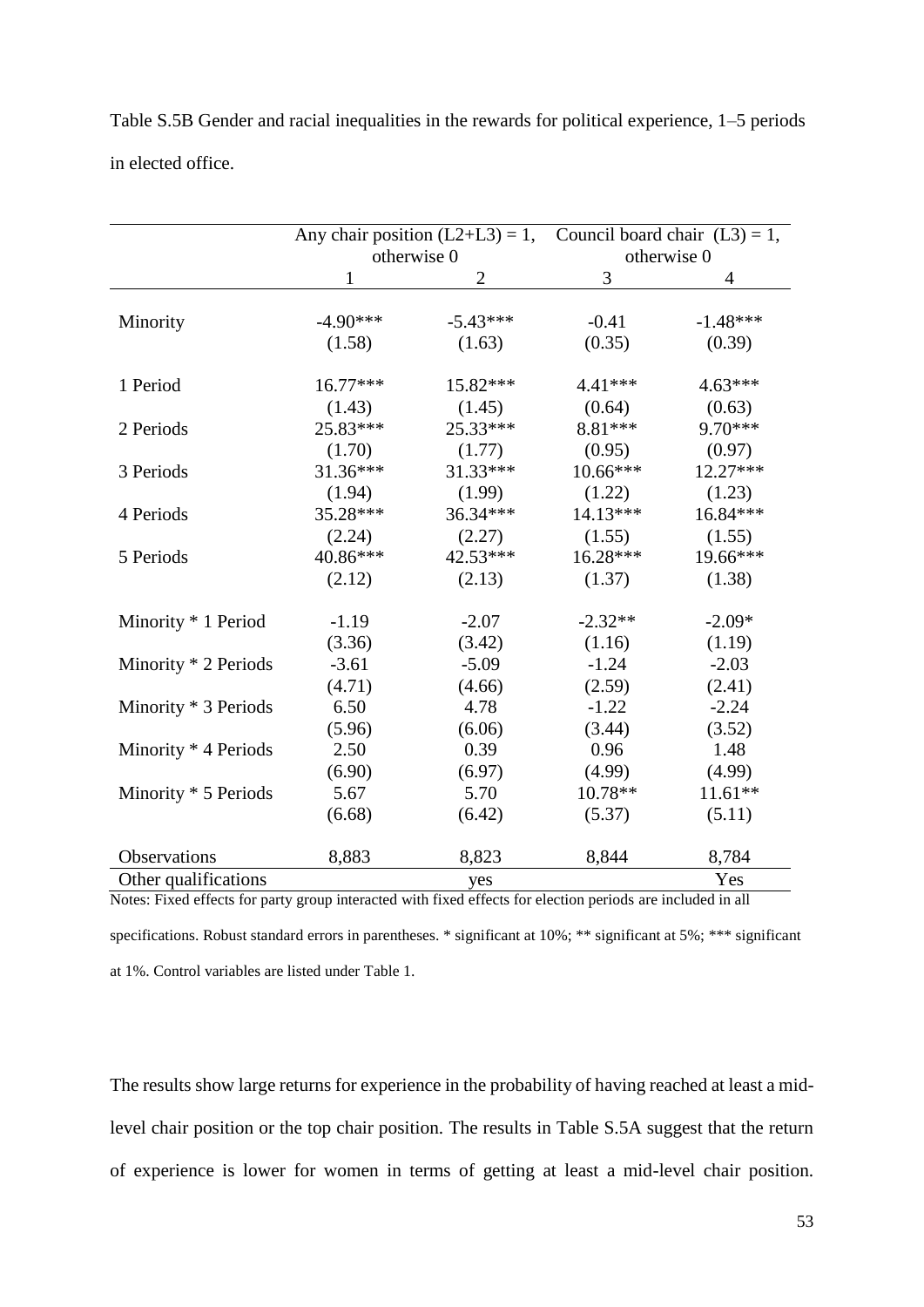Table S.5B Gender and racial inequalities in the rewards for political experience, 1–5 periods in elected office.

| | Any chair position (L2+L3) = 1, otherwise 0 | | Council board chair (L3) = 1, otherwise 0 | |
|---|---|---|---|---|
| | 1 | 2 | 3 | 4 |
| Minority | -4.90*** | -5.43*** | -0.41 | -1.48*** |
| | (1.58) | (1.63) | (0.35) | (0.39) |
| 1 Period | 16.77*** | 15.82*** | 4.41*** | 4.63*** |
| | (1.43) | (1.45) | (0.64) | (0.63) |
| 2 Periods | 25.83*** | 25.33*** | 8.81*** | 9.70*** |
| | (1.70) | (1.77) | (0.95) | (0.97) |
| 3 Periods | 31.36*** | 31.33*** | 10.66*** | 12.27*** |
| | (1.94) | (1.99) | (1.22) | (1.23) |
| 4 Periods | 35.28*** | 36.34*** | 14.13*** | 16.84*** |
| | (2.24) | (2.27) | (1.55) | (1.55) |
| 5 Periods | 40.86*** | 42.53*** | 16.28*** | 19.66*** |
| | (2.12) | (2.13) | (1.37) | (1.38) |
| Minority * 1 Period | -1.19 | -2.07 | -2.32** | -2.09* |
| | (3.36) | (3.42) | (1.16) | (1.19) |
| Minority * 2 Periods | -3.61 | -5.09 | -1.24 | -2.03 |
| | (4.71) | (4.66) | (2.59) | (2.41) |
| Minority * 3 Periods | 6.50 | 4.78 | -1.22 | -2.24 |
| | (5.96) | (6.06) | (3.44) | (3.52) |
| Minority * 4 Periods | 2.50 | 0.39 | 0.96 | 1.48 |
| | (6.90) | (6.97) | (4.99) | (4.99) |
| Minority * 5 Periods | 5.67 | 5.70 | 10.78** | 11.61** |
| | (6.68) | (6.42) | (5.37) | (5.11) |
| Observations | 8,883 | 8,823 | 8,844 | 8,784 |
| Other qualifications | | yes | | Yes |

Notes: Fixed effects for party group interacted with fixed effects for election periods are included in all specifications. Robust standard errors in parentheses. * significant at 10%; ** significant at 5%; *** significant at 1%. Control variables are listed under Table 1.

The results show large returns for experience in the probability of having reached at least a mid-level chair position or the top chair position. The results in Table S.5A suggest that the return of experience is lower for women in terms of getting at least a mid-level chair position.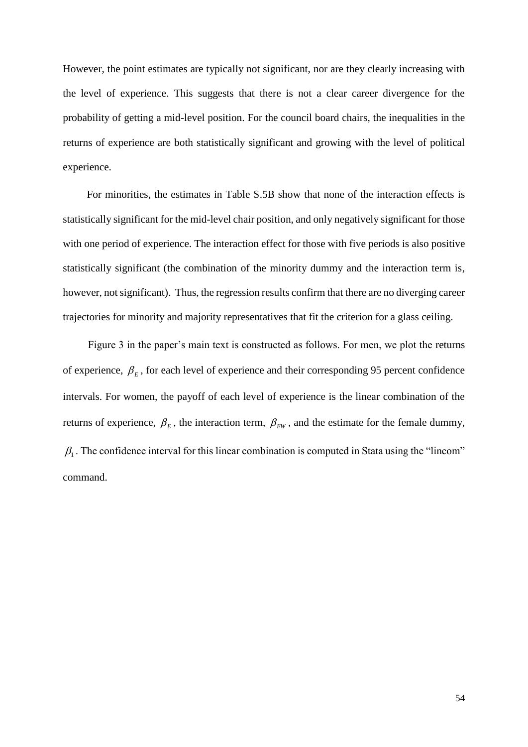However, the point estimates are typically not significant, nor are they clearly increasing with the level of experience. This suggests that there is not a clear career divergence for the probability of getting a mid-level position. For the council board chairs, the inequalities in the returns of experience are both statistically significant and growing with the level of political experience.

For minorities, the estimates in Table S.5B show that none of the interaction effects is statistically significant for the mid-level chair position, and only negatively significant for those with one period of experience. The interaction effect for those with five periods is also positive statistically significant (the combination of the minority dummy and the interaction term is, however, not significant). Thus, the regression results confirm that there are no diverging career trajectories for minority and majority representatives that fit the criterion for a glass ceiling.

Figure 3 in the paper's main text is constructed as follows. For men, we plot the returns of experience, $\beta_E$, for each level of experience and their corresponding 95 percent confidence intervals. For women, the payoff of each level of experience is the linear combination of the returns of experience, $\beta_E$, the interaction term, $\beta_{EW}$, and the estimate for the female dummy, $\beta_1$. The confidence interval for this linear combination is computed in Stata using the "lincom" command.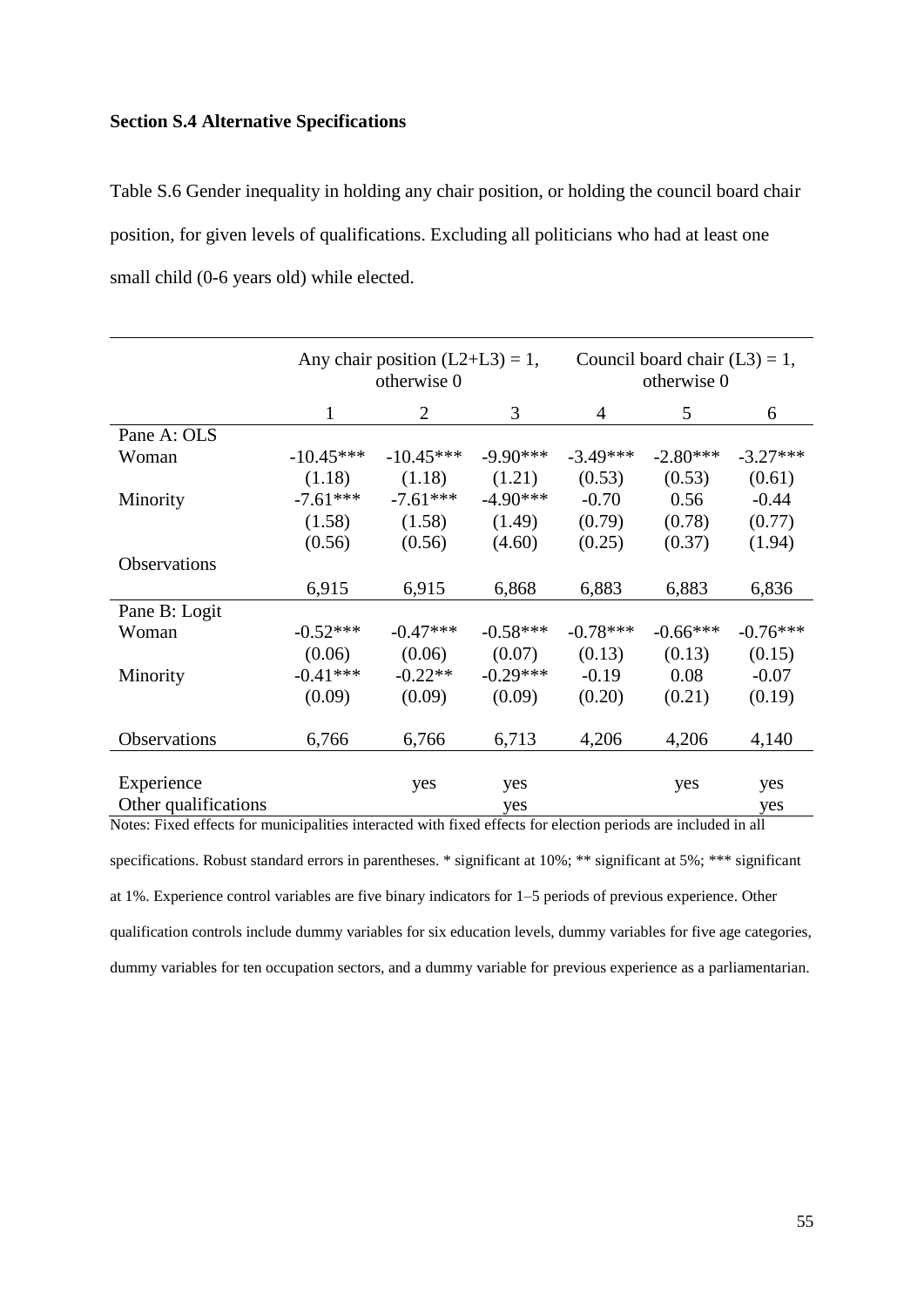**Section S.4 Alternative Specifications**

Table S.6 Gender inequality in holding any chair position, or holding the council board chair position, for given levels of qualifications. Excluding all politicians who had at least one small child (0-6 years old) while elected.

| | Any chair position (L2+L3) = 1, otherwise 0 | | | Council board chair (L3) = 1, otherwise 0 | | |
|---|---|---|---|---|---|---|
| | 1 | 2 | 3 | 4 | 5 | 6 |
| Pane A: OLS | | | | | | |
| Woman | -10.45*** | -10.45*** | -9.90*** | -3.49*** | -2.80*** | -3.27*** |
| | (1.18) | (1.18) | (1.21) | (0.53) | (0.53) | (0.61) |
| Minority | -7.61*** | -7.61*** | -4.90*** | -0.70 | 0.56 | -0.44 |
| | (1.58) | (1.58) | (1.49) | (0.79) | (0.78) | (0.77) |
| | (0.56) | (0.56) | (4.60) | (0.25) | (0.37) | (1.94) |
| Observations | | | | | | |
| | 6,915 | 6,915 | 6,868 | 6,883 | 6,883 | 6,836 |
| Pane B: Logit | | | | | | |
| Woman | -0.52*** | -0.47*** | -0.58*** | -0.78*** | -0.66*** | -0.76*** |
| | (0.06) | (0.06) | (0.07) | (0.13) | (0.13) | (0.15) |
| Minority | -0.41*** | -0.22** | -0.29*** | -0.19 | 0.08 | -0.07 |
| | (0.09) | (0.09) | (0.09) | (0.20) | (0.21) | (0.19) |
| Observations | 6,766 | 6,766 | 6,713 | 4,206 | 4,206 | 4,140 |
| Experience | | yes | yes | | yes | yes |
| Other qualifications | | | yes | | | yes |

Notes: Fixed effects for municipalities interacted with fixed effects for election periods are included in all specifications. Robust standard errors in parentheses. * significant at 10%; ** significant at 5%; *** significant at 1%. Experience control variables are five binary indicators for 1–5 periods of previous experience. Other qualification controls include dummy variables for six education levels, dummy variables for five age categories, dummy variables for ten occupation sectors, and a dummy variable for previous experience as a parliamentarian.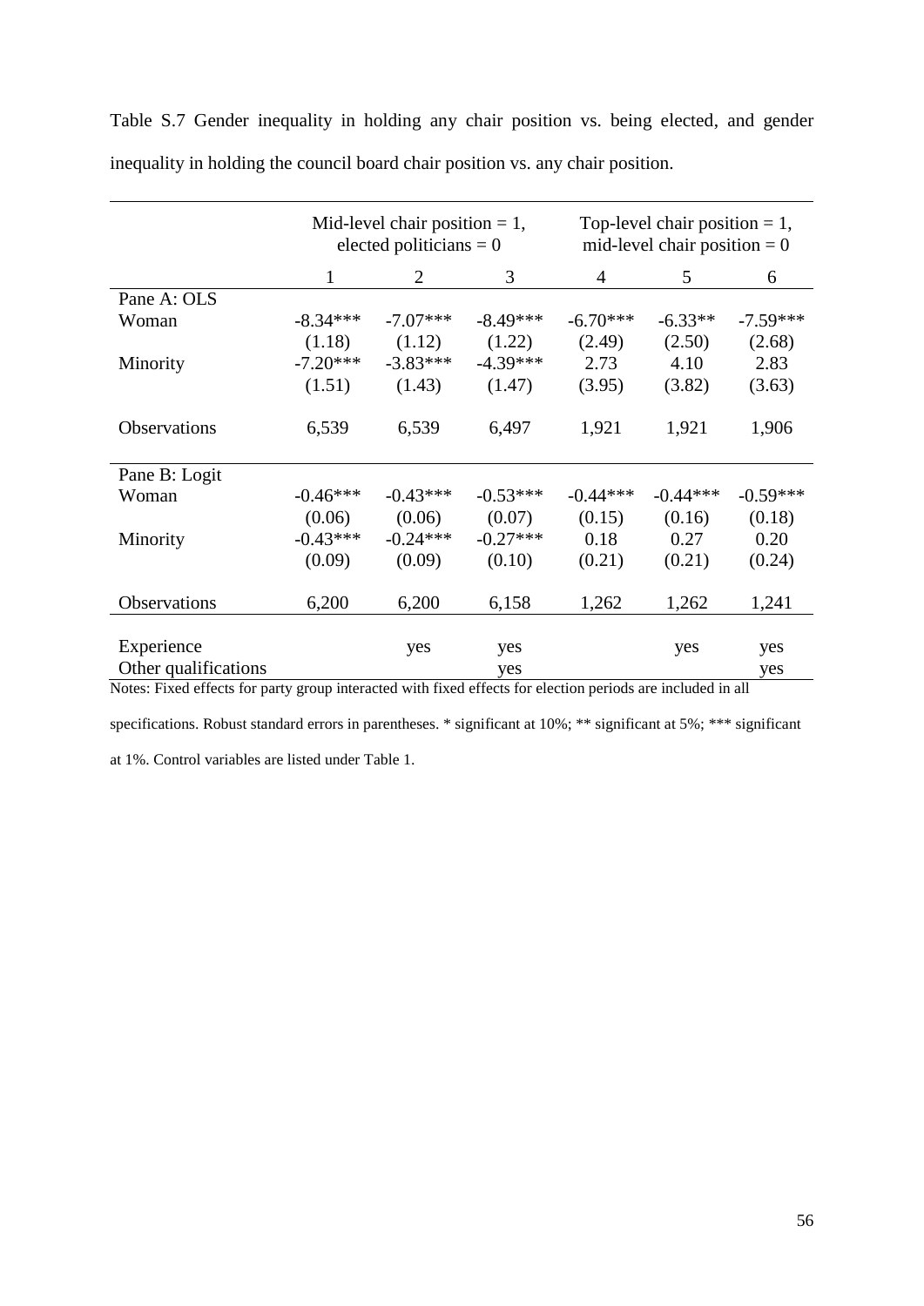Table S.7 Gender inequality in holding any chair position vs. being elected, and gender inequality in holding the council board chair position vs. any chair position.

| | Mid-level chair position = 1, elected politicians = 0 | | | Top-level chair position = 1, mid-level chair position = 0 | | |
|---|---|---|---|---|---|---|
| | 1 | 2 | 3 | 4 | 5 | 6 |
| Pane A: OLS | | | | | | |
| Woman | -8.34*** | -7.07*** | -8.49*** | -6.70*** | -6.33** | -7.59*** |
| | (1.18) | (1.12) | (1.22) | (2.49) | (2.50) | (2.68) |
| Minority | -7.20*** | -3.83*** | -4.39*** | 2.73 | 4.10 | 2.83 |
| | (1.51) | (1.43) | (1.47) | (3.95) | (3.82) | (3.63) |
| Observations | 6,539 | 6,539 | 6,497 | 1,921 | 1,921 | 1,906 |
| Pane B: Logit | | | | | | |
| Woman | -0.46*** | -0.43*** | -0.53*** | -0.44*** | -0.44*** | -0.59*** |
| | (0.06) | (0.06) | (0.07) | (0.15) | (0.16) | (0.18) |
| Minority | -0.43*** | -0.24*** | -0.27*** | 0.18 | 0.27 | 0.20 |
| | (0.09) | (0.09) | (0.10) | (0.21) | (0.21) | (0.24) |
| Observations | 6,200 | 6,200 | 6,158 | 1,262 | 1,262 | 1,241 |
| Experience | | yes | yes | | yes | yes |
| Other qualifications | | | yes | | | yes |

Notes: Fixed effects for party group interacted with fixed effects for election periods are included in all specifications. Robust standard errors in parentheses. * significant at 10%; ** significant at 5%; *** significant at 1%. Control variables are listed under Table 1.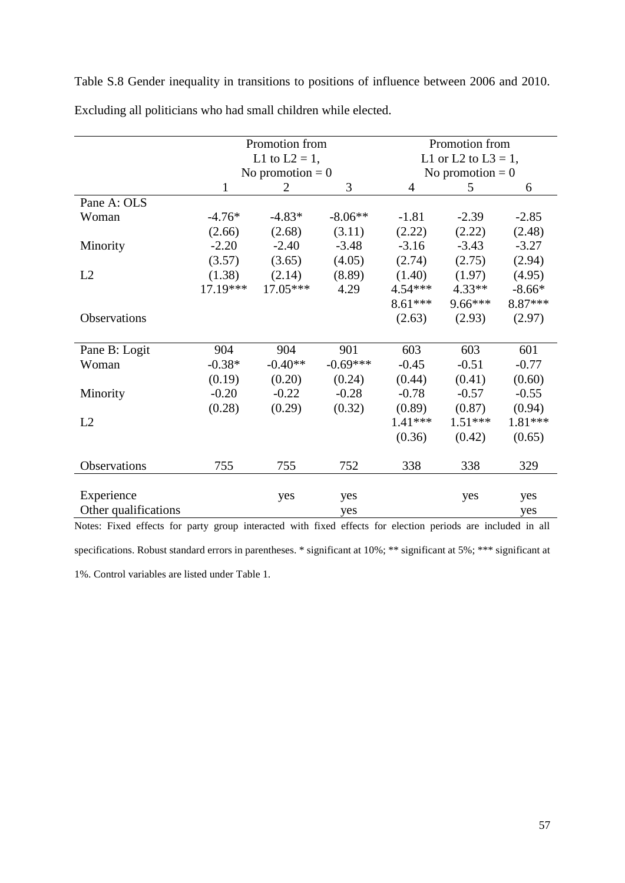Table S.8 Gender inequality in transitions to positions of influence between 2006 and 2010. Excluding all politicians who had small children while elected.

| | Promotion from L1 to L2 = 1, No promotion = 0 | | | Promotion from L1 or L2 to L3 = 1, No promotion = 0 | | |
|---|---|---|---|---|---|---|
| | 1 | 2 | 3 | 4 | 5 | 6 |
| Pane A: OLS | | | | | | |
| Woman | -4.76* | -4.83* | -8.06** | -1.81 | -2.39 | -2.85 |
| | (2.66) | (2.68) | (3.11) | (2.22) | (2.22) | (2.48) |
| Minority | -2.20 | -2.40 | -3.48 | -3.16 | -3.43 | -3.27 |
| | (3.57) | (3.65) | (4.05) | (2.74) | (2.75) | (2.94) |
| L2 | (1.38) | (2.14) | (8.89) | (1.40) | (1.97) | (4.95) |
| | 17.19*** | 17.05*** | 4.29 | 4.54*** | 4.33** | -8.66* |
| | | | | 8.61*** | 9.66*** | 8.87*** |
| Observations | | | | (2.63) | (2.93) | (2.97) |
| | | | | | | |
| Pane B: Logit | 904 | 904 | 901 | 603 | 603 | 601 |
| Woman | -0.38* | -0.40** | -0.69*** | -0.45 | -0.51 | -0.77 |
| | (0.19) | (0.20) | (0.24) | (0.44) | (0.41) | (0.60) |
| Minority | -0.20 | -0.22 | -0.28 | -0.78 | -0.57 | -0.55 |
| | (0.28) | (0.29) | (0.32) | (0.89) | (0.87) | (0.94) |
| L2 | | | | 1.41*** | 1.51*** | 1.81*** |
| | | | | (0.36) | (0.42) | (0.65) |
| | | | | | | |
| Observations | 755 | 755 | 752 | 338 | 338 | 329 |
| | | | | | | |
| Experience | | yes | yes | | yes | yes |
| Other qualifications | | | yes | | | yes |

Notes: Fixed effects for party group interacted with fixed effects for election periods are included in all specifications. Robust standard errors in parentheses. * significant at 10%; ** significant at 5%; *** significant at 1%. Control variables are listed under Table 1.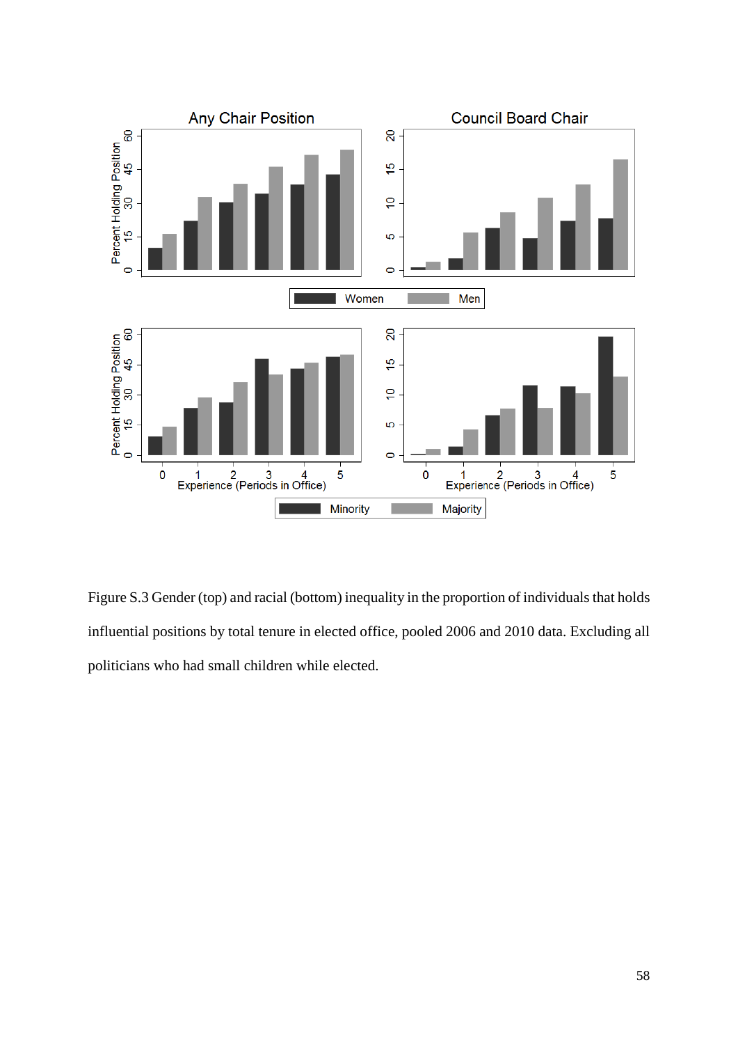Any Chair Position

Council Board Chair

Percent Holding Position

0 15 30 45 60

0 5 10 15 20

Women Men

Percent Holding Position

0 15 30 45 60

0 5 10 15 20

0 1 2 3 4 5
Experience (Periods in Office)

0 1 2 3 4 5
Experience (Periods in Office)

Minority Majority

Figure S.3 Gender (top) and racial (bottom) inequality in the proportion of individuals that holds influential positions by total tenure in elected office, pooled 2006 and 2010 data. Excluding all politicians who had small children while elected.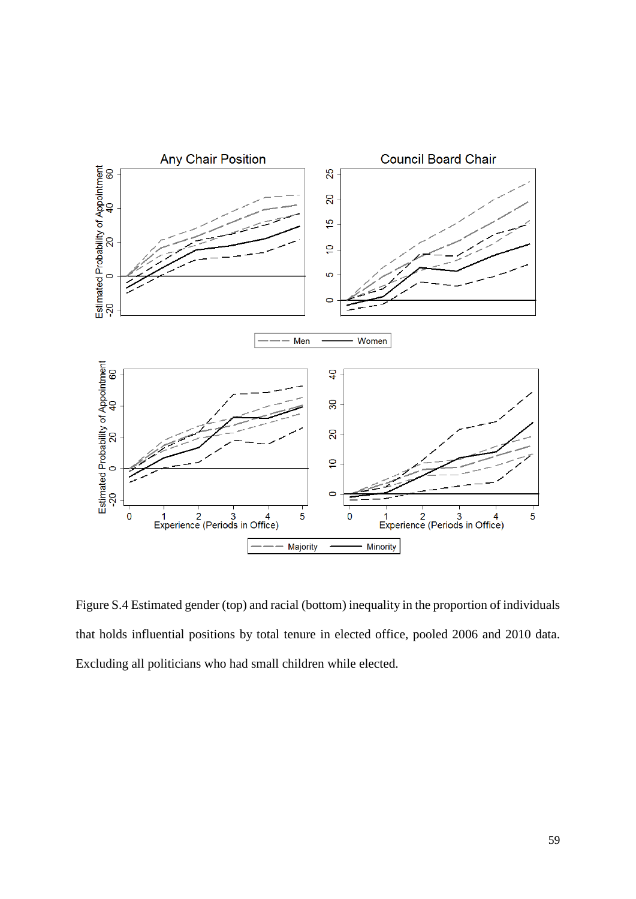Figure S.4 Estimated gender (top) and racial (bottom) inequality in the proportion of individuals that holds influential positions by total tenure in elected office, pooled 2006 and 2010 data. Excluding all politicians who had small children while elected.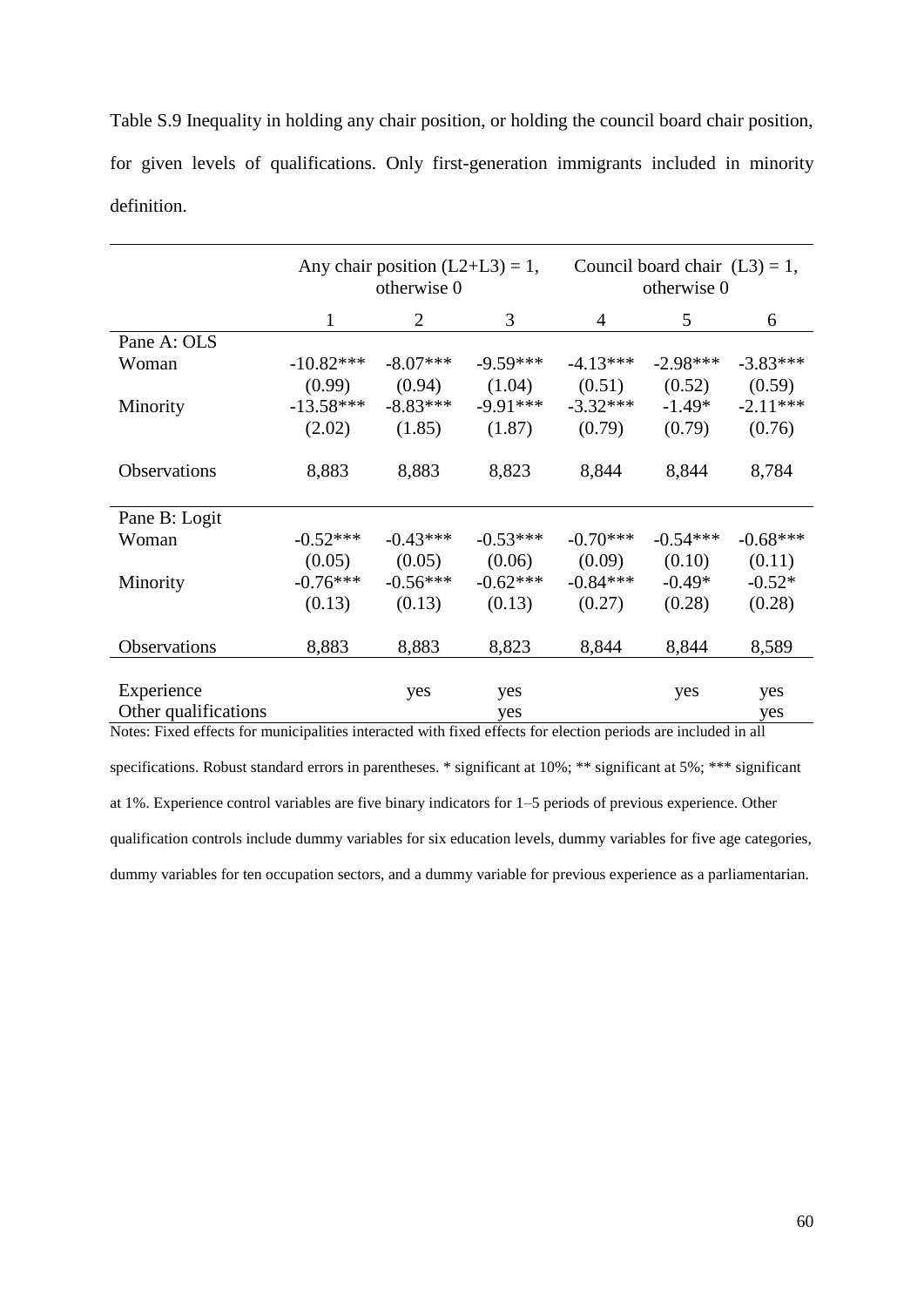Table S.9 Inequality in holding any chair position, or holding the council board chair position, for given levels of qualifications. Only first-generation immigrants included in minority definition.

| | Any chair position (L2+L3) = 1, otherwise 0 | | | Council board chair (L3) = 1, otherwise 0 | | |
|---|---|---|---|---|---|---|
| | 1 | 2 | 3 | 4 | 5 | 6 |
| Pane A: OLS | | | | | | |
| Woman | -10.82*** | -8.07*** | -9.59*** | -4.13*** | -2.98*** | -3.83*** |
| | (0.99) | (0.94) | (1.04) | (0.51) | (0.52) | (0.59) |
| Minority | -13.58*** | -8.83*** | -9.91*** | -3.32*** | -1.49* | -2.11*** |
| | (2.02) | (1.85) | (1.87) | (0.79) | (0.79) | (0.76) |
| Observations | 8,883 | 8,883 | 8,823 | 8,844 | 8,844 | 8,784 |
| Pane B: Logit | | | | | | |
| Woman | -0.52*** | -0.43*** | -0.53*** | -0.70*** | -0.54*** | -0.68*** |
| | (0.05) | (0.05) | (0.06) | (0.09) | (0.10) | (0.11) |
| Minority | -0.76*** | -0.56*** | -0.62*** | -0.84*** | -0.49* | -0.52* |
| | (0.13) | (0.13) | (0.13) | (0.27) | (0.28) | (0.28) |
| Observations | 8,883 | 8,883 | 8,823 | 8,844 | 8,844 | 8,589 |
| Experience | | yes | yes | | yes | yes |
| Other qualifications | | | yes | | | yes |

Notes: Fixed effects for municipalities interacted with fixed effects for election periods are included in all specifications. Robust standard errors in parentheses. * significant at 10%; ** significant at 5%; *** significant at 1%. Experience control variables are five binary indicators for 1–5 periods of previous experience. Other qualification controls include dummy variables for six education levels, dummy variables for five age categories, dummy variables for ten occupation sectors, and a dummy variable for previous experience as a parliamentarian.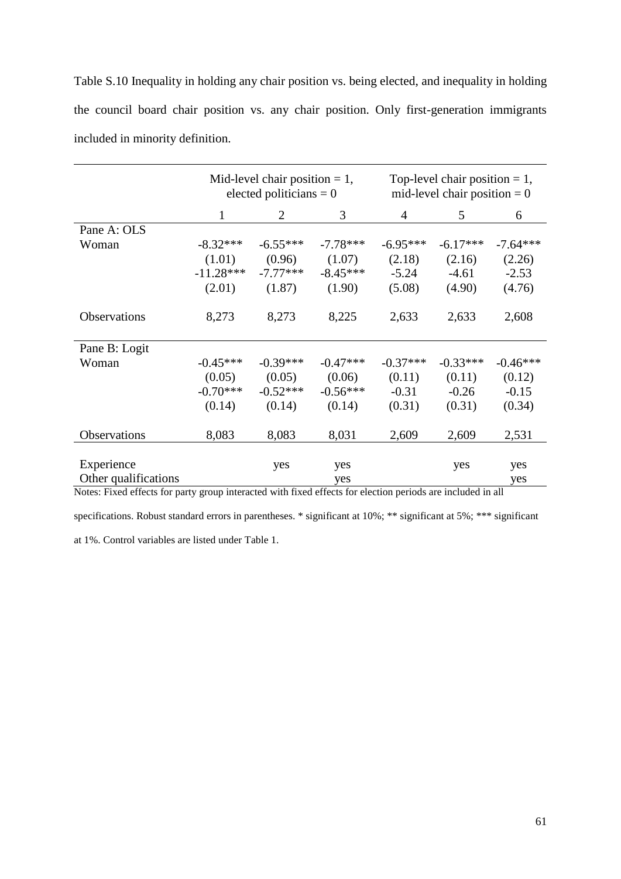Table S.10 Inequality in holding any chair position vs. being elected, and inequality in holding the council board chair position vs. any chair position. Only first-generation immigrants included in minority definition.

| | Mid-level chair position = 1, elected politicians = 0 | | | Top-level chair position = 1, mid-level chair position = 0 | | |
|---|---|---|---|---|---|---|
| | 1 | 2 | 3 | 4 | 5 | 6 |
| Pane A: OLS | | | | | | |
| Woman | -8.32*** | -6.55*** | -7.78*** | -6.95*** | -6.17*** | -7.64*** |
| | (1.01) | (0.96) | (1.07) | (2.18) | (2.16) | (2.26) |
| | -11.28*** | -7.77*** | -8.45*** | -5.24 | -4.61 | -2.53 |
| | (2.01) | (1.87) | (1.90) | (5.08) | (4.90) | (4.76) |
| Observations | 8,273 | 8,273 | 8,225 | 2,633 | 2,633 | 2,608 |
| Pane B: Logit | | | | | | |
| Woman | -0.45*** | -0.39*** | -0.47*** | -0.37*** | -0.33*** | -0.46*** |
| | (0.05) | (0.05) | (0.06) | (0.11) | (0.11) | (0.12) |
| | -0.70*** | -0.52*** | -0.56*** | -0.31 | -0.26 | -0.15 |
| | (0.14) | (0.14) | (0.14) | (0.31) | (0.31) | (0.34) |
| Observations | 8,083 | 8,083 | 8,031 | 2,609 | 2,609 | 2,531 |
| Experience | | yes | yes | | yes | yes |
| Other qualifications | | | yes | | | yes |

Notes: Fixed effects for party group interacted with fixed effects for election periods are included in all specifications. Robust standard errors in parentheses. * significant at 10%; ** significant at 5%; *** significant at 1%. Control variables are listed under Table 1.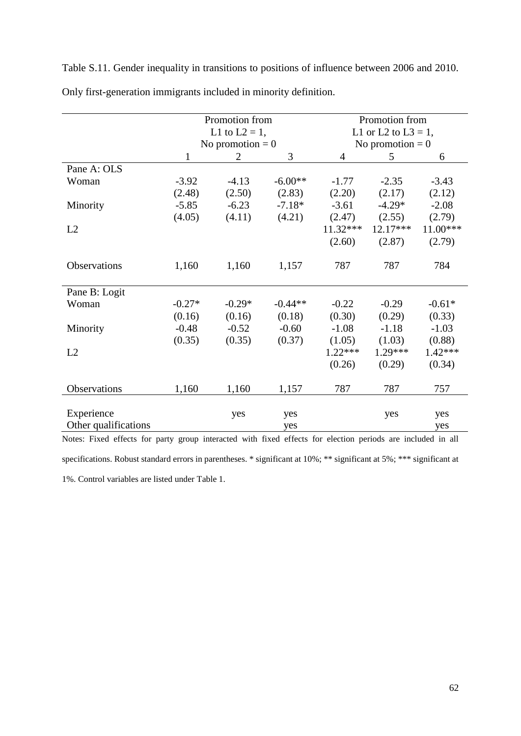Table S.11. Gender inequality in transitions to positions of influence between 2006 and 2010. Only first-generation immigrants included in minority definition.

| | Promotion from L1 to L2 = 1, No promotion = 0 | | | Promotion from L1 or L2 to L3 = 1, No promotion = 0 | | |
|---|---|---|---|---|---|---|
| | 1 | 2 | 3 | 4 | 5 | 6 |
| Pane A: OLS | | | | | | |
| Woman | -3.92 | -4.13 | -6.00** | -1.77 | -2.35 | -3.43 |
| | (2.48) | (2.50) | (2.83) | (2.20) | (2.17) | (2.12) |
| Minority | -5.85 | -6.23 | -7.18* | -3.61 | -4.29* | -2.08 |
| | (4.05) | (4.11) | (4.21) | (2.47) | (2.55) | (2.79) |
| L2 | | | | 11.32*** | 12.17*** | 11.00*** |
| | | | | (2.60) | (2.87) | (2.79) |
| Observations | 1,160 | 1,160 | 1,157 | 787 | 787 | 784 |
| Pane B: Logit | | | | | | |
| Woman | -0.27* | -0.29* | -0.44** | -0.22 | -0.29 | -0.61* |
| | (0.16) | (0.16) | (0.18) | (0.30) | (0.29) | (0.33) |
| Minority | -0.48 | -0.52 | -0.60 | -1.08 | -1.18 | -1.03 |
| | (0.35) | (0.35) | (0.37) | (1.05) | (1.03) | (0.88) |
| L2 | | | | 1.22*** | 1.29*** | 1.42*** |
| | | | | (0.26) | (0.29) | (0.34) |
| Observations | 1,160 | 1,160 | 1,157 | 787 | 787 | 757 |
| Experience | | yes | yes | | yes | yes |
| Other qualifications | | | yes | | | yes |

Notes: Fixed effects for party group interacted with fixed effects for election periods are included in all specifications. Robust standard errors in parentheses. * significant at 10%; ** significant at 5%; *** significant at 1%. Control variables are listed under Table 1.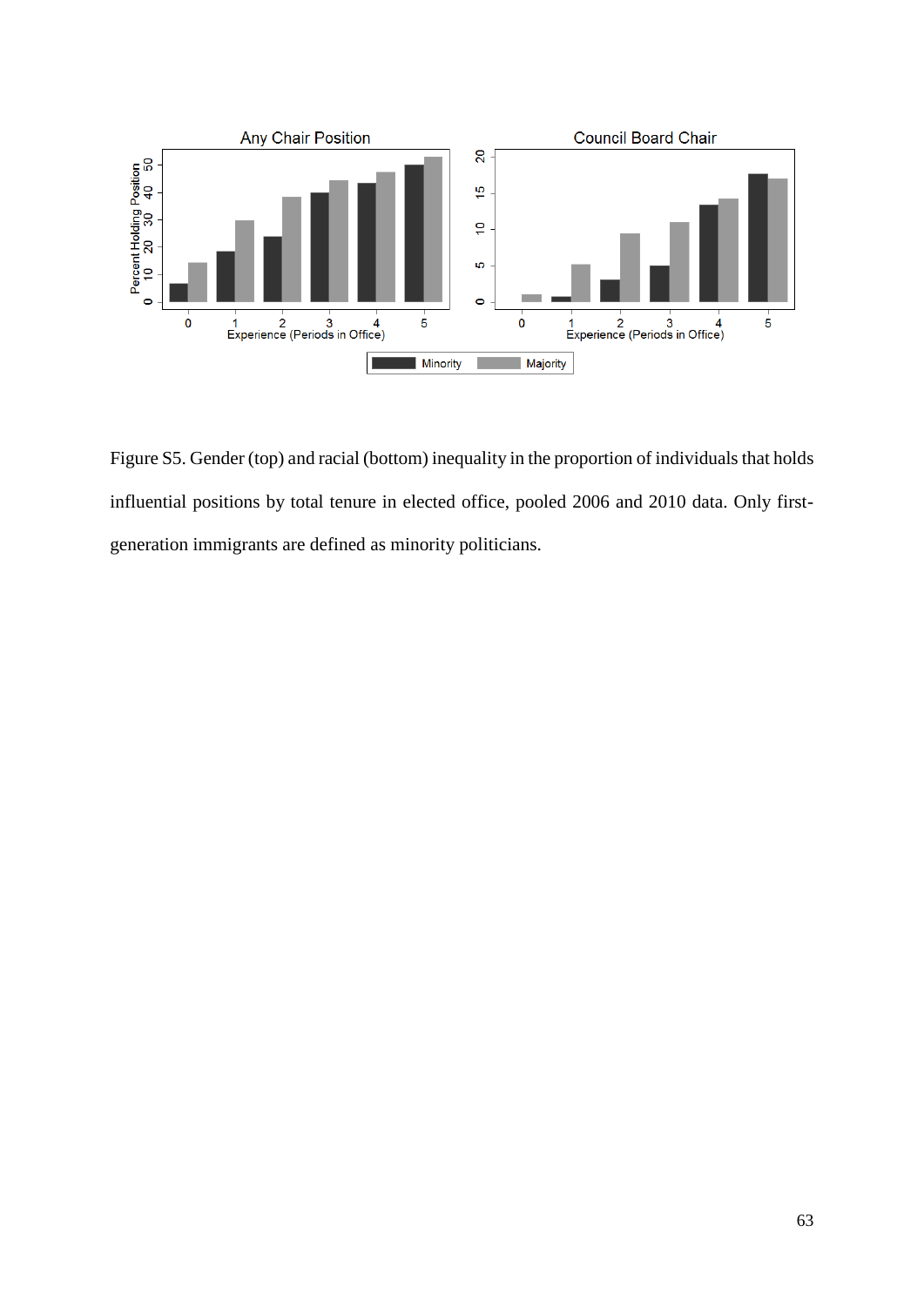Any Chair Position

Percent Holding Position

0 10 20 30 40 50

0 1 2 3 4 5

Experience (Periods in Office)

Council Board Chair

0 5 10 15 20

0 1 2 3 4 5

Experience (Periods in Office)

Minority Majority

Figure S5. Gender (top) and racial (bottom) inequality in the proportion of individuals that holds influential positions by total tenure in elected office, pooled 2006 and 2010 data. Only first-generation immigrants are defined as minority politicians.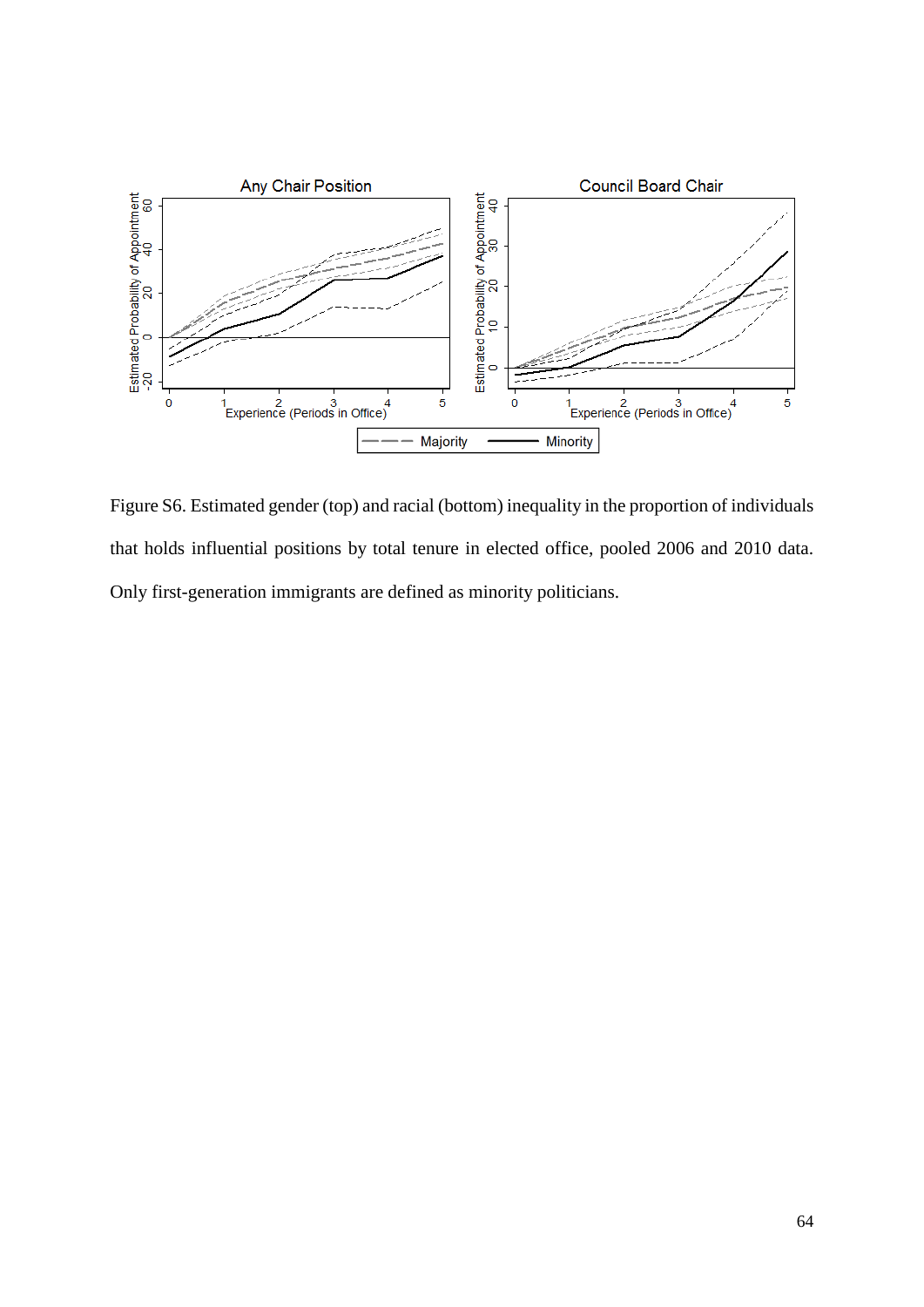Any Chair Position

Estimated Probability of Appointment

-20
0
20
40
60

0
1
2
3
4
5

Experience (Periods in Office)

Council Board Chair

Estimated Probability of Appointment

0
10
20
30
40

0
1
2
3
4
5

Experience (Periods in Office)

Majority
Minority

Figure S6. Estimated gender (top) and racial (bottom) inequality in the proportion of individuals that holds influential positions by total tenure in elected office, pooled 2006 and 2010 data. Only first-generation immigrants are defined as minority politicians.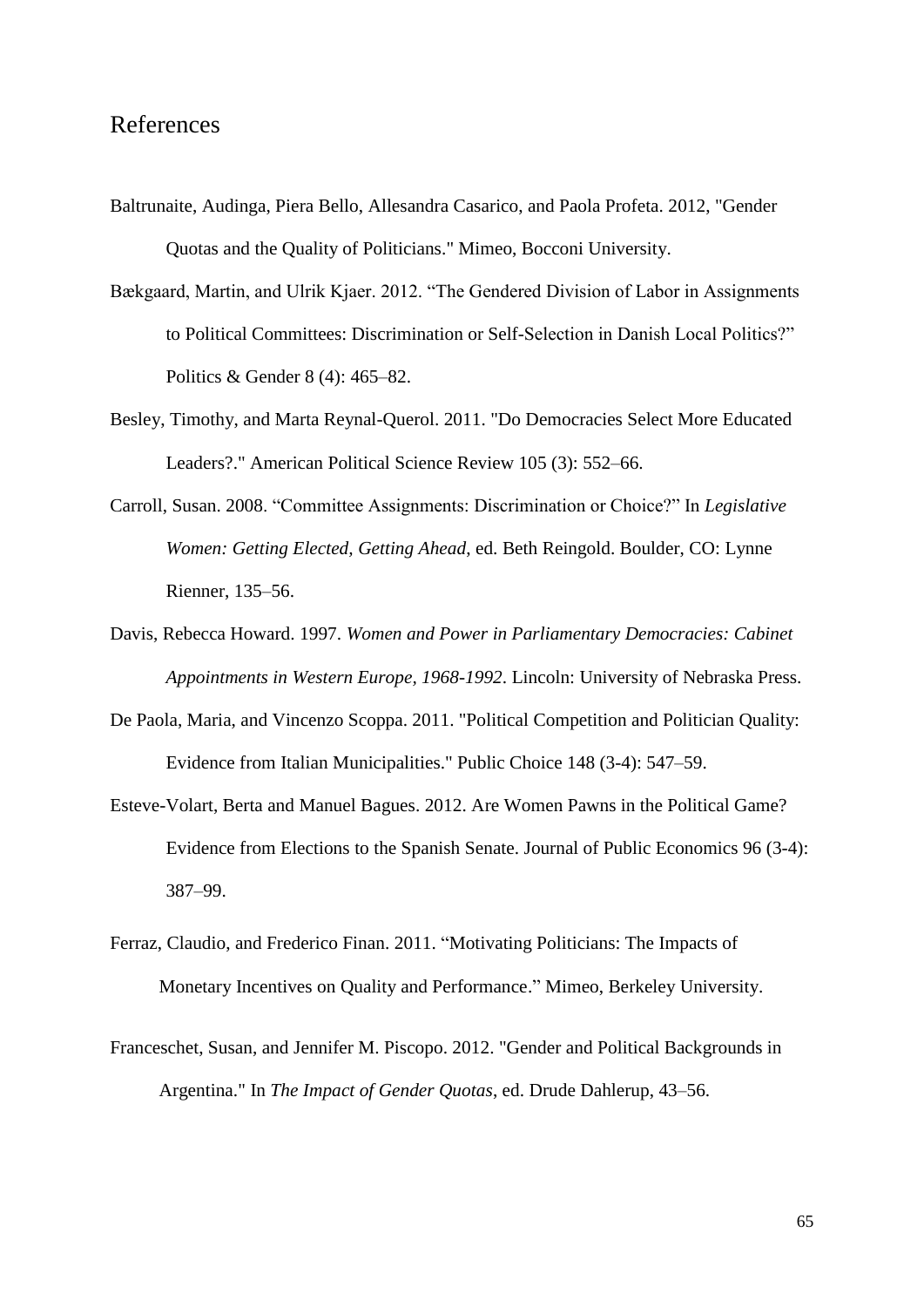# References

Baltrunaite, Audinga, Piera Bello, Allesandra Casarico, and Paola Profeta. 2012, "Gender Quotas and the Quality of Politicians." Mimeo, Bocconi University.

Bækgaard, Martin, and Ulrik Kjaer. 2012. "The Gendered Division of Labor in Assignments to Political Committees: Discrimination or Self-Selection in Danish Local Politics?" Politics & Gender 8 (4): 465–82.

Besley, Timothy, and Marta Reynal-Querol. 2011. "Do Democracies Select More Educated Leaders?." American Political Science Review 105 (3): 552–66.

Carroll, Susan. 2008. "Committee Assignments: Discrimination or Choice?" In *Legislative Women: Getting Elected, Getting Ahead*, ed. Beth Reingold. Boulder, CO: Lynne Rienner, 135–56.

Davis, Rebecca Howard. 1997. *Women and Power in Parliamentary Democracies: Cabinet Appointments in Western Europe, 1968-1992*. Lincoln: University of Nebraska Press.

De Paola, Maria, and Vincenzo Scoppa. 2011. "Political Competition and Politician Quality: Evidence from Italian Municipalities." Public Choice 148 (3-4): 547–59.

Esteve-Volart, Berta and Manuel Bagues. 2012. Are Women Pawns in the Political Game? Evidence from Elections to the Spanish Senate. Journal of Public Economics 96 (3-4): 387–99.

Ferraz, Claudio, and Frederico Finan. 2011. "Motivating Politicians: The Impacts of Monetary Incentives on Quality and Performance." Mimeo, Berkeley University.

Franceschet, Susan, and Jennifer M. Piscopo. 2012. "Gender and Political Backgrounds in Argentina." In *The Impact of Gender Quotas*, ed. Drude Dahlerup, 43–56.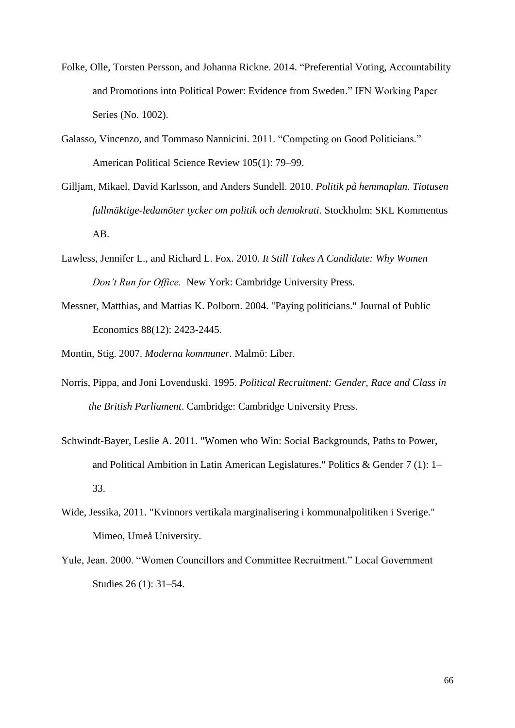Folke, Olle, Torsten Persson, and Johanna Rickne. 2014. "Preferential Voting, Accountability and Promotions into Political Power: Evidence from Sweden." IFN Working Paper Series (No. 1002).

Galasso, Vincenzo, and Tommaso Nannicini. 2011. "Competing on Good Politicians." American Political Science Review 105(1): 79–99.

Gilljam, Mikael, David Karlsson, and Anders Sundell. 2010. *Politik på hemmaplan. Tiotusen fullmäktige-ledamöter tycker om politik och demokrati.* Stockholm: SKL Kommentus AB.

Lawless, Jennifer L., and Richard L. Fox. 2010*. It Still Takes A Candidate: Why Women Don't Run for Office.* New York: Cambridge University Press.

Messner, Matthias, and Mattias K. Polborn. 2004. "Paying politicians." Journal of Public Economics 88(12): 2423-2445.

Montin, Stig. 2007. *Moderna kommuner*. Malmö: Liber.

Norris, Pippa, and Joni Lovenduski. 1995. *Political Recruitment: Gender, Race and Class in the British Parliament*. Cambridge: Cambridge University Press.

Schwindt-Bayer, Leslie A. 2011. "Women who Win: Social Backgrounds, Paths to Power, and Political Ambition in Latin American Legislatures." Politics & Gender 7 (1): 1–33.

Wide, Jessika, 2011. "Kvinnors vertikala marginalisering i kommunalpolitiken i Sverige." Mimeo, Umeå University.

Yule, Jean. 2000. "Women Councillors and Committee Recruitment." Local Government Studies 26 (1): 31–54.